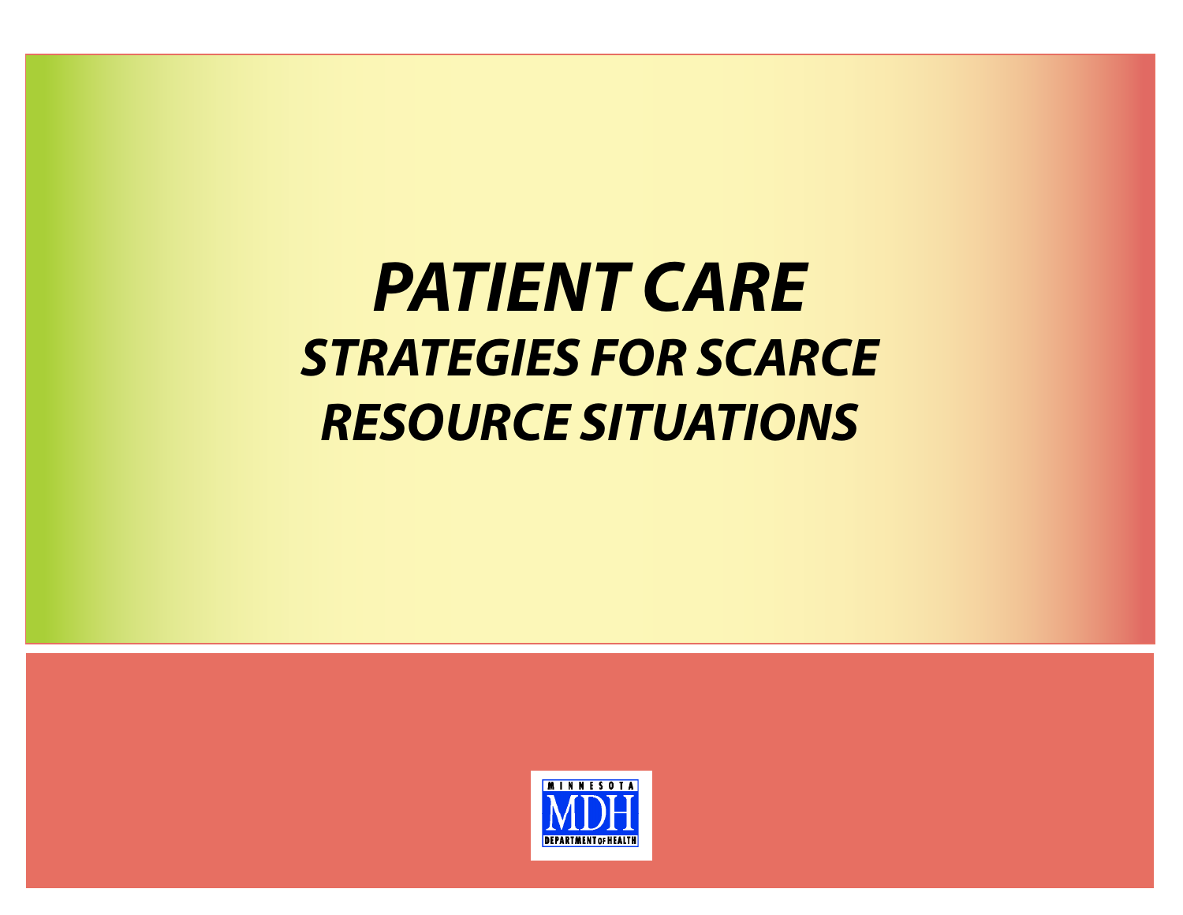# PATIENT CARE

## STRATEGIES FOR SCARCE RESOURCE SITUATIONS

MINNESOTA MDH DEPARTMENT OF HEALTH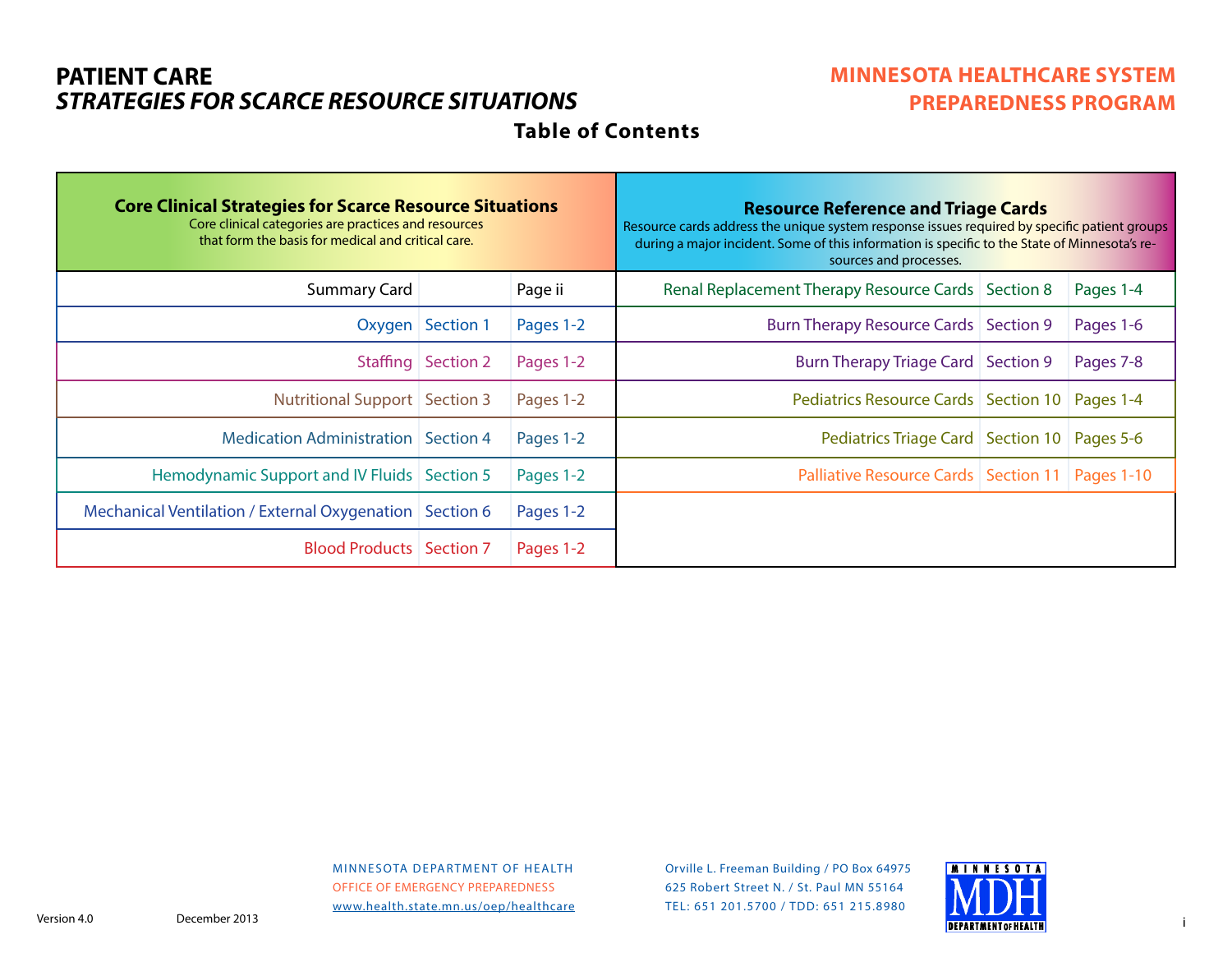# PATIENT CARE
## *STRATEGIES FOR SCARCE RESOURCE SITUATIONS*

**MINNESOTA HEALTHCARE SYSTEM PREPAREDNESS PROGRAM**

### Table of Contents

**Core Clinical Strategies for Scarce Resource Situations**
Core clinical categories are practices and resources that form the basis for medical and critical care.

| | | |
|---|---|---|
| Summary Card | | Page ii |
| Oxygen | Section 1 | Pages 1-2 |
| Staffing | Section 2 | Pages 1-2 |
| Nutritional Support | Section 3 | Pages 1-2 |
| Medication Administration | Section 4 | Pages 1-2 |
| Hemodynamic Support and IV Fluids | Section 5 | Pages 1-2 |
| Mechanical Ventilation / External Oxygenation | Section 6 | Pages 1-2 |
| Blood Products | Section 7 | Pages 1-2 |

**Resource Reference and Triage Cards**
Resource cards address the unique system response issues required by specific patient groups during a major incident. Some of this information is specific to the State of Minnesota's resources and processes.

| | | |
|---|---|---|
| Renal Replacement Therapy Resource Cards | Section 8 | Pages 1-4 |
| Burn Therapy Resource Cards | Section 9 | Pages 1-6 |
| Burn Therapy Triage Card | Section 9 | Pages 7-8 |
| Pediatrics Resource Cards | Section 10 | Pages 1-4 |
| Pediatrics Triage Card | Section 10 | Pages 5-6 |
| Palliative Resource Cards | Section 11 | Pages 1-10 |

MINNESOTA DEPARTMENT OF HEALTH
OFFICE OF EMERGENCY PREPAREDNESS
www.health.state.mn.us/oep/healthcare

Orville L. Freeman Building / PO Box 64975
625 Robert Street N. / St. Paul MN 55164
TEL: 651 201.5700 / TDD: 651 215.8980

MINNESOTA MDH DEPARTMENT OF HEALTH

Version 4.0 December 2013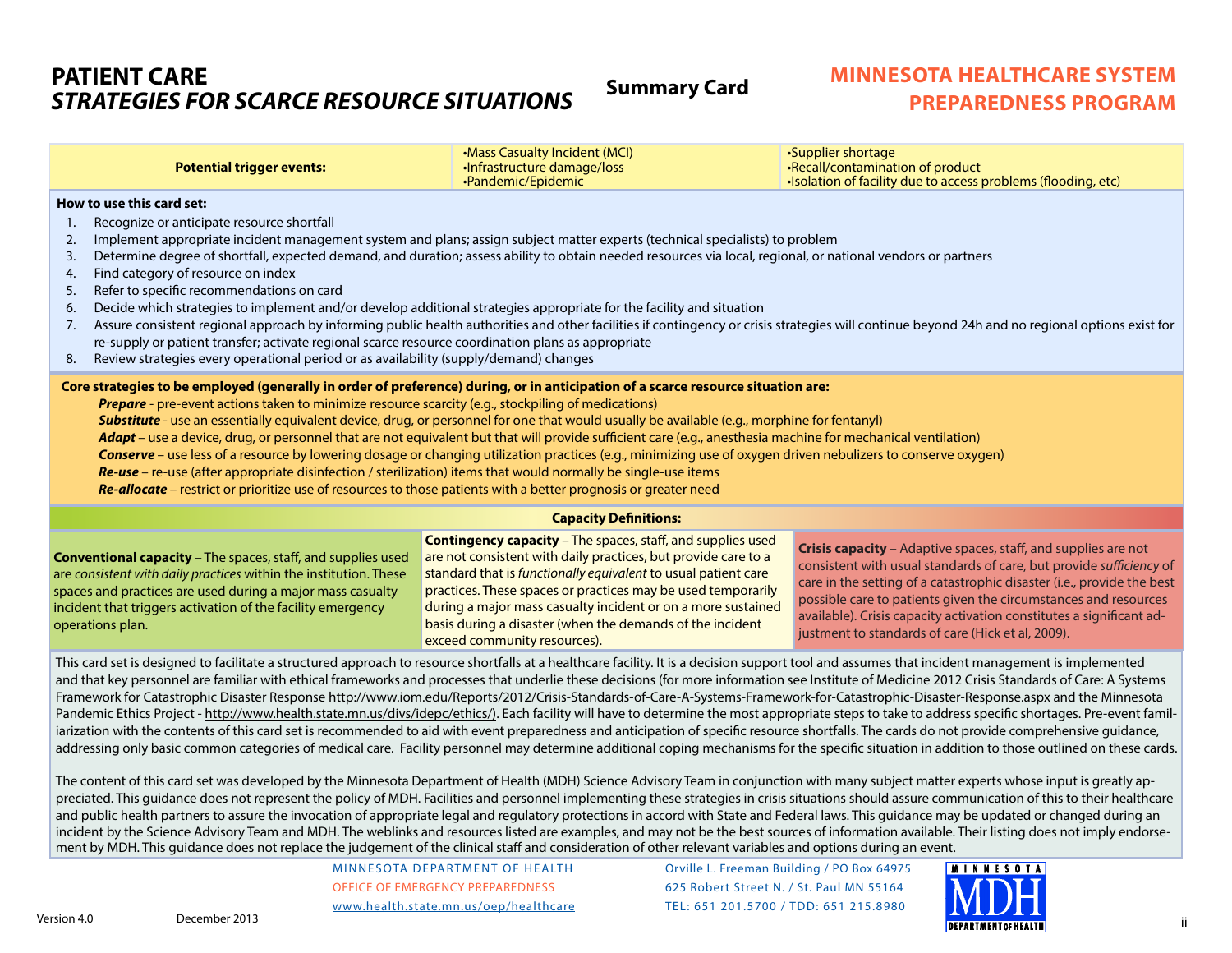# PATIENT CARE
# *STRATEGIES FOR SCARCE RESOURCE SITUATIONS*

**Summary Card**

**MINNESOTA HEALTHCARE SYSTEM PREPAREDNESS PROGRAM**

| | | |
|---|---|---|
| **Potential trigger events:** | •Mass Casualty Incident (MCI)<br>•Infrastructure damage/loss<br>•Pandemic/Epidemic | •Supplier shortage<br>•Recall/contamination of product<br>•Isolation of facility due to access problems (flooding, etc) |

**How to use this card set:**

1. Recognize or anticipate resource shortfall
2. Implement appropriate incident management system and plans; assign subject matter experts (technical specialists) to problem
3. Determine degree of shortfall, expected demand, and duration; assess ability to obtain needed resources via local, regional, or national vendors or partners
4. Find category of resource on index
5. Refer to specific recommendations on card
6. Decide which strategies to implement and/or develop additional strategies appropriate for the facility and situation
7. Assure consistent regional approach by informing public health authorities and other facilities if contingency or crisis strategies will continue beyond 24h and no regional options exist for re-supply or patient transfer; activate regional scarce resource coordination plans as appropriate
8. Review strategies every operational period or as availability (supply/demand) changes

**Core strategies to be employed (generally in order of preference) during, or in anticipation of a scarce resource situation are:**

- ***Prepare*** - pre-event actions taken to minimize resource scarcity (e.g., stockpiling of medications)
- ***Substitute*** - use an essentially equivalent device, drug, or personnel for one that would usually be available (e.g., morphine for fentanyl)
- ***Adapt*** – use a device, drug, or personnel that are not equivalent but that will provide sufficient care (e.g., anesthesia machine for mechanical ventilation)
- ***Conserve*** – use less of a resource by lowering dosage or changing utilization practices (e.g., minimizing use of oxygen driven nebulizers to conserve oxygen)
- ***Re-use*** – re-use (after appropriate disinfection / sterilization) items that would normally be single-use items
- ***Re-allocate*** – restrict or prioritize use of resources to those patients with a better prognosis or greater need

**Capacity Definitions:**

| | | |
|---|---|---|
| **Conventional capacity** – The spaces, staff, and supplies used are *consistent with daily practices* within the institution. These spaces and practices are used during a major mass casualty incident that triggers activation of the facility emergency operations plan. | **Contingency capacity** – The spaces, staff, and supplies used are not consistent with daily practices, but provide care to a standard that is *functionally equivalent* to usual patient care practices. These spaces or practices may be used temporarily during a major mass casualty incident or on a more sustained basis during a disaster (when the demands of the incident exceed community resources). | **Crisis capacity** – Adaptive spaces, staff, and supplies are not consistent with usual standards of care, but provide *sufficiency* of care in the setting of a catastrophic disaster (i.e., provide the best possible care to patients given the circumstances and resources available). Crisis capacity activation constitutes a significant adjustment to standards of care (Hick et al, 2009). |

This card set is designed to facilitate a structured approach to resource shortfalls at a healthcare facility. It is a decision support tool and assumes that incident management is implemented and that key personnel are familiar with ethical frameworks and processes that underlie these decisions (for more information see Institute of Medicine 2012 Crisis Standards of Care: A Systems Framework for Catastrophic Disaster Response http://www.iom.edu/Reports/2012/Crisis-Standards-of-Care-A-Systems-Framework-for-Catastrophic-Disaster-Response.aspx and the Minnesota Pandemic Ethics Project - http://www.health.state.mn.us/divs/idepc/ethics/). Each facility will have to determine the most appropriate steps to take to address specific shortages. Pre-event familiarization with the contents of this card set is recommended to aid with event preparedness and anticipation of specific resource shortfalls. The cards do not provide comprehensive guidance, addressing only basic common categories of medical care. Facility personnel may determine additional coping mechanisms for the specific situation in addition to those outlined on these cards.

The content of this card set was developed by the Minnesota Department of Health (MDH) Science Advisory Team in conjunction with many subject matter experts whose input is greatly appreciated. This guidance does not represent the policy of MDH. Facilities and personnel implementing these strategies in crisis situations should assure communication of this to their healthcare and public health partners to assure the invocation of appropriate legal and regulatory protections in accord with State and Federal laws. This guidance may be updated or changed during an incident by the Science Advisory Team and MDH. The weblinks and resources listed are examples, and may not be the best sources of information available. Their listing does not imply endorsement by MDH. This guidance does not replace the judgement of the clinical staff and consideration of other relevant variables and options during an event.

MINNESOTA DEPARTMENT OF HEALTH
OFFICE OF EMERGENCY PREPAREDNESS
www.health.state.mn.us/oep/healthcare

Orville L. Freeman Building / PO Box 64975
625 Robert Street N. / St. Paul MN 55164
TEL: 651 201.5700 / TDD: 651 215.8980

MINNESOTA MDH DEPARTMENT OF HEALTH

Version 4.0 December 2013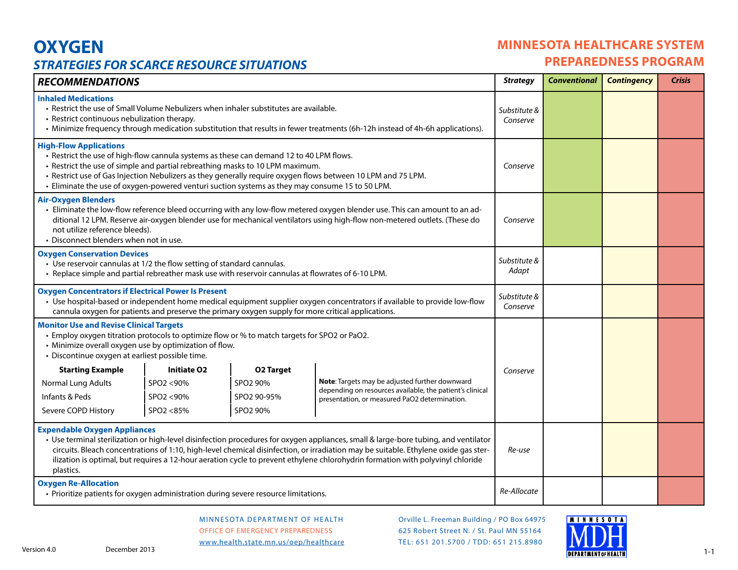# OXYGEN

## STRATEGIES FOR SCARCE RESOURCE SITUATIONS

**MINNESOTA HEALTHCARE SYSTEM PREPAREDNESS PROGRAM**

| RECOMMENDATIONS | Strategy | Conventional | Contingency | Crisis |
|---|---|---|---|---|
| **Inhaled Medications**<br>• Restrict the use of Small Volume Nebulizers when inhaler substitutes are available.<br>• Restrict continuous nebulization therapy.<br>• Minimize frequency through medication substitution that results in fewer treatments (6h-12h instead of 4h-6h applications). | *Substitute & Conserve* | ✓ | ✓ | ✓ |
| **High-Flow Applications**<br>• Restrict the use of high-flow cannula systems as these can demand 12 to 40 LPM flows.<br>• Restrict the use of simple and partial rebreathing masks to 10 LPM maximum.<br>• Restrict use of Gas Injection Nebulizers as they generally require oxygen flows between 10 LPM and 75 LPM.<br>• Eliminate the use of oxygen-powered venturi suction systems as they may consume 15 to 50 LPM. | *Conserve* | ✓ | ✓ | ✓ |
| **Air-Oxygen Blenders**<br>• Eliminate the low-flow reference bleed occurring with any low-flow metered oxygen blender use. This can amount to an additional 12 LPM. Reserve air-oxygen blender use for mechanical ventilators using high-flow non-metered outlets. (These do not utilize reference bleeds).<br>• Disconnect blenders when not in use. | *Conserve* | ✓ | ✓ | ✓ |
| **Oxygen Conservation Devices**<br>• Use reservoir cannulas at 1/2 the flow setting of standard cannulas.<br>• Replace simple and partial rebreather mask use with reservoir cannulas at flowrates of 6-10 LPM. | *Substitute & Adapt* | | ✓ | ✓ |
| **Oxygen Concentrators if Electrical Power Is Present**<br>• Use hospital-based or independent home medical equipment supplier oxygen concentrators if available to provide low-flow cannula oxygen for patients and preserve the primary oxygen supply for more critical applications. | *Substitute & Conserve* | | ✓ | ✓ |
| **Monitor Use and Revise Clinical Targets**<br>• Employ oxygen titration protocols to optimize flow or % to match targets for SPO2 or PaO2.<br>• Minimize overall oxygen use by optimization of flow.<br>• Discontinue oxygen at earliest possible time.<br>(see table below) | *Conserve* | | ✓ | ✓ |
| **Expendable Oxygen Appliances**<br>• Use terminal sterilization or high-level disinfection procedures for oxygen appliances, small & large-bore tubing, and ventilator circuits. Bleach concentrations of 1:10, high-level chemical disinfection, or irradiation may be suitable. Ethylene oxide gas sterilization is optimal, but requires a 12-hour aeration cycle to prevent ethylene chlorohydrin formation with polyvinyl chloride plastics. | *Re-use* | | ✓ | ✓ |
| **Oxygen Re-Allocation**<br>• Prioritize patients for oxygen administration during severe resource limitations. | *Re-Allocate* | | | ✓ |

| Starting Example | Initiate O2 | O2 Target |
|---|---|---|
| Normal Lung Adults | SPO2 <90% | SPO2 90% |
| Infants & Peds | SPO2 <90% | SPO2 90-95% |
| Severe COPD History | SPO2 <85% | SPO2 90% |

**Note**: Targets may be adjusted further downward depending on resources available, the patient's clinical presentation, or measured PaO2 determination.

MINNESOTA DEPARTMENT OF HEALTH
OFFICE OF EMERGENCY PREPAREDNESS
www.health.state.mn.us/oep/healthcare

Orville L. Freeman Building / PO Box 64975
625 Robert Street N. / St. Paul MN 55164
TEL: 651 201.5700 / TDD: 651 215.8980

Version 4.0 December 2013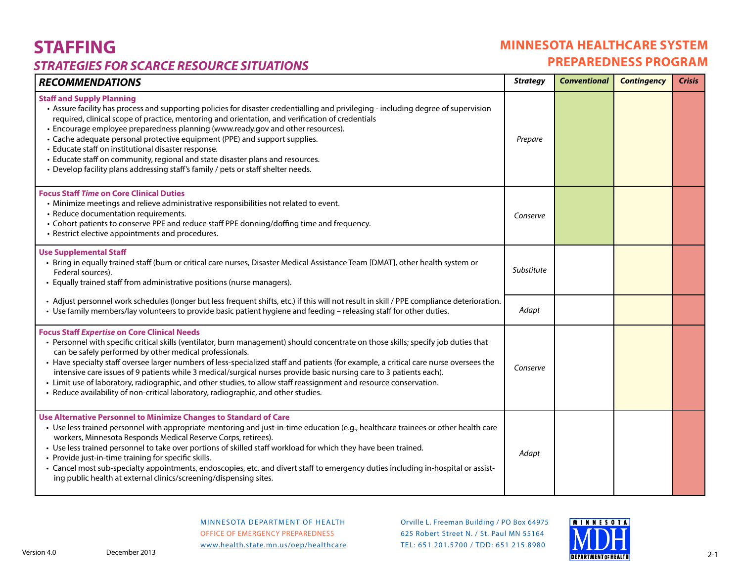# STAFFING

## *STRATEGIES FOR SCARCE RESOURCE SITUATIONS*

**MINNESOTA HEALTHCARE SYSTEM PREPAREDNESS PROGRAM**

| *RECOMMENDATIONS* | *Strategy* | *Conventional* | *Contingency* | *Crisis* |
|---|---|---|---|---|
| **Staff and Supply Planning**<br>• Assure facility has process and supporting policies for disaster credentialling and privileging - including degree of supervision required, clinical scope of practice, mentoring and orientation, and verification of credentials<br>• Encourage employee preparedness planning (www.ready.gov and other resources).<br>• Cache adequate personal protective equipment (PPE) and support supplies.<br>• Educate staff on institutional disaster response.<br>• Educate staff on community, regional and state disaster plans and resources.<br>• Develop facility plans addressing staff's family / pets or staff shelter needs. | *Prepare* | | | |
| **Focus Staff *Time* on Core Clinical Duties**<br>• Minimize meetings and relieve administrative responsibilities not related to event.<br>• Reduce documentation requirements.<br>• Cohort patients to conserve PPE and reduce staff PPE donning/doffing time and frequency.<br>• Restrict elective appointments and procedures. | *Conserve* | | | |
| **Use Supplemental Staff**<br>• Bring in equally trained staff (burn or critical care nurses, Disaster Medical Assistance Team [DMAT], other health system or Federal sources).<br>• Equally trained staff from administrative positions (nurse managers). | *Substitute* | | | |
| • Adjust personnel work schedules (longer but less frequent shifts, etc.) if this will not result in skill / PPE compliance deterioration.<br>• Use family members/lay volunteers to provide basic patient hygiene and feeding – releasing staff for other duties. | *Adapt* | | | |
| **Focus Staff *Expertise* on Core Clinical Needs**<br>• Personnel with specific critical skills (ventilator, burn management) should concentrate on those skills; specify job duties that can be safely performed by other medical professionals.<br>• Have specialty staff oversee larger numbers of less-specialized staff and patients (for example, a critical care nurse oversees the intensive care issues of 9 patients while 3 medical/surgical nurses provide basic nursing care to 3 patients each).<br>• Limit use of laboratory, radiographic, and other studies, to allow staff reassignment and resource conservation.<br>• Reduce availability of non-critical laboratory, radiographic, and other studies. | *Conserve* | | | |
| **Use Alternative Personnel to Minimize Changes to Standard of Care**<br>• Use less trained personnel with appropriate mentoring and just-in-time education (e.g., healthcare trainees or other health care workers, Minnesota Responds Medical Reserve Corps, retirees).<br>• Use less trained personnel to take over portions of skilled staff workload for which they have been trained.<br>• Provide just-in-time training for specific skills.<br>• Cancel most sub-specialty appointments, endoscopies, etc. and divert staff to emergency duties including in-hospital or assisting public health at external clinics/screening/dispensing sites. | *Adapt* | | | |

MINNESOTA DEPARTMENT OF HEALTH
OFFICE OF EMERGENCY PREPAREDNESS
www.health.state.mn.us/oep/healthcare

Orville L. Freeman Building / PO Box 64975
625 Robert Street N. / St. Paul MN 55164
TEL: 651 201.5700 / TDD: 651 215.8980

Version 4.0 December 2013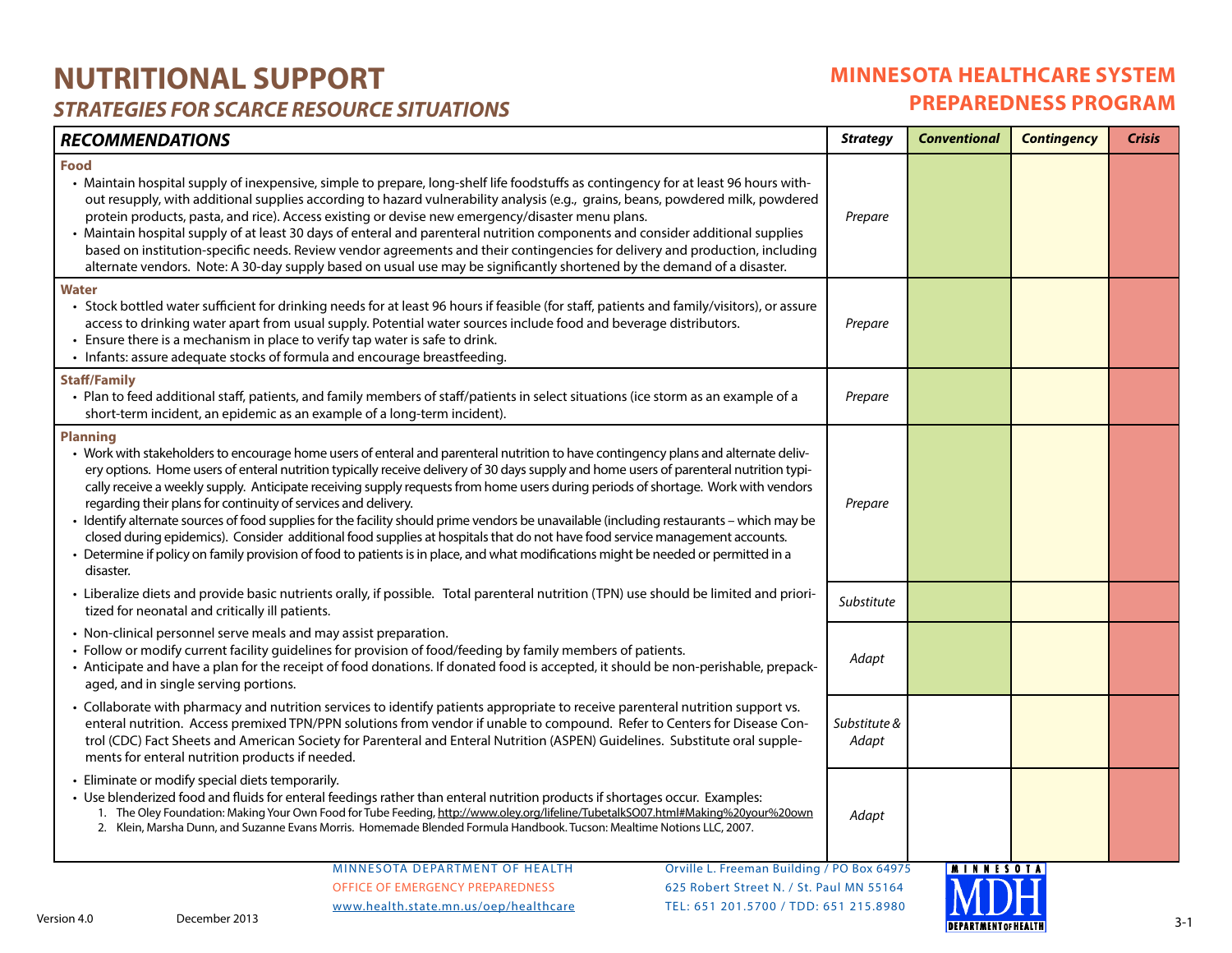# NUTRITIONAL SUPPORT

## *STRATEGIES FOR SCARCE RESOURCE SITUATIONS*

**MINNESOTA HEALTHCARE SYSTEM PREPAREDNESS PROGRAM**

| *RECOMMENDATIONS* | *Strategy* | *Conventional* | *Contingency* | *Crisis* |
|---|---|---|---|---|
| **Food**<br>• Maintain hospital supply of inexpensive, simple to prepare, long-shelf life foodstuffs as contingency for at least 96 hours without resupply, with additional supplies according to hazard vulnerability analysis (e.g., grains, beans, powdered milk, powdered protein products, pasta, and rice). Access existing or devise new emergency/disaster menu plans.<br>• Maintain hospital supply of at least 30 days of enteral and parenteral nutrition components and consider additional supplies based on institution-specific needs. Review vendor agreements and their contingencies for delivery and production, including alternate vendors. Note: A 30-day supply based on usual use may be significantly shortened by the demand of a disaster. | *Prepare* | | | |
| **Water**<br>• Stock bottled water sufficient for drinking needs for at least 96 hours if feasible (for staff, patients and family/visitors), or assure access to drinking water apart from usual supply. Potential water sources include food and beverage distributors.<br>• Ensure there is a mechanism in place to verify tap water is safe to drink.<br>• Infants: assure adequate stocks of formula and encourage breastfeeding. | *Prepare* | | | |
| **Staff/Family**<br>• Plan to feed additional staff, patients, and family members of staff/patients in select situations (ice storm as an example of a short-term incident, an epidemic as an example of a long-term incident). | *Prepare* | | | |
| **Planning**<br>• Work with stakeholders to encourage home users of enteral and parenteral nutrition to have contingency plans and alternate delivery options. Home users of enteral nutrition typically receive delivery of 30 days supply and home users of parenteral nutrition typically receive a weekly supply. Anticipate receiving supply requests from home users during periods of shortage. Work with vendors regarding their plans for continuity of services and delivery.<br>• Identify alternate sources of food supplies for the facility should prime vendors be unavailable (including restaurants – which may be closed during epidemics). Consider additional food supplies at hospitals that do not have food service management accounts.<br>• Determine if policy on family provision of food to patients is in place, and what modifications might be needed or permitted in a disaster. | *Prepare* | | | |
| • Liberalize diets and provide basic nutrients orally, if possible. Total parenteral nutrition (TPN) use should be limited and prioritized for neonatal and critically ill patients. | *Substitute* | | | |
| • Non-clinical personnel serve meals and may assist preparation.<br>• Follow or modify current facility guidelines for provision of food/feeding by family members of patients.<br>• Anticipate and have a plan for the receipt of food donations. If donated food is accepted, it should be non-perishable, prepackaged, and in single serving portions. | *Adapt* | | | |
| • Collaborate with pharmacy and nutrition services to identify patients appropriate to receive parenteral nutrition support vs. enteral nutrition. Access premixed TPN/PPN solutions from vendor if unable to compound. Refer to Centers for Disease Control (CDC) Fact Sheets and American Society for Parenteral and Enteral Nutrition (ASPEN) Guidelines. Substitute oral supplements for enteral nutrition products if needed. | *Substitute & Adapt* | | | |
| • Eliminate or modify special diets temporarily.<br>• Use blenderized food and fluids for enteral feedings rather than enteral nutrition products if shortages occur. Examples:<br>1. The Oley Foundation: Making Your Own Food for Tube Feeding, http://www.oley.org/lifeline/TubetalkSO07.html#Making%20your%20own<br>2. Klein, Marsha Dunn, and Suzanne Evans Morris. Homemade Blended Formula Handbook. Tucson: Mealtime Notions LLC, 2007. | *Adapt* | | | |

MINNESOTA DEPARTMENT OF HEALTH
OFFICE OF EMERGENCY PREPAREDNESS
www.health.state.mn.us/oep/healthcare

Orville L. Freeman Building / PO Box 64975
625 Robert Street N. / St. Paul MN 55164
TEL: 651 201.5700 / TDD: 651 215.8980

Version 4.0 December 2013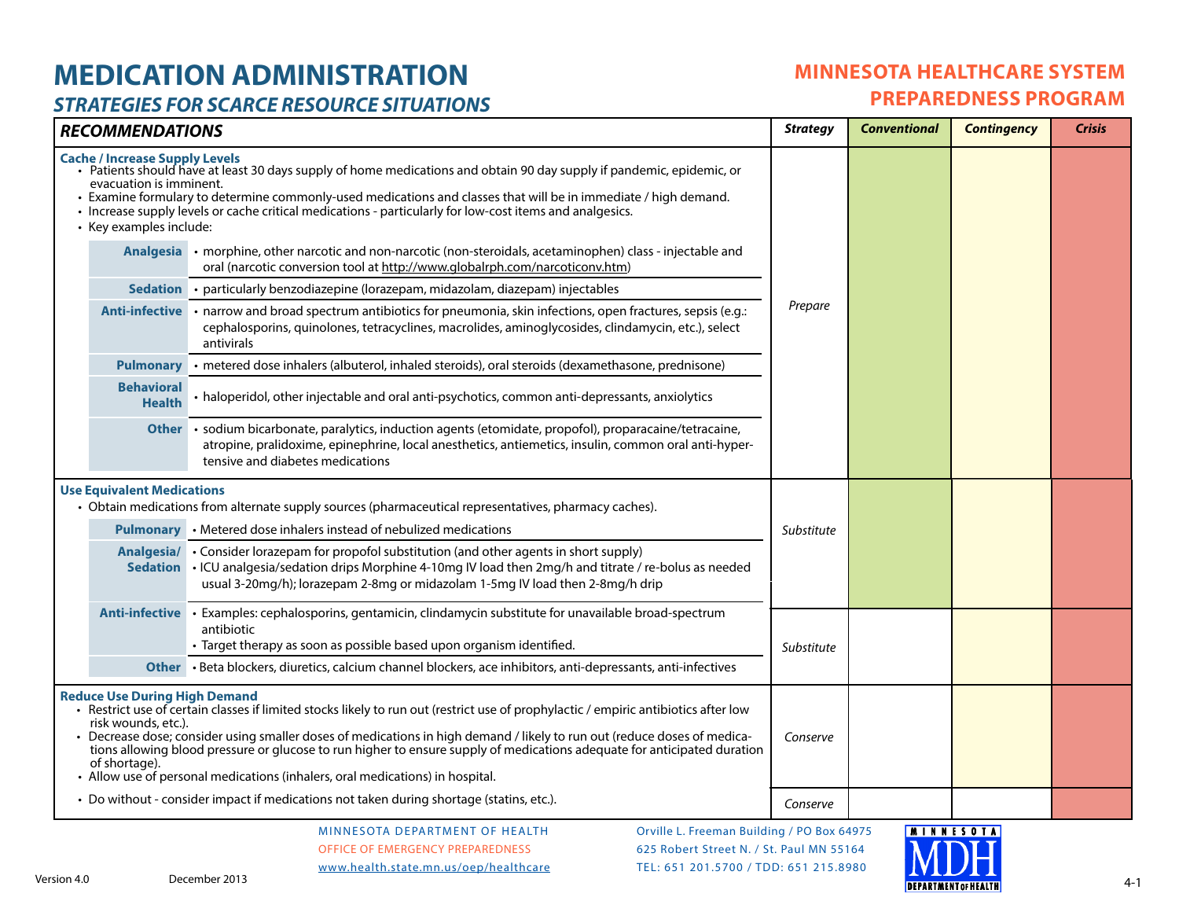# MEDICATION ADMINISTRATION

## STRATEGIES FOR SCARCE RESOURCE SITUATIONS

MINNESOTA HEALTHCARE SYSTEM PREPAREDNESS PROGRAM

| RECOMMENDATIONS | Strategy | Conventional | Contingency | Crisis |
|---|---|---|---|---|
| **Cache / Increase Supply Levels**<br>• Patients should have at least 30 days supply of home medications and obtain 90 day supply if pandemic, epidemic, or evacuation is imminent.<br>• Examine formulary to determine commonly-used medications and classes that will be in immediate / high demand.<br>• Increase supply levels or cache critical medications - particularly for low-cost items and analgesics.<br>• Key examples include:<br>**Analgesia** • morphine, other narcotic and non-narcotic (non-steroidals, acetaminophen) class - injectable and oral (narcotic conversion tool at http://www.globalrph.com/narcoticonv.htm)<br>**Sedation** • particularly benzodiazepine (lorazepam, midazolam, diazepam) injectables<br>**Anti-infective** • narrow and broad spectrum antibiotics for pneumonia, skin infections, open fractures, sepsis (e.g.: cephalosporins, quinolones, tetracyclines, macrolides, aminoglycosides, clindamycin, etc.), select antivirals<br>**Pulmonary** • metered dose inhalers (albuterol, inhaled steroids), oral steroids (dexamethasone, prednisone)<br>**Behavioral Health** • haloperidol, other injectable and oral anti-psychotics, common anti-depressants, anxiolytics<br>**Other** • sodium bicarbonate, paralytics, induction agents (etomidate, propofol), proparacaine/tetracaine, atropine, pralidoxime, epinephrine, local anesthetics, antiemetics, insulin, common oral anti-hypertensive and diabetes medications | *Prepare* | X | X | X |
| **Use Equivalent Medications**<br>• Obtain medications from alternate supply sources (pharmaceutical representatives, pharmacy caches).<br>**Pulmonary** • Metered dose inhalers instead of nebulized medications<br>**Analgesia/ Sedation** • Consider lorazepam for propofol substitution (and other agents in short supply)<br>• ICU analgesia/sedation drips Morphine 4-10mg IV load then 2mg/h and titrate / re-bolus as needed usual 3-20mg/h); lorazepam 2-8mg or midazolam 1-5mg IV load then 2-8mg/h drip | *Substitute* | X | X | X |
| **Anti-infective** • Examples: cephalosporins, gentamicin, clindamycin substitute for unavailable broad-spectrum antibiotic<br>• Target therapy as soon as possible based upon organism identified.<br>**Other** • Beta blockers, diuretics, calcium channel blockers, ace inhibitors, anti-depressants, anti-infectives | *Substitute* | | X | X |
| **Reduce Use During High Demand**<br>• Restrict use of certain classes if limited stocks likely to run out (restrict use of prophylactic / empiric antibiotics after low risk wounds, etc.).<br>• Decrease dose; consider using smaller doses of medications in high demand / likely to run out (reduce doses of medications allowing blood pressure or glucose to run higher to ensure supply of medications adequate for anticipated duration of shortage).<br>• Allow use of personal medications (inhalers, oral medications) in hospital. | *Conserve* | | X | X |
| • Do without - consider impact if medications not taken during shortage (statins, etc.). | *Conserve* | | | X |

MINNESOTA DEPARTMENT OF HEALTH
OFFICE OF EMERGENCY PREPAREDNESS
www.health.state.mn.us/oep/healthcare

Orville L. Freeman Building / PO Box 64975
625 Robert Street N. / St. Paul MN 55164
TEL: 651 201.5700 / TDD: 651 215.8980

Version 4.0 December 2013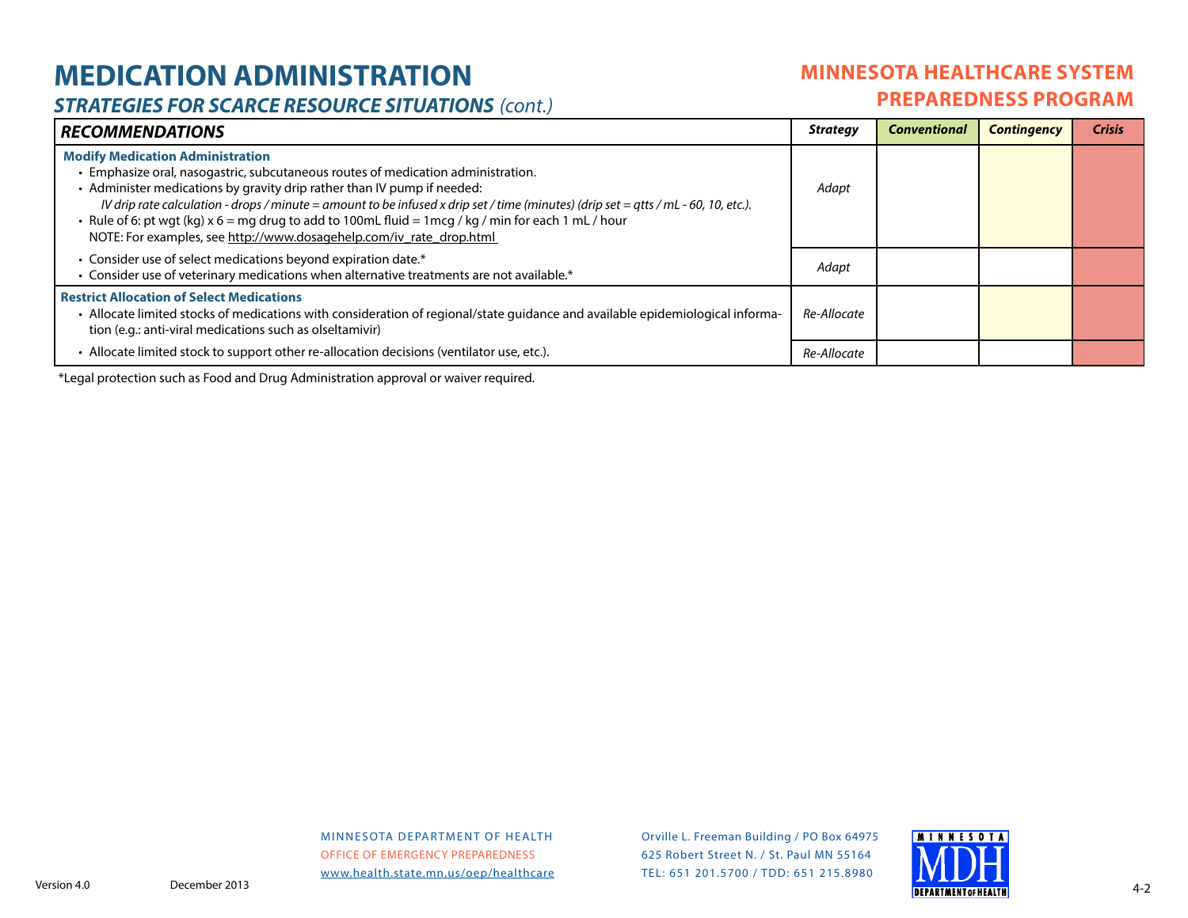# MEDICATION ADMINISTRATION

## *STRATEGIES FOR SCARCE RESOURCE SITUATIONS (cont.)*

## MINNESOTA HEALTHCARE SYSTEM PREPAREDNESS PROGRAM

| *RECOMMENDATIONS* | *Strategy* | *Conventional* | *Contingency* | *Crisis* |
|---|---|---|---|---|
| **Modify Medication Administration**<br>• Emphasize oral, nasogastric, subcutaneous routes of medication administration.<br>• Administer medications by gravity drip rather than IV pump if needed:<br>*IV drip rate calculation - drops / minute = amount to be infused x drip set / time (minutes) (drip set = qtts / mL - 60, 10, etc.).*<br>• Rule of 6: pt wgt (kg) x 6 = mg drug to add to 100mL fluid = 1mcg / kg / min for each 1 mL / hour<br>NOTE: For examples, see http://www.dosagehelp.com/iv_rate_drop.html | *Adapt* | | | |
| • Consider use of select medications beyond expiration date.*<br>• Consider use of veterinary medications when alternative treatments are not available.* | *Adapt* | | | |
| **Restrict Allocation of Select Medications**<br>• Allocate limited stocks of medications with consideration of regional/state guidance and available epidemiological information (e.g.: anti-viral medications such as olseltamivir) | *Re-Allocate* | | | |
| • Allocate limited stock to support other re-allocation decisions (ventilator use, etc.). | *Re-Allocate* | | | |

*Legal protection such as Food and Drug Administration approval or waiver required.

MINNESOTA DEPARTMENT OF HEALTH
OFFICE OF EMERGENCY PREPAREDNESS
www.health.state.mn.us/oep/healthcare

Orville L. Freeman Building / PO Box 64975
625 Robert Street N. / St. Paul MN 55164
TEL: 651 201.5700 / TDD: 651 215.8980

Version 4.0 December 2013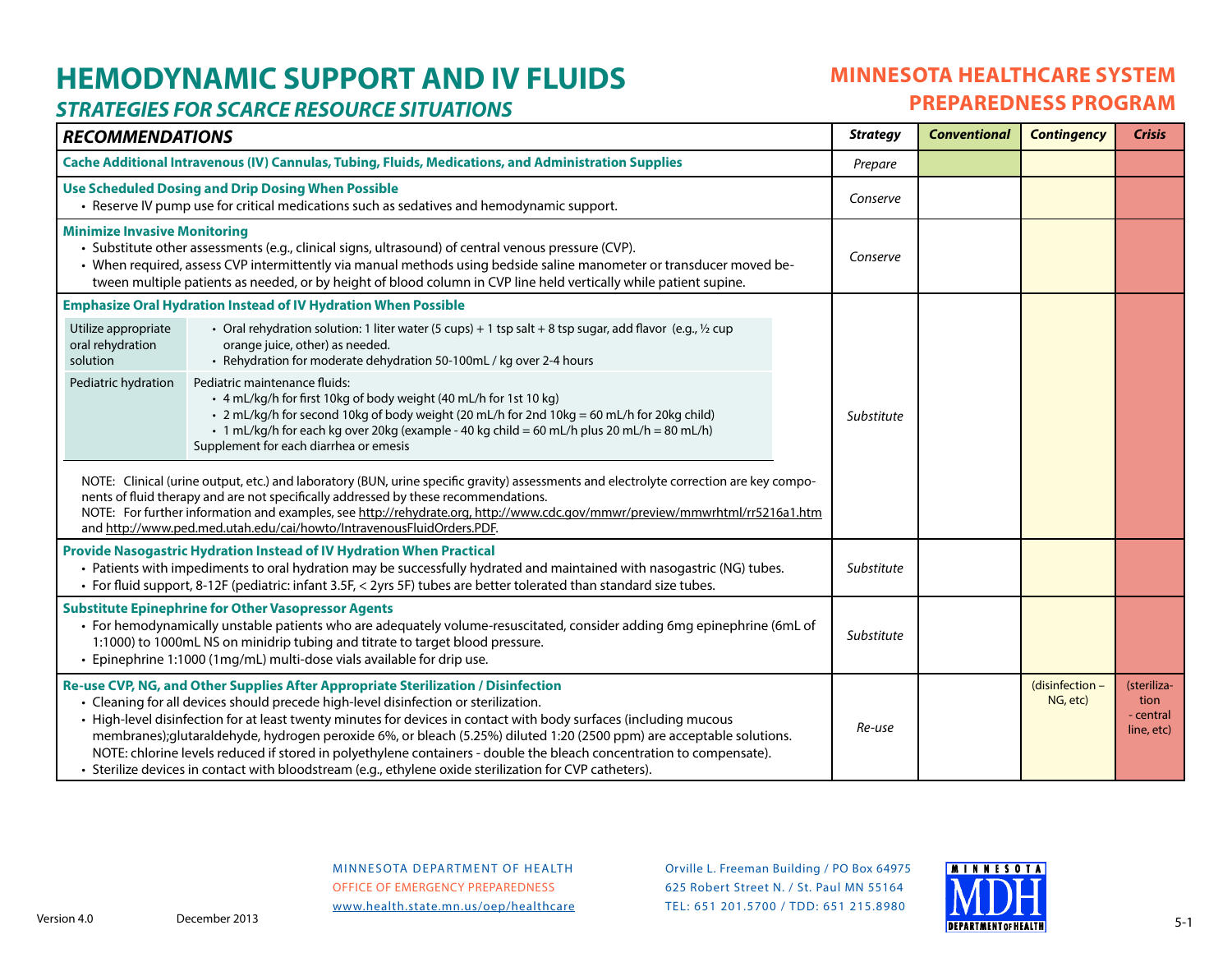# HEMODYNAMIC SUPPORT AND IV FLUIDS

## STRATEGIES FOR SCARCE RESOURCE SITUATIONS

**MINNESOTA HEALTHCARE SYSTEM PREPAREDNESS PROGRAM**

| RECOMMENDATIONS | Strategy | Conventional | Contingency | Crisis |
|---|---|---|---|---|
| **Cache Additional Intravenous (IV) Cannulas, Tubing, Fluids, Medications, and Administration Supplies** | Prepare | | | |
| **Use Scheduled Dosing and Drip Dosing When Possible**<br>• Reserve IV pump use for critical medications such as sedatives and hemodynamic support. | Conserve | | | |
| **Minimize Invasive Monitoring**<br>• Substitute other assessments (e.g., clinical signs, ultrasound) of central venous pressure (CVP).<br>• When required, assess CVP intermittently via manual methods using bedside saline manometer or transducer moved between multiple patients as needed, or by height of blood column in CVP line held vertically while patient supine. | Conserve | | | |
| **Emphasize Oral Hydration Instead of IV Hydration When Possible**<br>**Utilize appropriate oral rehydration solution:**<br>• Oral rehydration solution: 1 liter water (5 cups) + 1 tsp salt + 8 tsp sugar, add flavor (e.g., ½ cup orange juice, other) as needed.<br>• Rehydration for moderate dehydration 50-100mL / kg over 2-4 hours<br>**Pediatric hydration:**<br>Pediatric maintenance fluids:<br>• 4 mL/kg/h for first 10kg of body weight (40 mL/h for 1st 10 kg)<br>• 2 mL/kg/h for second 10kg of body weight (20 mL/h for 2nd 10kg = 60 mL/h for 20kg child)<br>• 1 mL/kg/h for each kg over 20kg (example - 40 kg child = 60 mL/h plus 20 mL/h = 80 mL/h)<br>Supplement for each diarrhea or emesis<br>NOTE: Clinical (urine output, etc.) and laboratory (BUN, urine specific gravity) assessments and electrolyte correction are key components of fluid therapy and are not specifically addressed by these recommendations.<br>NOTE: For further information and examples, see http://rehydrate.org, http://www.cdc.gov/mmwr/preview/mmwrhtml/rr5216a1.htm and http://www.ped.med.utah.edu/cai/howto/IntravenousFluidOrders.PDF. | Substitute | | | |
| **Provide Nasogastric Hydration Instead of IV Hydration When Practical**<br>• Patients with impediments to oral hydration may be successfully hydrated and maintained with nasogastric (NG) tubes.<br>• For fluid support, 8-12F (pediatric: infant 3.5F, < 2yrs 5F) tubes are better tolerated than standard size tubes. | Substitute | | | |
| **Substitute Epinephrine for Other Vasopressor Agents**<br>• For hemodynamically unstable patients who are adequately volume-resuscitated, consider adding 6mg epinephrine (6mL of 1:1000) to 1000mL NS on minidrip tubing and titrate to target blood pressure.<br>• Epinephrine 1:1000 (1mg/mL) multi-dose vials available for drip use. | Substitute | | | |
| **Re-use CVP, NG, and Other Supplies After Appropriate Sterilization / Disinfection**<br>• Cleaning for all devices should precede high-level disinfection or sterilization.<br>• High-level disinfection for at least twenty minutes for devices in contact with body surfaces (including mucous membranes);glutaraldehyde, hydrogen peroxide 6%, or bleach (5.25%) diluted 1:20 (2500 ppm) are acceptable solutions. NOTE: chlorine levels reduced if stored in polyethylene containers - double the bleach concentration to compensate).<br>• Sterilize devices in contact with bloodstream (e.g., ethylene oxide sterilization for CVP catheters). | Re-use | | (disinfection – NG, etc) | (sterilization - central line, etc) |

MINNESOTA DEPARTMENT OF HEALTH
OFFICE OF EMERGENCY PREPAREDNESS
www.health.state.mn.us/oep/healthcare

Orville L. Freeman Building / PO Box 64975
625 Robert Street N. / St. Paul MN 55164
TEL: 651 201.5700 / TDD: 651 215.8980

Version 4.0 December 2013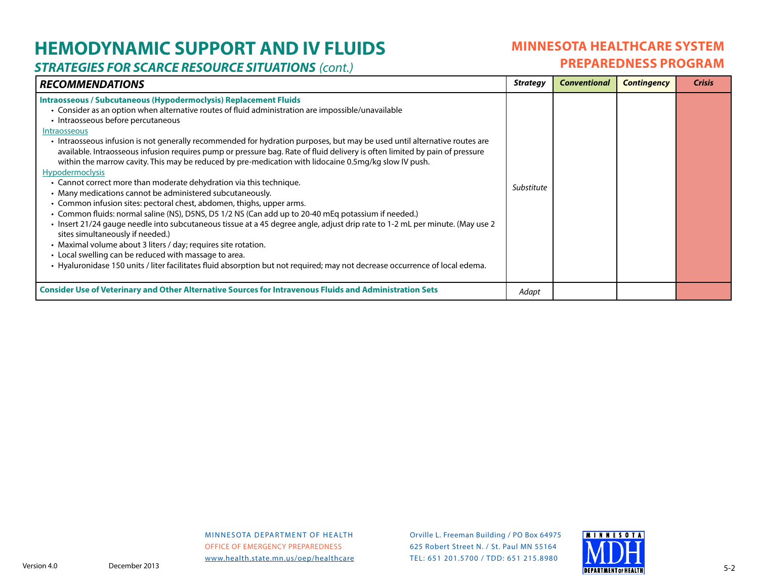# HEMODYNAMIC SUPPORT AND IV FLUIDS

## *STRATEGIES FOR SCARCE RESOURCE SITUATIONS (cont.)*

**MINNESOTA HEALTHCARE SYSTEM PREPAREDNESS PROGRAM**

| ***RECOMMENDATIONS*** | ***Strategy*** | ***Conventional*** | ***Contingency*** | ***Crisis*** |
|---|---|---|---|---|
| **Intraosseous / Subcutaneous (Hypodermoclysis) Replacement Fluids**<br>• Consider as an option when alternative routes of fluid administration are impossible/unavailable<br>• Intraosseous before percutaneous<br>Intraosseous<br>• Intraosseous infusion is not generally recommended for hydration purposes, but may be used until alternative routes are available. Intraosseous infusion requires pump or pressure bag. Rate of fluid delivery is often limited by pain of pressure within the marrow cavity. This may be reduced by pre-medication with lidocaine 0.5mg/kg slow IV push.<br>Hypodermoclysis<br>• Cannot correct more than moderate dehydration via this technique.<br>• Many medications cannot be administered subcutaneously.<br>• Common infusion sites: pectoral chest, abdomen, thighs, upper arms.<br>• Common fluids: normal saline (NS), D5NS, D5 1/2 NS (Can add up to 20-40 mEq potassium if needed.)<br>• Insert 21/24 gauge needle into subcutaneous tissue at a 45 degree angle, adjust drip rate to 1-2 mL per minute. (May use 2 sites simultaneously if needed.)<br>• Maximal volume about 3 liters / day; requires site rotation.<br>• Local swelling can be reduced with massage to area.<br>• Hyaluronidase 150 units / liter facilitates fluid absorption but not required; may not decrease occurrence of local edema. | *Substitute* | | | |
| **Consider Use of Veterinary and Other Alternative Sources for Intravenous Fluids and Administration Sets** | *Adapt* | | | |

MINNESOTA DEPARTMENT OF HEALTH
OFFICE OF EMERGENCY PREPAREDNESS
www.health.state.mn.us/oep/healthcare

Orville L. Freeman Building / PO Box 64975
625 Robert Street N. / St. Paul MN 55164
TEL: 651 201.5700 / TDD: 651 215.8980

Version 4.0 December 2013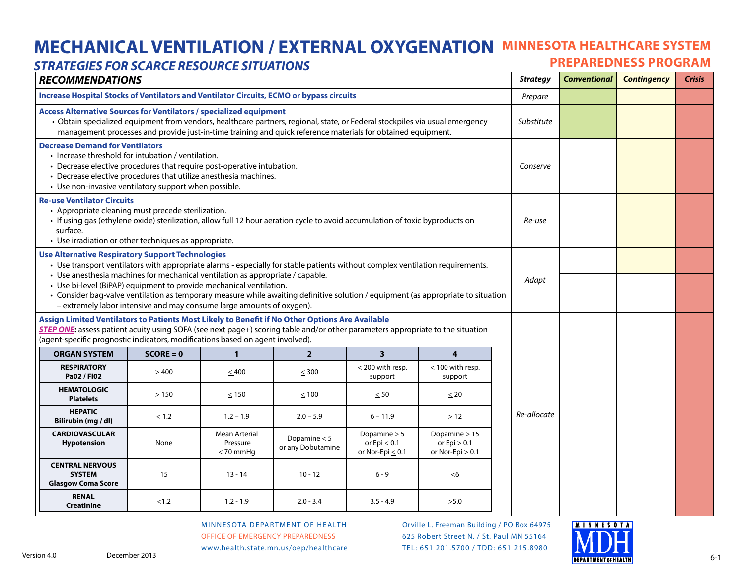# MECHANICAL VENTILATION / EXTERNAL OXYGENATION

## STRATEGIES FOR SCARCE RESOURCE SITUATIONS

**MINNESOTA HEALTHCARE SYSTEM PREPAREDNESS PROGRAM**

| *RECOMMENDATIONS* | *Strategy* | *Conventional* | *Contingency* | *Crisis* |
|---|---|---|---|---|
| **Increase Hospital Stocks of Ventilators and Ventilator Circuits, ECMO or bypass circuits** | *Prepare* | ■ | ■ | ■ |
| **Access Alternative Sources for Ventilators / specialized equipment**<br>• Obtain specialized equipment from vendors, healthcare partners, regional, state, or Federal stockpiles via usual emergency management processes and provide just-in-time training and quick reference materials for obtained equipment. | *Substitute* | ■ | ■ | ■ |
| **Decrease Demand for Ventilators**<br>• Increase threshold for intubation / ventilation.<br>• Decrease elective procedures that require post-operative intubation.<br>• Decrease elective procedures that utilize anesthesia machines.<br>• Use non-invasive ventilatory support when possible. | *Conserve* | | ■ | ■ |
| **Re-use Ventilator Circuits**<br>• Appropriate cleaning must precede sterilization.<br>• If using gas (ethylene oxide) sterilization, allow full 12 hour aeration cycle to avoid accumulation of toxic byproducts on surface.<br>• Use irradiation or other techniques as appropriate. | *Re-use* | | ■ | ■ |
| **Use Alternative Respiratory Support Technologies**<br>• Use transport ventilators with appropriate alarms - especially for stable patients without complex ventilation requirements.<br>• Use anesthesia machines for mechanical ventilation as appropriate / capable.<br>• Use bi-level (BiPAP) equipment to provide mechanical ventilation.<br>• Consider bag-valve ventilation as temporary measure while awaiting definitive solution / equipment (as appropriate to situation – extremely labor intensive and may consume large amounts of oxygen). | *Adapt* | | ■ (first item) | ■ |
| **Assign Limited Ventilators to Patients Most Likely to Benefit if No Other Options Are Available**<br>***STEP ONE*:** assess patient acuity using SOFA (see next page+) scoring table and/or other parameters appropriate to the situation (agent-specific prognostic indicators, modifications based on agent involved). | *Re-allocate* | | | ■ |

| ORGAN SYSTEM | SCORE = 0 | 1 | 2 | 3 | 4 |
|---|---|---|---|---|---|
| **RESPIRATORY Pa02 / FI02** | > 400 | ≤ 400 | ≤ 300 | ≤ 200 with resp. support | ≤ 100 with resp. support |
| **HEMATOLOGIC Platelets** | > 150 | ≤ 150 | ≤ 100 | ≤ 50 | ≤ 20 |
| **HEPATIC Bilirubin (mg / dl)** | < 1.2 | 1.2 – 1.9 | 2.0 – 5.9 | 6 – 11.9 | ≥ 12 |
| **CARDIOVASCULAR Hypotension** | None | Mean Arterial Pressure < 70 mmHg | Dopamine ≤ 5 or any Dobutamine | Dopamine > 5 or Epi < 0.1 or Nor-Epi ≤ 0.1 | Dopamine > 15 or Epi > 0.1 or Nor-Epi > 0.1 |
| **CENTRAL NERVOUS SYSTEM Glasgow Coma Score** | 15 | 13 - 14 | 10 - 12 | 6 - 9 | <6 |
| **RENAL Creatinine** | <1.2 | 1.2 - 1.9 | 2.0 - 3.4 | 3.5 - 4.9 | ≥5.0 |

MINNESOTA DEPARTMENT OF HEALTH
OFFICE OF EMERGENCY PREPAREDNESS
www.health.state.mn.us/oep/healthcare

Orville L. Freeman Building / PO Box 64975
625 Robert Street N. / St. Paul MN 55164
TEL: 651 201.5700 / TDD: 651 215.8980

Version 4.0 December 2013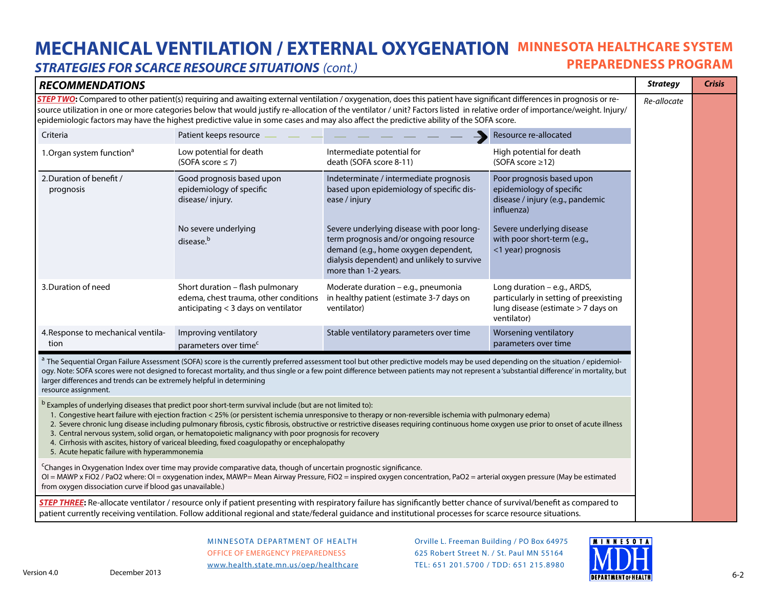# MECHANICAL VENTILATION / EXTERNAL OXYGENATION

## *STRATEGIES FOR SCARCE RESOURCE SITUATIONS (cont.)*

**MINNESOTA HEALTHCARE SYSTEM PREPAREDNESS PROGRAM**

| ***RECOMMENDATIONS*** | ***Strategy*** | ***Crisis*** |
|---|---|---|
| ***STEP TWO*:** Compared to other patient(s) requiring and awaiting external ventilation / oxygenation, does this patient have significant differences in prognosis or resource utilization in one or more categories below that would justify re-allocation of the ventilator / unit? Factors listed in relative order of importance/weight. Injury/epidemiologic factors may have the highest predictive value in some cases and may also affect the predictive ability of the SOFA score. | *Re-allocate* | |

| Criteria | Patient keeps resource | → | Resource re-allocated |
|---|---|---|---|
| 1. Organ system function[a] | Low potential for death (SOFA score ≤ 7) | Intermediate potential for death (SOFA score 8-11) | High potential for death (SOFA score ≥12) |
| 2. Duration of benefit / prognosis | Good prognosis based upon epidemiology of specific disease/ injury. | Indeterminate / intermediate prognosis based upon epidemiology of specific disease / injury | Poor prognosis based upon epidemiology of specific disease / injury (e.g., pandemic influenza) |
| | No severe underlying disease.[b] | Severe underlying disease with poor long-term prognosis and/or ongoing resource demand (e.g., home oxygen dependent, dialysis dependent) and unlikely to survive more than 1-2 years. | Severe underlying disease with poor short-term (e.g., <1 year) prognosis |
| 3. Duration of need | Short duration – flash pulmonary edema, chest trauma, other conditions anticipating < 3 days on ventilator | Moderate duration – e.g., pneumonia in healthy patient (estimate 3-7 days on ventilator) | Long duration – e.g., ARDS, particularly in setting of preexisting lung disease (estimate > 7 days on ventilator) |
| 4. Response to mechanical ventilation | Improving ventilatory parameters over time[c] | Stable ventilatory parameters over time | Worsening ventilatory parameters over time |

[a] The Sequential Organ Failure Assessment (SOFA) score is the currently preferred assessment tool but other predictive models may be used depending on the situation / epidemiology. Note: SOFA scores were not designed to forecast mortality, and thus single or a few point difference between patients may not represent a 'substantial difference' in mortality, but larger differences and trends can be extremely helpful in determining resource assignment.

[b] Examples of underlying diseases that predict poor short-term survival include (but are not limited to):

1. Congestive heart failure with ejection fraction < 25% (or persistent ischemia unresponsive to therapy or non-reversible ischemia with pulmonary edema)
2. Severe chronic lung disease including pulmonary fibrosis, cystic fibrosis, obstructive or restrictive diseases requiring continuous home oxygen use prior to onset of acute illness
3. Central nervous system, solid organ, or hematopoietic malignancy with poor prognosis for recovery
4. Cirrhosis with ascites, history of variceal bleeding, fixed coagulopathy or encephalopathy
5. Acute hepatic failure with hyperammonemia

[c] Changes in Oxygenation Index over time may provide comparative data, though of uncertain prognostic significance.
OI = MAWP x FiO2 / PaO2 where: OI = oxygenation index, MAWP= Mean Airway Pressure, FiO2 = inspired oxygen concentration, PaO2 = arterial oxygen pressure (May be estimated from oxygen dissociation curve if blood gas unavailable.)

***STEP THREE*:** Re-allocate ventilator / resource only if patient presenting with respiratory failure has significantly better chance of survival/benefit as compared to patient currently receiving ventilation. Follow additional regional and state/federal guidance and institutional processes for scarce resource situations.

MINNESOTA DEPARTMENT OF HEALTH
OFFICE OF EMERGENCY PREPAREDNESS
www.health.state.mn.us/oep/healthcare

Orville L. Freeman Building / PO Box 64975
625 Robert Street N. / St. Paul MN 55164
TEL: 651 201.5700 / TDD: 651 215.8980

Version 4.0 December 2013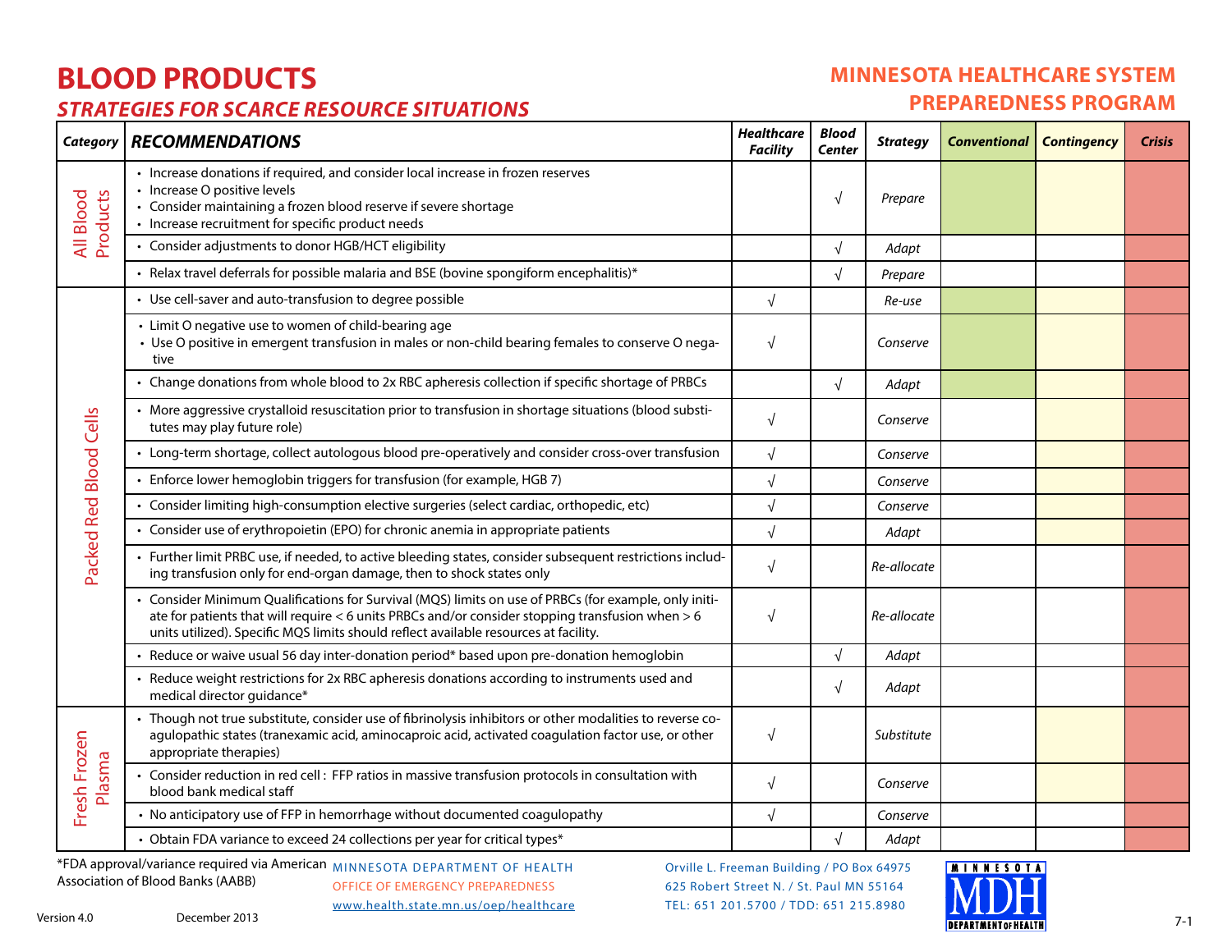# BLOOD PRODUCTS

## *STRATEGIES FOR SCARCE RESOURCE SITUATIONS*

## MINNESOTA HEALTHCARE SYSTEM PREPAREDNESS PROGRAM

| *Category* | *RECOMMENDATIONS* | *Healthcare Facility* | *Blood Center* | *Strategy* | *Conventional* | *Contingency* | *Crisis* |
|---|---|---|---|---|---|---|---|
| All Blood Products | • Increase donations if required, and consider local increase in frozen reserves<br>• Increase O positive levels<br>• Consider maintaining a frozen blood reserve if severe shortage<br>• Increase recruitment for specific product needs | | √ | *Prepare* | | | |
| | • Consider adjustments to donor HGB/HCT eligibility | | √ | *Adapt* | | | |
| | • Relax travel deferrals for possible malaria and BSE (bovine spongiform encephalitis)* | | √ | *Prepare* | | | |
| Packed Red Blood Cells | • Use cell-saver and auto-transfusion to degree possible | √ | | *Re-use* | | | |
| | • Limit O negative use to women of child-bearing age<br>• Use O positive in emergent transfusion in males or non-child bearing females to conserve O negative | √ | | *Conserve* | | | |
| | • Change donations from whole blood to 2x RBC apheresis collection if specific shortage of PRBCs | | √ | *Adapt* | | | |
| | • More aggressive crystalloid resuscitation prior to transfusion in shortage situations (blood substitutes may play future role) | √ | | *Conserve* | | | |
| | • Long-term shortage, collect autologous blood pre-operatively and consider cross-over transfusion | √ | | *Conserve* | | | |
| | • Enforce lower hemoglobin triggers for transfusion (for example, HGB 7) | √ | | *Conserve* | | | |
| | • Consider limiting high-consumption elective surgeries (select cardiac, orthopedic, etc) | √ | | *Conserve* | | | |
| | • Consider use of erythropoietin (EPO) for chronic anemia in appropriate patients | √ | | *Adapt* | | | |
| | • Further limit PRBC use, if needed, to active bleeding states, consider subsequent restrictions including transfusion only for end-organ damage, then to shock states only | √ | | *Re-allocate* | | | |
| | • Consider Minimum Qualifications for Survival (MQS) limits on use of PRBCs (for example, only initiate for patients that will require < 6 units PRBCs and/or consider stopping transfusion when > 6 units utilized). Specific MQS limits should reflect available resources at facility. | √ | | *Re-allocate* | | | |
| | • Reduce or waive usual 56 day inter-donation period* based upon pre-donation hemoglobin | | √ | *Adapt* | | | |
| | • Reduce weight restrictions for 2x RBC apheresis donations according to instruments used and medical director guidance* | | √ | *Adapt* | | | |
| Fresh Frozen Plasma | • Though not true substitute, consider use of fibrinolysis inhibitors or other modalities to reverse coagulopathic states (tranexamic acid, aminocaproic acid, activated coagulation factor use, or other appropriate therapies) | √ | | *Substitute* | | | |
| | • Consider reduction in red cell : FFP ratios in massive transfusion protocols in consultation with blood bank medical staff | √ | | *Conserve* | | | |
| | • No anticipatory use of FFP in hemorrhage without documented coagulopathy | √ | | *Conserve* | | | |
| | • Obtain FDA variance to exceed 24 collections per year for critical types* | | √ | *Adapt* | | | |

*FDA approval/variance required via American Association of Blood Banks (AABB)

MINNESOTA DEPARTMENT OF HEALTH
OFFICE OF EMERGENCY PREPAREDNESS
www.health.state.mn.us/oep/healthcare

Orville L. Freeman Building / PO Box 64975
625 Robert Street N. / St. Paul MN 55164
TEL: 651 201.5700 / TDD: 651 215.8980

Version 4.0 December 2013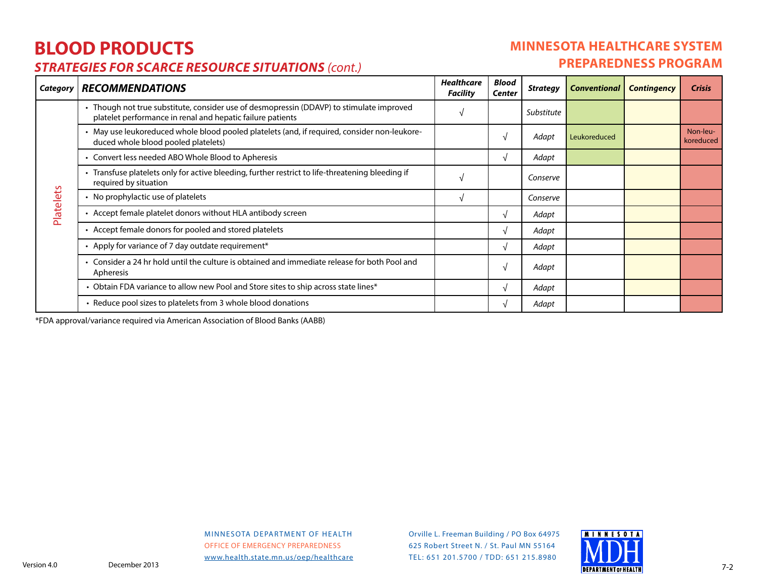# BLOOD PRODUCTS

## *STRATEGIES FOR SCARCE RESOURCE SITUATIONS (cont.)*

## MINNESOTA HEALTHCARE SYSTEM PREPAREDNESS PROGRAM

| Category | RECOMMENDATIONS | Healthcare Facility | Blood Center | Strategy | Conventional | Contingency | Crisis |
|---|---|---|---|---|---|---|---|
| Platelets | • Though not true substitute, consider use of desmopressin (DDAVP) to stimulate improved platelet performance in renal and hepatic failure patients | √ | | *Substitute* | | | |
| | • May use leukoreduced whole blood pooled platelets (and, if required, consider non-leukoreduced whole blood pooled platelets) | | √ | *Adapt* | Leukoreduced | | Non-leukoreduced |
| | • Convert less needed ABO Whole Blood to Apheresis | | √ | *Adapt* | | | |
| | • Transfuse platelets only for active bleeding, further restrict to life-threatening bleeding if required by situation | √ | | *Conserve* | | | |
| | • No prophylactic use of platelets | √ | | *Conserve* | | | |
| | • Accept female platelet donors without HLA antibody screen | | √ | *Adapt* | | | |
| | • Accept female donors for pooled and stored platelets | | √ | *Adapt* | | | |
| | • Apply for variance of 7 day outdate requirement* | | √ | *Adapt* | | | |
| | • Consider a 24 hr hold until the culture is obtained and immediate release for both Pool and Apheresis | | √ | *Adapt* | | | |
| | • Obtain FDA variance to allow new Pool and Store sites to ship across state lines* | | √ | *Adapt* | | | |
| | • Reduce pool sizes to platelets from 3 whole blood donations | | √ | *Adapt* | | | |

*FDA approval/variance required via American Association of Blood Banks (AABB)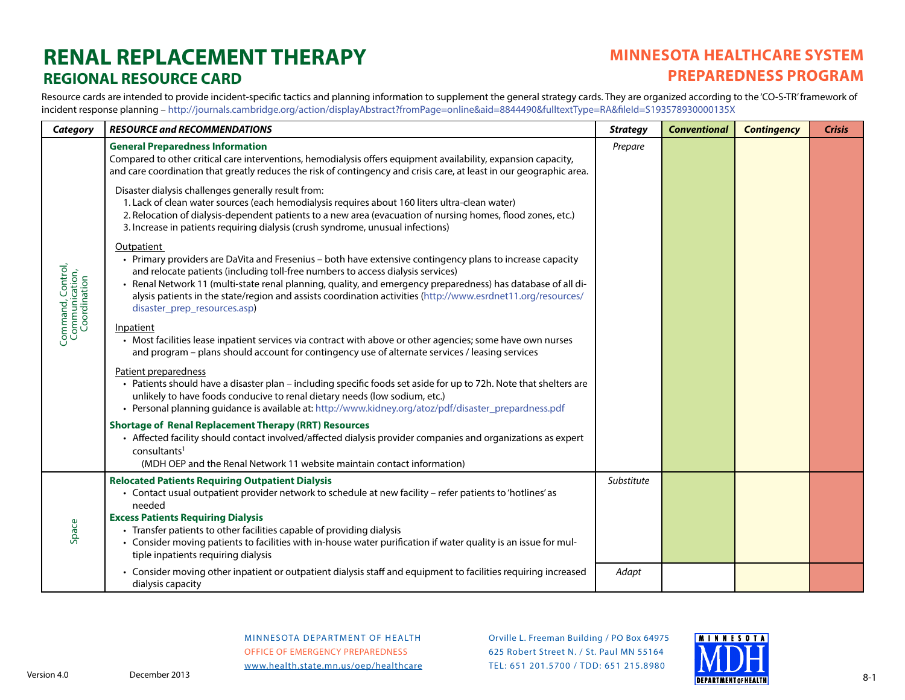# RENAL REPLACEMENT THERAPY

## REGIONAL RESOURCE CARD

## MINNESOTA HEALTHCARE SYSTEM PREPAREDNESS PROGRAM

Resource cards are intended to provide incident-specific tactics and planning information to supplement the general strategy cards. They are organized according to the 'CO-S-TR' framework of incident response planning – http://journals.cambridge.org/action/displayAbstract?fromPage=online&aid=8844490&fulltextType=RA&fileId=S193578930000135X

| Category | RESOURCE and RECOMMENDATIONS | Strategy | Conventional | Contingency | Crisis |
|---|---|---|---|---|---|
| Command, Control, Communication, Coordination | **General Preparedness Information**<br>Compared to other critical care interventions, hemodialysis offers equipment availability, expansion capacity, and care coordination that greatly reduces the risk of contingency and crisis care, at least in our geographic area.<br><br>Disaster dialysis challenges generally result from:<br>1. Lack of clean water sources (each hemodialysis requires about 160 liters ultra-clean water)<br>2. Relocation of dialysis-dependent patients to a new area (evacuation of nursing homes, flood zones, etc.)<br>3. Increase in patients requiring dialysis (crush syndrome, unusual infections)<br><br>Outpatient<br>• Primary providers are DaVita and Fresenius – both have extensive contingency plans to increase capacity and relocate patients (including toll-free numbers to access dialysis services)<br>• Renal Network 11 (multi-state renal planning, quality, and emergency preparedness) has database of all dialysis patients in the state/region and assists coordination activities (http://www.esrdnet11.org/resources/disaster_prep_resources.asp)<br><br>Inpatient<br>• Most facilities lease inpatient services via contract with above or other agencies; some have own nurses and program – plans should account for contingency use of alternate services / leasing services<br><br>Patient preparedness<br>• Patients should have a disaster plan – including specific foods set aside for up to 72h. Note that shelters are unlikely to have foods conducive to renal dietary needs (low sodium, etc.)<br>• Personal planning guidance is available at: http://www.kidney.org/atoz/pdf/disaster_prepardness.pdf<br><br>**Shortage of Renal Replacement Therapy (RRT) Resources**<br>• Affected facility should contact involved/affected dialysis provider companies and organizations as expert consultants[1]<br>(MDH OEP and the Renal Network 11 website maintain contact information) | Prepare | | | |
| Space | **Relocated Patients Requiring Outpatient Dialysis**<br>• Contact usual outpatient provider network to schedule at new facility – refer patients to 'hotlines' as needed<br>**Excess Patients Requiring Dialysis**<br>• Transfer patients to other facilities capable of providing dialysis<br>• Consider moving patients to facilities with in-house water purification if water quality is an issue for multiple inpatients requiring dialysis | Substitute | | | |
| | • Consider moving other inpatient or outpatient dialysis staff and equipment to facilities requiring increased dialysis capacity | Adapt | | | |

MINNESOTA DEPARTMENT OF HEALTH
OFFICE OF EMERGENCY PREPAREDNESS
www.health.state.mn.us/oep/healthcare

Orville L. Freeman Building / PO Box 64975
625 Robert Street N. / St. Paul MN 55164
TEL: 651 201.5700 / TDD: 651 215.8980

Version 4.0 December 2013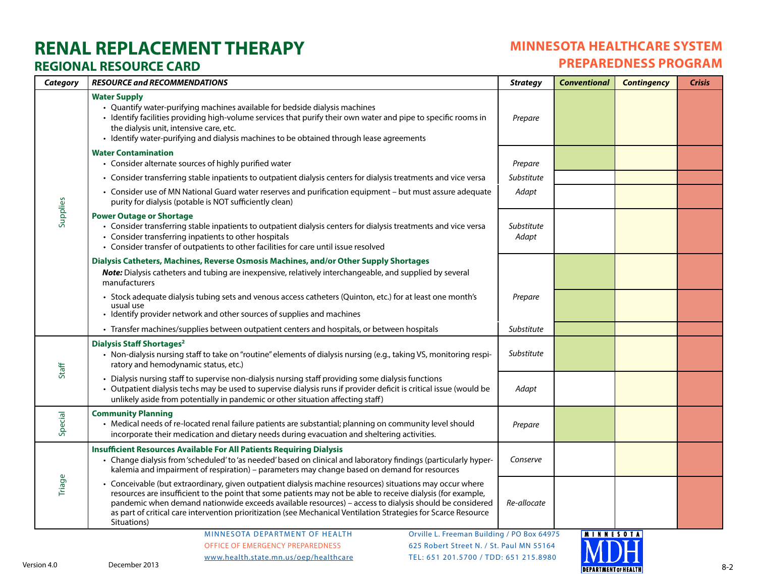# RENAL REPLACEMENT THERAPY

## REGIONAL RESOURCE CARD

## MINNESOTA HEALTHCARE SYSTEM PREPAREDNESS PROGRAM

| Category | RESOURCE and RECOMMENDATIONS | Strategy | Conventional | Contingency | Crisis |
|---|---|---|---|---|---|
| Supplies | **Water Supply**<br>• Quantify water-purifying machines available for bedside dialysis machines<br>• Identify facilities providing high-volume services that purify their own water and pipe to specific rooms in the dialysis unit, intensive care, etc.<br>• Identify water-purifying and dialysis machines to be obtained through lease agreements | *Prepare* | | | |
| | **Water Contamination**<br>• Consider alternate sources of highly purified water | *Prepare* | | | |
| | • Consider transferring stable inpatients to outpatient dialysis centers for dialysis treatments and vice versa | *Substitute* | | | |
| | • Consider use of MN National Guard water reserves and purification equipment – but must assure adequate purity for dialysis (potable is NOT sufficiently clean) | *Adapt* | | | |
| | **Power Outage or Shortage**<br>• Consider transferring stable inpatients to outpatient dialysis centers for dialysis treatments and vice versa<br>• Consider transferring inpatients to other hospitals<br>• Consider transfer of outpatients to other facilities for care until issue resolved | *Substitute*<br>*Adapt* | | | |
| | **Dialysis Catheters, Machines, Reverse Osmosis Machines, and/or Other Supply Shortages**<br>***Note:*** Dialysis catheters and tubing are inexpensive, relatively interchangeable, and supplied by several manufacturers<br>• Stock adequate dialysis tubing sets and venous access catheters (Quinton, etc.) for at least one month's usual use<br>• Identify provider network and other sources of supplies and machines | *Prepare* | | | |
| | • Transfer machines/supplies between outpatient centers and hospitals, or between hospitals | *Substitute* | | | |
| Staff | **Dialysis Staff Shortages**[2]<br>• Non-dialysis nursing staff to take on "routine" elements of dialysis nursing (e.g., taking VS, monitoring respiratory and hemodynamic status, etc.) | *Substitute* | | | |
| | • Dialysis nursing staff to supervise non-dialysis nursing staff providing some dialysis functions<br>• Outpatient dialysis techs may be used to supervise dialysis runs if provider deficit is critical issue (would be unlikely aside from potentially in pandemic or other situation affecting staff) | *Adapt* | | | |
| Special | **Community Planning**<br>• Medical needs of re-located renal failure patients are substantial; planning on community level should incorporate their medication and dietary needs during evacuation and sheltering activities. | *Prepare* | | | |
| Triage | **Insufficient Resources Available For All Patients Requiring Dialysis**<br>• Change dialysis from 'scheduled' to 'as needed' based on clinical and laboratory findings (particularly hyperkalemia and impairment of respiration) – parameters may change based on demand for resources | *Conserve* | | | |
| | • Conceivable (but extraordinary, given outpatient dialysis machine resources) situations may occur where resources are insufficient to the point that some patients may not be able to receive dialysis (for example, pandemic when demand nationwide exceeds available resources) – access to dialysis should be considered as part of critical care intervention prioritization (see Mechanical Ventilation Strategies for Scarce Resource Situations) | *Re-allocate* | | | |

MINNESOTA DEPARTMENT OF HEALTH
OFFICE OF EMERGENCY PREPAREDNESS
www.health.state.mn.us/oep/healthcare

Orville L. Freeman Building / PO Box 64975
625 Robert Street N. / St. Paul MN 55164
TEL: 651 201.5700 / TDD: 651 215.8980

Version 4.0 December 2013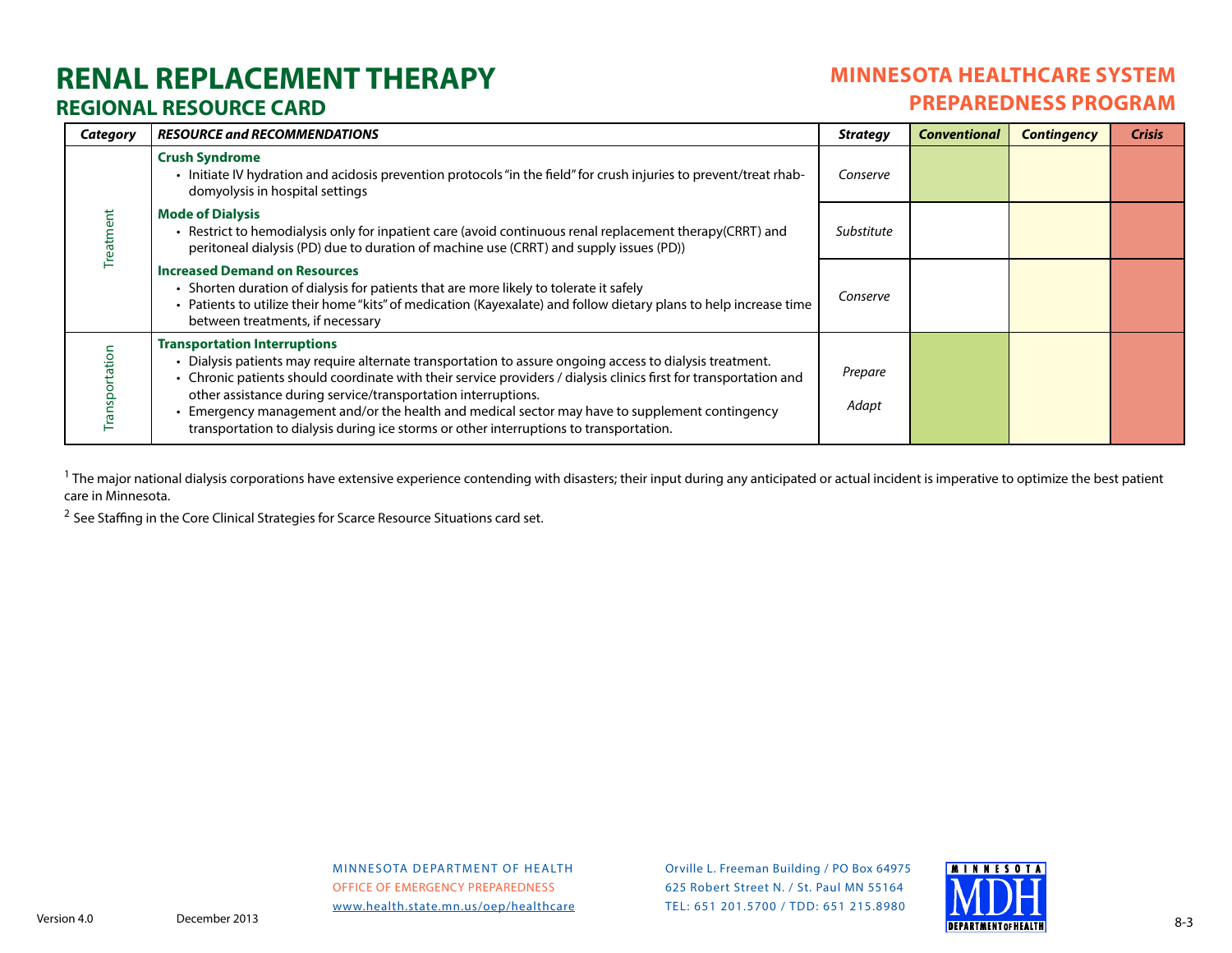# RENAL REPLACEMENT THERAPY

## REGIONAL RESOURCE CARD

## MINNESOTA HEALTHCARE SYSTEM PREPAREDNESS PROGRAM

| Category | RESOURCE and RECOMMENDATIONS | Strategy | Conventional | Contingency | Crisis |
|---|---|---|---|---|---|
| Treatment | **Crush Syndrome**<br>• Initiate IV hydration and acidosis prevention protocols "in the field" for crush injuries to prevent/treat rhabdomyolysis in hospital settings | *Conserve* | | | |
| | **Mode of Dialysis**<br>• Restrict to hemodialysis only for inpatient care (avoid continuous renal replacement therapy(CRRT) and peritoneal dialysis (PD) due to duration of machine use (CRRT) and supply issues (PD)) | *Substitute* | | | |
| | **Increased Demand on Resources**<br>• Shorten duration of dialysis for patients that are more likely to tolerate it safely<br>• Patients to utilize their home "kits" of medication (Kayexalate) and follow dietary plans to help increase time between treatments, if necessary | *Conserve* | | | |
| Transportation | **Transportation Interruptions**<br>• Dialysis patients may require alternate transportation to assure ongoing access to dialysis treatment.<br>• Chronic patients should coordinate with their service providers / dialysis clinics first for transportation and other assistance during service/transportation interruptions.<br>• Emergency management and/or the health and medical sector may have to supplement contingency transportation to dialysis during ice storms or other interruptions to transportation. | *Prepare*<br>*Adapt* | | | |

[1] The major national dialysis corporations have extensive experience contending with disasters; their input during any anticipated or actual incident is imperative to optimize the best patient care in Minnesota.

[2] See Staffing in the Core Clinical Strategies for Scarce Resource Situations card set.

MINNESOTA DEPARTMENT OF HEALTH
OFFICE OF EMERGENCY PREPAREDNESS
www.health.state.mn.us/oep/healthcare

Orville L. Freeman Building / PO Box 64975
625 Robert Street N. / St. Paul MN 55164
TEL: 651 201.5700 / TDD: 651 215.8980

Version 4.0 December 2013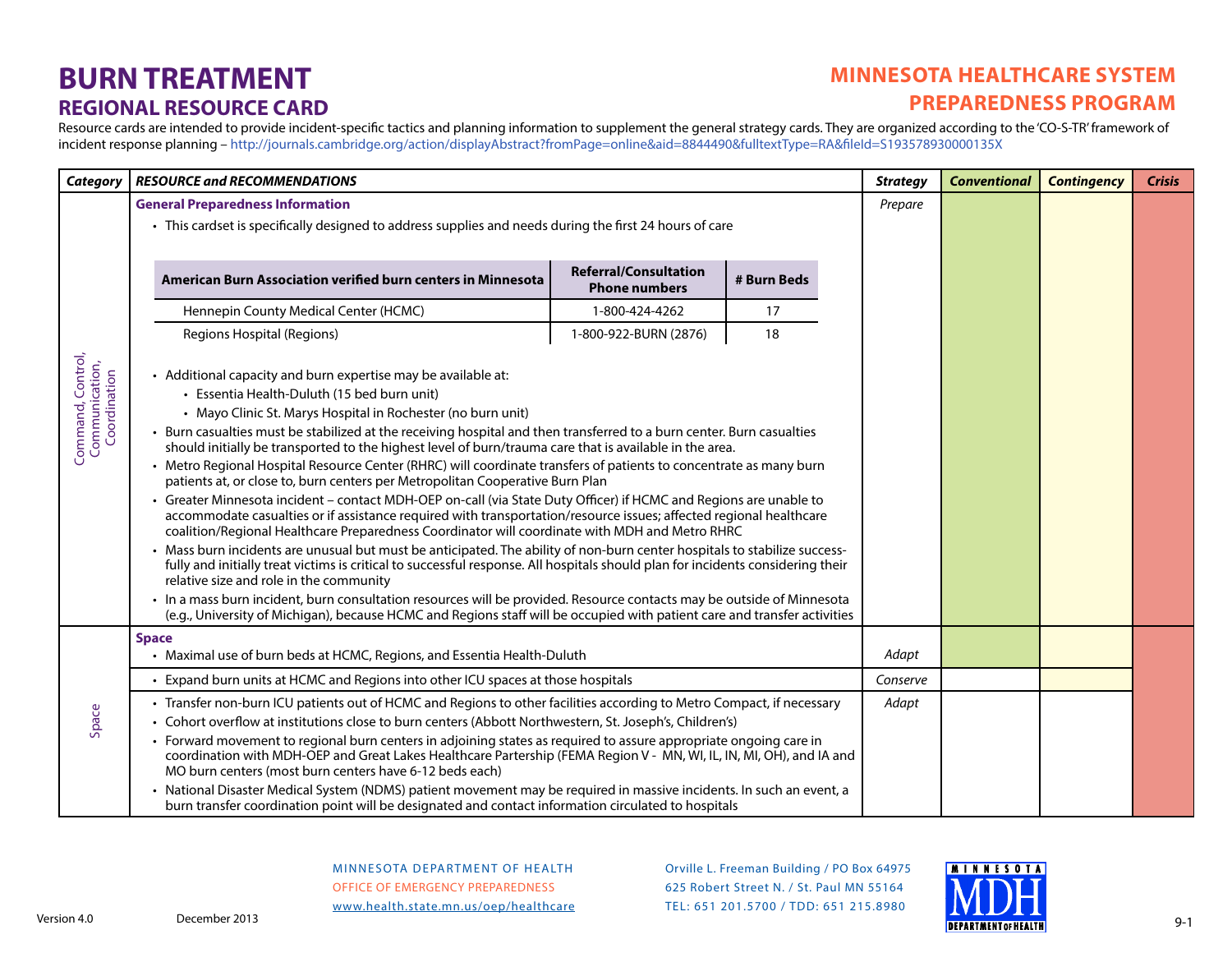# BURN TREATMENT

## REGIONAL RESOURCE CARD

**MINNESOTA HEALTHCARE SYSTEM PREPAREDNESS PROGRAM**

Resource cards are intended to provide incident-specific tactics and planning information to supplement the general strategy cards. They are organized according to the 'CO-S-TR' framework of incident response planning – http://journals.cambridge.org/action/displayAbstract?fromPage=online&aid=8844490&fulltextType=RA&fileId=S193578930000135X

| Category | RESOURCE and RECOMMENDATIONS | Strategy | Conventional | Contingency | Crisis |
|---|---|---|---|---|---|
| Command, Control, Communication, Coordination | **General Preparedness Information**<br>• This cardset is specifically designed to address supplies and needs during the first 24 hours of care<br><br>American Burn Association verified burn centers in Minnesota / Referral/Consultation Phone numbers / # Burn Beds:<br>Hennepin County Medical Center (HCMC) – 1-800-424-4262 – 17<br>Regions Hospital (Regions) – 1-800-922-BURN (2876) – 18<br><br>• Additional capacity and burn expertise may be available at:<br>  • Essentia Health-Duluth (15 bed burn unit)<br>  • Mayo Clinic St. Marys Hospital in Rochester (no burn unit)<br>• Burn casualties must be stabilized at the receiving hospital and then transferred to a burn center. Burn casualties should initially be transported to the highest level of burn/trauma care that is available in the area.<br>• Metro Regional Hospital Resource Center (RHRC) will coordinate transfers of patients to concentrate as many burn patients at, or close to, burn centers per Metropolitan Cooperative Burn Plan<br>• Greater Minnesota incident – contact MDH-OEP on-call (via State Duty Officer) if HCMC and Regions are unable to accommodate casualties or if assistance required with transportation/resource issues; affected regional healthcare coalition/Regional Healthcare Preparedness Coordinator will coordinate with MDH and Metro RHRC<br>• Mass burn incidents are unusual but must be anticipated. The ability of non-burn center hospitals to stabilize successfully and initially treat victims is critical to successful response. All hospitals should plan for incidents considering their relative size and role in the community<br>• In a mass burn incident, burn consultation resources will be provided. Resource contacts may be outside of Minnesota (e.g., University of Michigan), because HCMC and Regions staff will be occupied with patient care and transfer activities | Prepare | | | |
| Space | **Space**<br>• Maximal use of burn beds at HCMC, Regions, and Essentia Health-Duluth | Adapt | | | |
| | • Expand burn units at HCMC and Regions into other ICU spaces at those hospitals | Conserve | | | |
| | • Transfer non-burn ICU patients out of HCMC and Regions to other facilities according to Metro Compact, if necessary<br>• Cohort overflow at institutions close to burn centers (Abbott Northwestern, St. Joseph's, Children's)<br>• Forward movement to regional burn centers in adjoining states as required to assure appropriate ongoing care in coordination with MDH-OEP and Great Lakes Healthcare Partership (FEMA Region V - MN, WI, IL, IN, MI, OH), and IA and MO burn centers (most burn centers have 6-12 beds each)<br>• National Disaster Medical System (NDMS) patient movement may be required in massive incidents. In such an event, a burn transfer coordination point will be designated and contact information circulated to hospitals | Adapt | | | |

MINNESOTA DEPARTMENT OF HEALTH
OFFICE OF EMERGENCY PREPAREDNESS
www.health.state.mn.us/oep/healthcare

Orville L. Freeman Building / PO Box 64975
625 Robert Street N. / St. Paul MN 55164
TEL: 651 201.5700 / TDD: 651 215.8980

Version 4.0 December 2013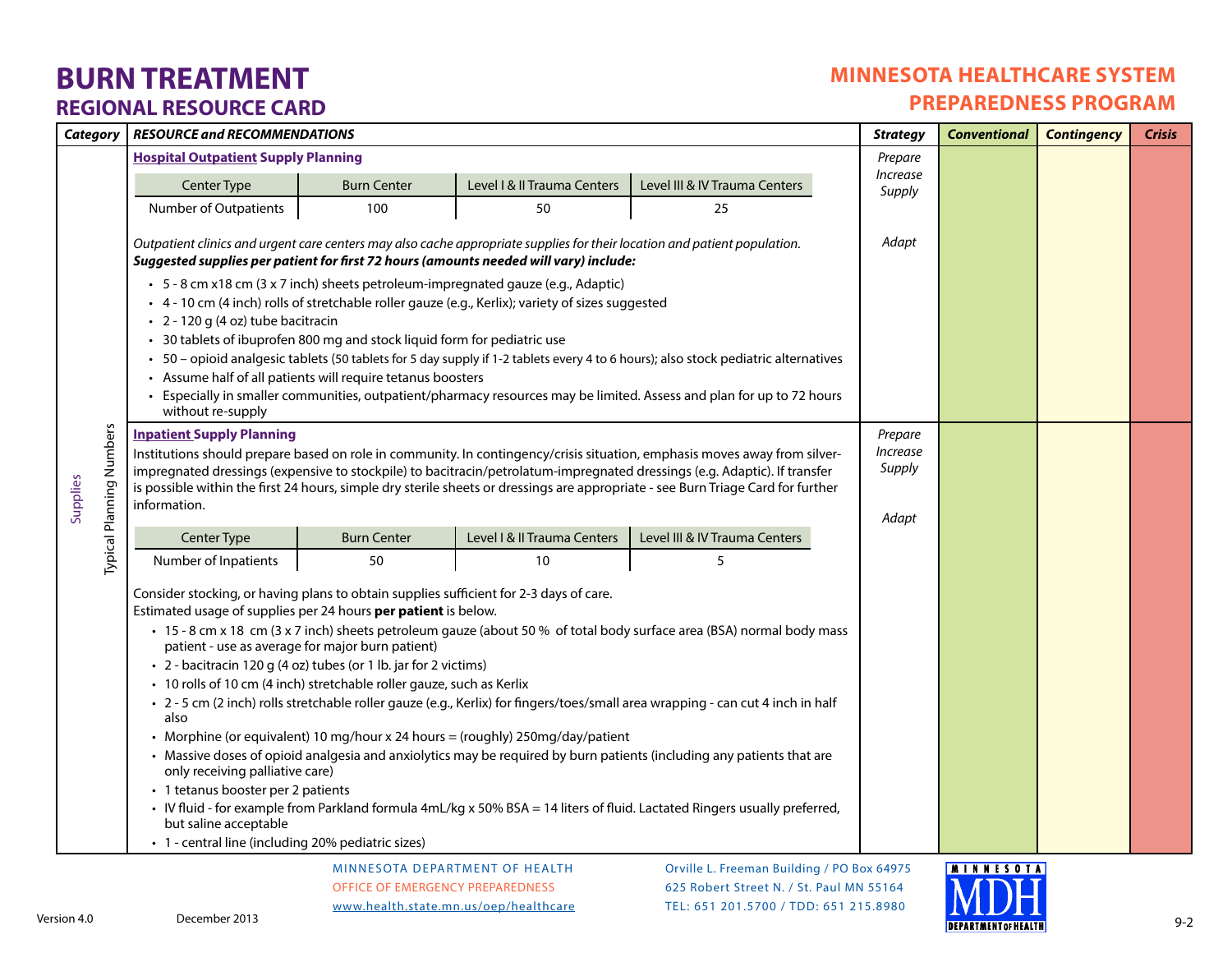# BURN TREATMENT

## REGIONAL RESOURCE CARD

**MINNESOTA HEALTHCARE SYSTEM PREPAREDNESS PROGRAM**

| Category | | RESOURCE and RECOMMENDATIONS | Strategy | Conventional | Contingency | Crisis |
|---|---|---|---|---|---|---|
| Supplies | Typical Planning Numbers | **Hospital Outpatient Supply Planning** (see below) | *Prepare Increase Supply*<br><br>*Adapt* | | | |
| | | **Inpatient Supply Planning** (see below) | *Prepare Increase Supply*<br><br>*Adapt* | | | |

### Hospital Outpatient Supply Planning

| Center Type | Burn Center | Level I & II Trauma Centers | Level III & IV Trauma Centers |
|---|---|---|---|
| Number of Outpatients | 100 | 50 | 25 |

*Outpatient clinics and urgent care centers may also cache appropriate supplies for their location and patient population.*
***Suggested supplies per patient for first 72 hours (amounts needed will vary) include:***

- 5 - 8 cm x18 cm (3 x 7 inch) sheets petroleum-impregnated gauze (e.g., Adaptic)
- 4 - 10 cm (4 inch) rolls of stretchable roller gauze (e.g., Kerlix); variety of sizes suggested
- 2 - 120 g (4 oz) tube bacitracin
- 30 tablets of ibuprofen 800 mg and stock liquid form for pediatric use
- 50 – opioid analgesic tablets (50 tablets for 5 day supply if 1-2 tablets every 4 to 6 hours); also stock pediatric alternatives
- Assume half of all patients will require tetanus boosters
- Especially in smaller communities, outpatient/pharmacy resources may be limited. Assess and plan for up to 72 hours without re-supply

### Inpatient Supply Planning

Institutions should prepare based on role in community. In contingency/crisis situation, emphasis moves away from silver-impregnated dressings (expensive to stockpile) to bacitracin/petrolatum-impregnated dressings (e.g. Adaptic). If transfer is possible within the first 24 hours, simple dry sterile sheets or dressings are appropriate - see Burn Triage Card for further information.

| Center Type | Burn Center | Level I & II Trauma Centers | Level III & IV Trauma Centers |
|---|---|---|---|
| Number of Inpatients | 50 | 10 | 5 |

Consider stocking, or having plans to obtain supplies sufficient for 2-3 days of care.
Estimated usage of supplies per 24 hours **per patient** is below.

- 15 - 8 cm x 18 cm (3 x 7 inch) sheets petroleum gauze (about 50 % of total body surface area (BSA) normal body mass patient - use as average for major burn patient)
- 2 - bacitracin 120 g (4 oz) tubes (or 1 lb. jar for 2 victims)
- 10 rolls of 10 cm (4 inch) stretchable roller gauze, such as Kerlix
- 2 - 5 cm (2 inch) rolls stretchable roller gauze (e.g., Kerlix) for fingers/toes/small area wrapping - can cut 4 inch in half also
- Morphine (or equivalent) 10 mg/hour x 24 hours = (roughly) 250mg/day/patient
- Massive doses of opioid analgesia and anxiolytics may be required by burn patients (including any patients that are only receiving palliative care)
- 1 tetanus booster per 2 patients
- IV fluid - for example from Parkland formula 4mL/kg x 50% BSA = 14 liters of fluid. Lactated Ringers usually preferred, but saline acceptable
- 1 - central line (including 20% pediatric sizes)

MINNESOTA DEPARTMENT OF HEALTH
OFFICE OF EMERGENCY PREPAREDNESS
www.health.state.mn.us/oep/healthcare

Orville L. Freeman Building / PO Box 64975
625 Robert Street N. / St. Paul MN 55164
TEL: 651 201.5700 / TDD: 651 215.8980

Version 4.0 December 2013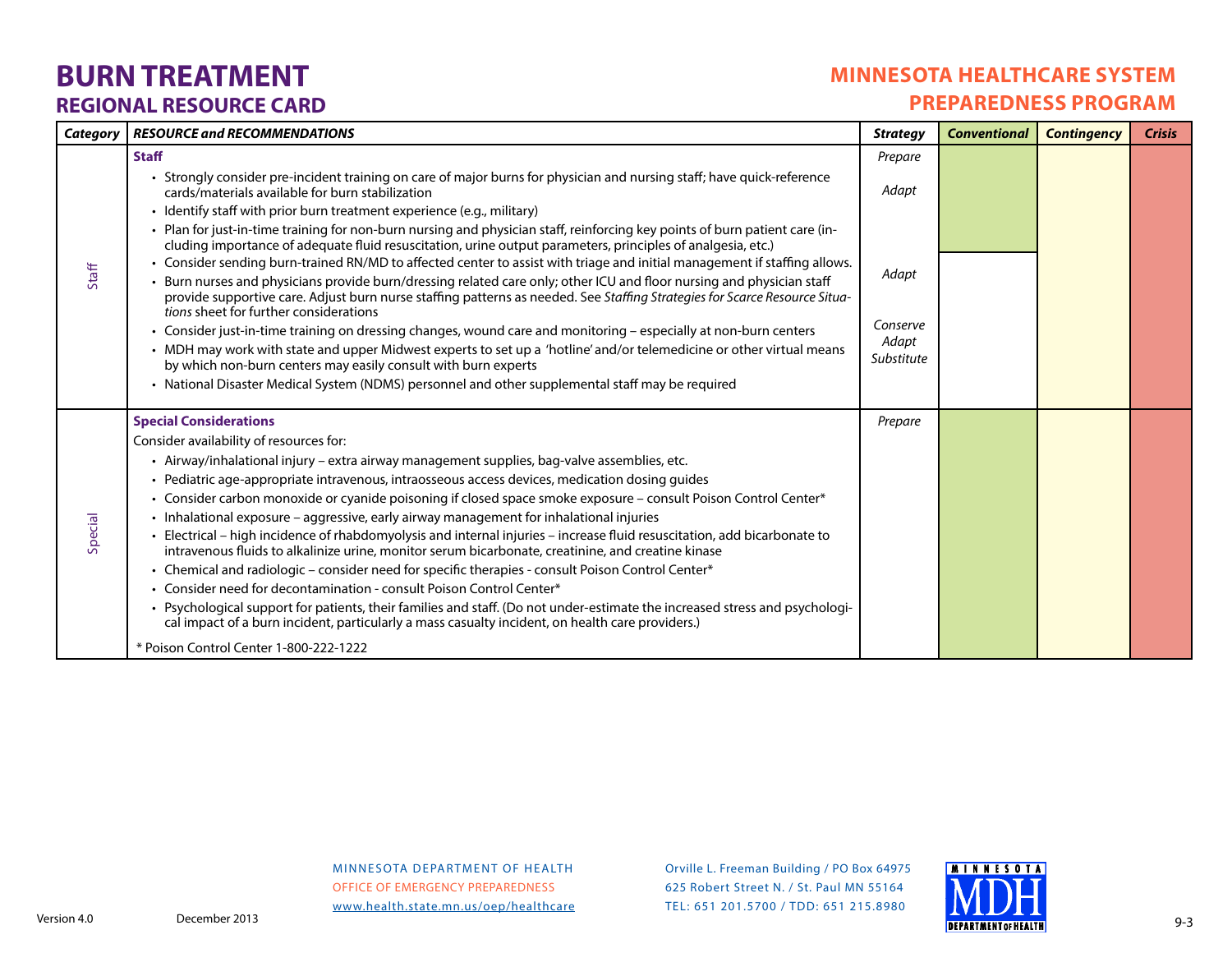# BURN TREATMENT
## REGIONAL RESOURCE CARD

## MINNESOTA HEALTHCARE SYSTEM PREPAREDNESS PROGRAM

| Category | RESOURCE and RECOMMENDATIONS | Strategy | Conventional | Contingency | Crisis |
|---|---|---|---|---|---|
| Staff | **Staff**<br>• Strongly consider pre-incident training on care of major burns for physician and nursing staff; have quick-reference cards/materials available for burn stabilization<br>• Identify staff with prior burn treatment experience (e.g., military)<br>• Plan for just-in-time training for non-burn nursing and physician staff, reinforcing key points of burn patient care (including importance of adequate fluid resuscitation, urine output parameters, principles of analgesia, etc.)<br>• Consider sending burn-trained RN/MD to affected center to assist with triage and initial management if staffing allows.<br>• Burn nurses and physicians provide burn/dressing related care only; other ICU and floor nursing and physician staff provide supportive care. Adjust burn nurse staffing patterns as needed. See *Staffing Strategies for Scarce Resource Situations* sheet for further considerations<br>• Consider just-in-time training on dressing changes, wound care and monitoring – especially at non-burn centers<br>• MDH may work with state and upper Midwest experts to set up a 'hotline' and/or telemedicine or other virtual means by which non-burn centers may easily consult with burn experts<br>• National Disaster Medical System (NDMS) personnel and other supplemental staff may be required | *Prepare*<br>*Adapt*<br>*Adapt*<br>*Conserve*<br>*Adapt*<br>*Substitute* | | | |
| Special | **Special Considerations**<br>Consider availability of resources for:<br>• Airway/inhalational injury – extra airway management supplies, bag-valve assemblies, etc.<br>• Pediatric age-appropriate intravenous, intraosseous access devices, medication dosing guides<br>• Consider carbon monoxide or cyanide poisoning if closed space smoke exposure – consult Poison Control Center*<br>• Inhalational exposure – aggressive, early airway management for inhalational injuries<br>• Electrical – high incidence of rhabdomyolysis and internal injuries – increase fluid resuscitation, add bicarbonate to intravenous fluids to alkalinize urine, monitor serum bicarbonate, creatinine, and creatine kinase<br>• Chemical and radiologic – consider need for specific therapies - consult Poison Control Center*<br>• Consider need for decontamination - consult Poison Control Center*<br>• Psychological support for patients, their families and staff. (Do not under-estimate the increased stress and psychological impact of a burn incident, particularly a mass casualty incident, on health care providers.)<br>* Poison Control Center 1-800-222-1222 | *Prepare* | | | |

MINNESOTA DEPARTMENT OF HEALTH
OFFICE OF EMERGENCY PREPAREDNESS
www.health.state.mn.us/oep/healthcare

Orville L. Freeman Building / PO Box 64975
625 Robert Street N. / St. Paul MN 55164
TEL: 651 201.5700 / TDD: 651 215.8980

Version 4.0 December 2013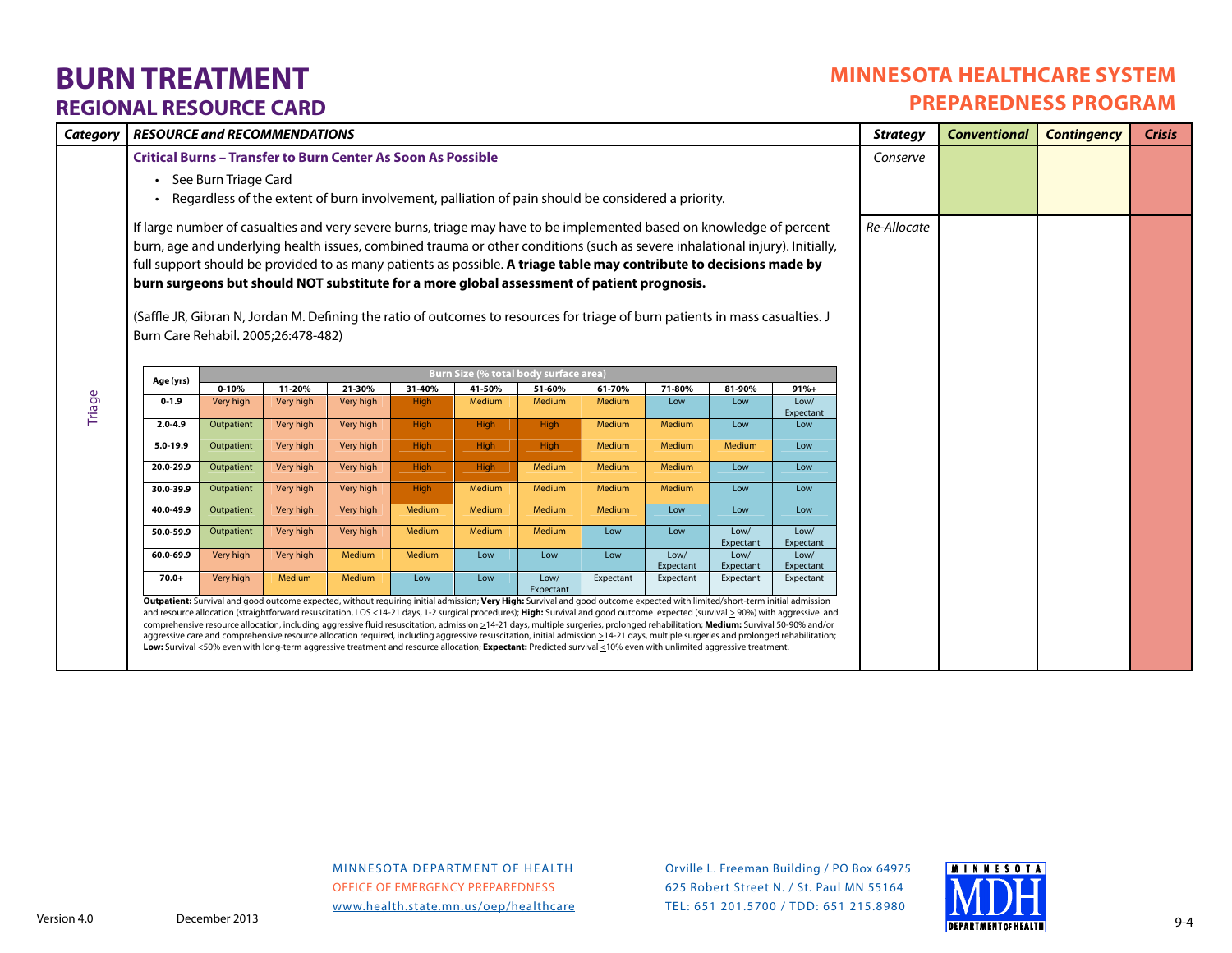# BURN TREATMENT

## REGIONAL RESOURCE CARD

## MINNESOTA HEALTHCARE SYSTEM PREPAREDNESS PROGRAM

| Category | RESOURCE and RECOMMENDATIONS | Strategy | Conventional | Contingency | Crisis |
|---|---|---|---|---|---|
| Triage | **Critical Burns – Transfer to Burn Center As Soon As Possible** • See Burn Triage Card • Regardless of the extent of burn involvement, palliation of pain should be considered a priority. | Conserve | | | |
| | If large number of casualties and very severe burns, triage may have to be implemented based on knowledge of percent burn, age and underlying health issues, combined trauma or other conditions (such as severe inhalational injury). Initially, full support should be provided to as many patients as possible. **A triage table may contribute to decisions made by burn surgeons but should NOT substitute for a more global assessment of patient prognosis.** (Saffle JR, Gibran N, Jordan M. Defining the ratio of outcomes to resources for triage of burn patients in mass casualties. J Burn Care Rehabil. 2005;26:478-482) | Re-Allocate | | | |

| Age (yrs) | Burn Size (% total body surface area) | | | | | | | | | |
|---|---|---|---|---|---|---|---|---|---|---|
| | 0-10% | 11-20% | 21-30% | 31-40% | 41-50% | 51-60% | 61-70% | 71-80% | 81-90% | 91%+ |
| 0-1.9 | Very high | Very high | Very high | High | Medium | Medium | Medium | Low | Low | Low/ Expectant |
| 2.0-4.9 | Outpatient | Very high | Very high | High | High | High | Medium | Medium | Low | Low |
| 5.0-19.9 | Outpatient | Very high | Very high | High | High | High | Medium | Medium | Medium | Low |
| 20.0-29.9 | Outpatient | Very high | Very high | High | High | Medium | Medium | Medium | Low | Low |
| 30.0-39.9 | Outpatient | Very high | Very high | High | Medium | Medium | Medium | Medium | Low | Low |
| 40.0-49.9 | Outpatient | Very high | Very high | Medium | Medium | Medium | Medium | Low | Low | Low |
| 50.0-59.9 | Outpatient | Very high | Very high | Medium | Medium | Medium | Low | Low | Low/ Expectant | Low/ Expectant |
| 60.0-69.9 | Very high | Very high | Medium | Medium | Low | Low | Low | Low/ Expectant | Low/ Expectant | Low/ Expectant |
| 70.0+ | Very high | Medium | Medium | Low | Low | Low/ Expectant | Expectant | Expectant | Expectant | Expectant |

**Outpatient:** Survival and good outcome expected, without requiring initial admission; **Very High:** Survival and good outcome expected with limited/short-term initial admission and resource allocation (straightforward resuscitation, LOS <14-21 days, 1-2 surgical procedures); **High:** Survival and good outcome expected (survival ≥ 90%) with aggressive and comprehensive resource allocation, including aggressive fluid resuscitation, admission ≥14-21 days, multiple surgeries, prolonged rehabilitation; **Medium:** Survival 50-90% and/or aggressive care and comprehensive resource allocation required, including aggressive resuscitation, initial admission ≥14-21 days, multiple surgeries and prolonged rehabilitation; **Low:** Survival <50% even with long-term aggressive treatment and resource allocation; **Expectant:** Predicted survival ≤10% even with unlimited aggressive treatment.

MINNESOTA DEPARTMENT OF HEALTH
OFFICE OF EMERGENCY PREPAREDNESS
www.health.state.mn.us/oep/healthcare

Orville L. Freeman Building / PO Box 64975
625 Robert Street N. / St. Paul MN 55164
TEL: 651 201.5700 / TDD: 651 215.8980

Version 4.0 December 2013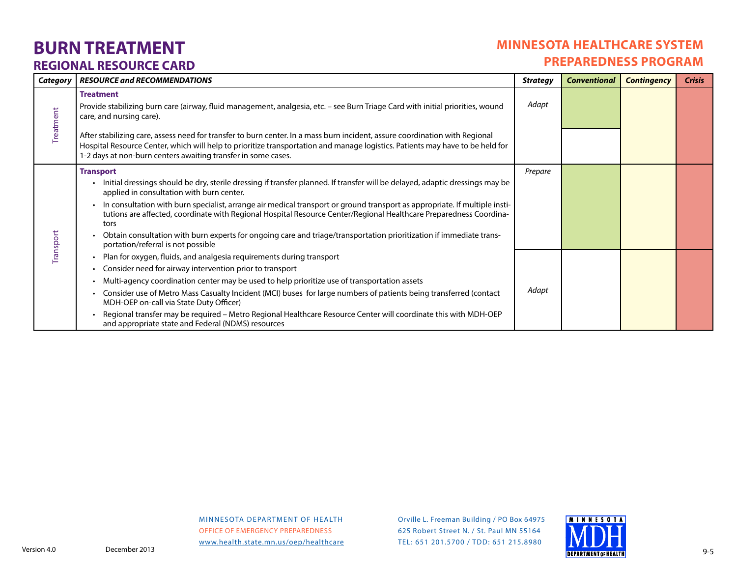# BURN TREATMENT

## REGIONAL RESOURCE CARD

## MINNESOTA HEALTHCARE SYSTEM PREPAREDNESS PROGRAM

| *Category* | *RESOURCE and RECOMMENDATIONS* | *Strategy* | *Conventional* | *Contingency* | *Crisis* |
|---|---|---|---|---|---|
| Treatment | **Treatment**<br>Provide stabilizing burn care (airway, fluid management, analgesia, etc. – see Burn Triage Card with initial priorities, wound care, and nursing care).<br><br>After stabilizing care, assess need for transfer to burn center. In a mass burn incident, assure coordination with Regional Hospital Resource Center, which will help to prioritize transportation and manage logistics. Patients may have to be held for 1-2 days at non-burn centers awaiting transfer in some cases. | *Adapt* | | | |
| Transport | **Transport**<br>• Initial dressings should be dry, sterile dressing if transfer planned. If transfer will be delayed, adaptic dressings may be applied in consultation with burn center.<br>• In consultation with burn specialist, arrange air medical transport or ground transport as appropriate. If multiple institutions are affected, coordinate with Regional Hospital Resource Center/Regional Healthcare Preparedness Coordinators<br>• Obtain consultation with burn experts for ongoing care and triage/transportation prioritization if immediate transportation/referral is not possible | *Prepare* | | | |
| | • Plan for oxygen, fluids, and analgesia requirements during transport<br>• Consider need for airway intervention prior to transport<br>• Multi-agency coordination center may be used to help prioritize use of transportation assets<br>• Consider use of Metro Mass Casualty Incident (MCI) buses for large numbers of patients being transferred (contact MDH-OEP on-call via State Duty Officer)<br>• Regional transfer may be required – Metro Regional Healthcare Resource Center will coordinate this with MDH-OEP and appropriate state and Federal (NDMS) resources | *Adapt* | | | |

MINNESOTA DEPARTMENT OF HEALTH
OFFICE OF EMERGENCY PREPAREDNESS
www.health.state.mn.us/oep/healthcare

Orville L. Freeman Building / PO Box 64975
625 Robert Street N. / St. Paul MN 55164
TEL: 651 201.5700 / TDD: 651 215.8980

Version 4.0 December 2013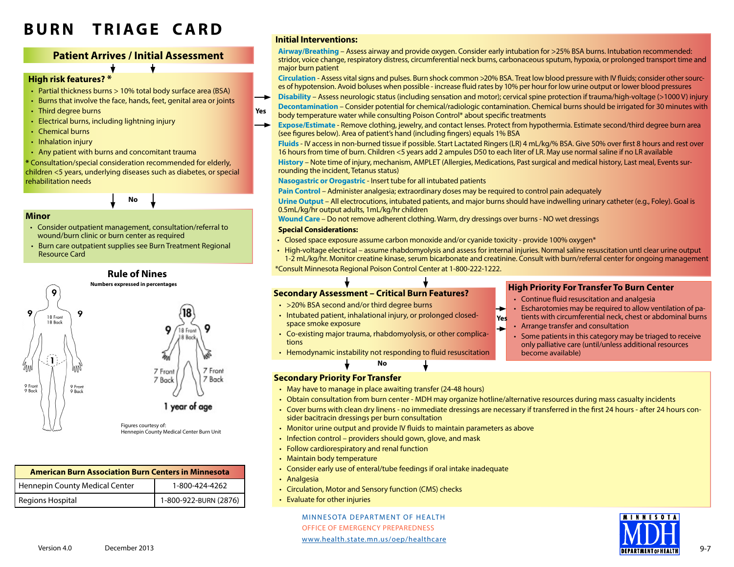# BURN TRIAGE CARD

## Patient Arrives / Initial Assessment

### High risk features? *

- Partial thickness burns > 10% total body surface area (BSA)
- Burns that involve the face, hands, feet, genital area or joints
- Third degree burns
- Electrical burns, including lightning injury
- Chemical burns
- Inhalation injury
- Any patient with burns and concomitant trauma

**\*** Consultation/special consideration recommended for elderly, children <5 years, underlying diseases such as diabetes, or special rehabilitation needs

Yes →

No ↓

### Minor

- Consider outpatient management, consultation/referral to wound/burn clinic or burn center as required
- Burn care outpatient supplies see Burn Treatment Regional Resource Card

### Rule of Nines

Numbers expressed in percentages

9

9 18 Front 18 Back 9

1

9 Front 9 Back

9 Front 9 Back

18

9 18 Front 18 Back 9

7 Front 7 Back

7 Front 7 Back

1 year of age

Figures courtesy of:
Hennepin County Medical Center Burn Unit

| American Burn Association Burn Centers in Minnesota | |
|---|---|
| Hennepin County Medical Center | 1-800-424-4262 |
| Regions Hospital | 1-800-922-BURN (2876) |

### Initial Interventions:

**Airway/Breathing** – Assess airway and provide oxygen. Consider early intubation for >25% BSA burns. Intubation recommended: stridor, voice change, respiratory distress, circumferential neck burns, carbonaceous sputum, hypoxia, or prolonged transport time and major burn patient

**Circulation** - Assess vital signs and pulses. Burn shock common >20% BSA. Treat low blood pressure with IV fluids; consider other sources of hypotension. Avoid boluses when possible - increase fluid rates by 10% per hour for low urine output or lower blood pressures

**Disability** – Assess neurologic status (including sensation and motor); cervical spine protection if trauma/high-voltage (>1000 V) injury

**Decontamination** – Consider potential for chemical/radiologic contamination. Chemical burns should be irrigated for 30 minutes with body temperature water while consulting Poison Control* about specific treatments

**Expose/Estimate** - Remove clothing, jewelry, and contact lenses. Protect from hypothermia. Estimate second/third degree burn area (see figures below). Area of patient's hand (including fingers) equals 1% BSA

**Fluids** - IV access in non-burned tissue if possible. Start Lactated Ringers (LR) 4 mL/kg/% BSA. Give 50% over first 8 hours and rest over 16 hours from time of burn. Children <5 years add 2 ampules D50 to each liter of LR. May use normal saline if no LR available

**History** – Note time of injury, mechanism, AMPLET (Allergies, Medications, Past surgical and medical history, Last meal, Events surrounding the incident, Tetanus status)

**Nasogastric or Orogastric** - Insert tube for all intubated patients

**Pain Control** – Administer analgesia; extraordinary doses may be required to control pain adequately

**Urine Output** – All electrocutions, intubated patients, and major burns should have indwelling urinary catheter (e.g., Foley). Goal is 0.5mL/kg/hr output adults, 1mL/kg/hr children

**Wound Care** – Do not remove adherent clothing. Warm, dry dressings over burns - NO wet dressings

**Special Considerations:**

- Closed space exposure assume carbon monoxide and/or cyanide toxicity - provide 100% oxygen*
- High-voltage electrical – assume rhabdomyolysis and assess for internal injuries. Normal saline resuscitation untl clear urine output 1-2 mL/kg/hr. Monitor creatine kinase, serum bicarbonate and creatinine. Consult with burn/referral center for ongoing management

*Consult Minnesota Regional Poison Control Center at 1-800-222-1222.

### Secondary Assessment – Critical Burn Features?

- >20% BSA second and/or third degree burns
- Intubated patient, inhalational injury, or prolonged closed-space smoke exposure
- Co-existing major trauma, rhabdomyolysis, or other complications
- Hemodynamic instability not responding to fluid resuscitation

Yes →

### High Priority For Transfer To Burn Center

- Continue fluid resuscitation and analgesia
- Escharotomies may be required to allow ventilation of patients with circumferential neck, chest or abdominal burns
- Arrange transfer and consultation
- Some patients in this category may be triaged to receive only palliative care (until/unless additional resources become available)

No ↓

### Secondary Priority For Transfer

- May have to manage in place awaiting transfer (24-48 hours)
- Obtain consultation from burn center - MDH may organize hotline/alternative resources during mass casualty incidents
- Cover burns with clean dry linens - no immediate dressings are necessary if transferred in the first 24 hours - after 24 hours consider bacitracin dressings per burn consultation
- Monitor urine output and provide IV fluids to maintain parameters as above
- Infection control – providers should gown, glove, and mask
- Follow cardiorespiratory and renal function
- Maintain body temperature
- Consider early use of enteral/tube feedings if oral intake inadequate
- Analgesia
- Circulation, Motor and Sensory function (CMS) checks
- Evaluate for other injuries

MINNESOTA DEPARTMENT OF HEALTH
OFFICE OF EMERGENCY PREPAREDNESS
www.health.state.mn.us/oep/healthcare

MINNESOTA MDH DEPARTMENT OF HEALTH

Version 4.0 December 2013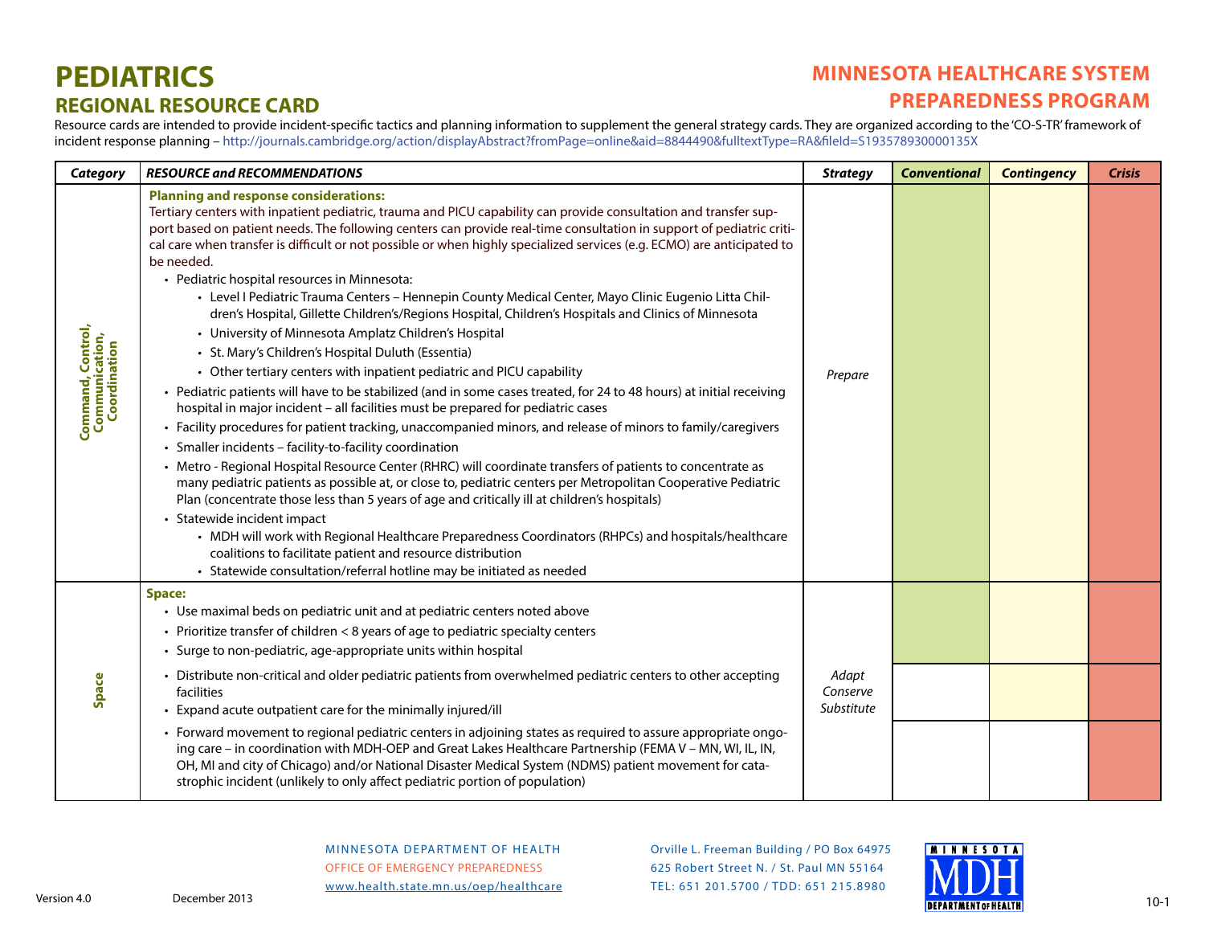# PEDIATRICS

## REGIONAL RESOURCE CARD

## MINNESOTA HEALTHCARE SYSTEM PREPAREDNESS PROGRAM

Resource cards are intended to provide incident-specific tactics and planning information to supplement the general strategy cards. They are organized according to the 'CO-S-TR' framework of incident response planning – http://journals.cambridge.org/action/displayAbstract?fromPage=online&aid=8844490&fulltextType=RA&fileId=S193578930000135X

| Category | RESOURCE and RECOMMENDATIONS | Strategy | Conventional | Contingency | Crisis |
|---|---|---|---|---|---|
| Command, Control, Communication, Coordination | **Planning and response considerations:**<br>Tertiary centers with inpatient pediatric, trauma and PICU capability can provide consultation and transfer support based on patient needs. The following centers can provide real-time consultation in support of pediatric critical care when transfer is difficult or not possible or when highly specialized services (e.g. ECMO) are anticipated to be needed.<br>• Pediatric hospital resources in Minnesota:<br>  ◦ Level I Pediatric Trauma Centers – Hennepin County Medical Center, Mayo Clinic Eugenio Litta Children's Hospital, Gillette Children's/Regions Hospital, Children's Hospitals and Clinics of Minnesota<br>  ◦ University of Minnesota Amplatz Children's Hospital<br>  ◦ St. Mary's Children's Hospital Duluth (Essentia)<br>  ◦ Other tertiary centers with inpatient pediatric and PICU capability<br>• Pediatric patients will have to be stabilized (and in some cases treated, for 24 to 48 hours) at initial receiving hospital in major incident – all facilities must be prepared for pediatric cases<br>• Facility procedures for patient tracking, unaccompanied minors, and release of minors to family/caregivers<br>• Smaller incidents – facility-to-facility coordination<br>• Metro - Regional Hospital Resource Center (RHRC) will coordinate transfers of patients to concentrate as many pediatric patients as possible at, or close to, pediatric centers per Metropolitan Cooperative Pediatric Plan (concentrate those less than 5 years of age and critically ill at children's hospitals)<br>• Statewide incident impact<br>  ◦ MDH will work with Regional Healthcare Preparedness Coordinators (RHPCs) and hospitals/healthcare coalitions to facilitate patient and resource distribution<br>  ◦ Statewide consultation/referral hotline may be initiated as needed | *Prepare* | X | X | X |
| Space | **Space:**<br>• Use maximal beds on pediatric unit and at pediatric centers noted above<br>• Prioritize transfer of children < 8 years of age to pediatric specialty centers<br>• Surge to non-pediatric, age-appropriate units within hospital | *Adapt Conserve Substitute* | X | X | X |
| | • Distribute non-critical and older pediatric patients from overwhelmed pediatric centers to other accepting facilities<br>• Expand acute outpatient care for the minimally injured/ill | | | X | X |
| | • Forward movement to regional pediatric centers in adjoining states as required to assure appropriate ongoing care – in coordination with MDH-OEP and Great Lakes Healthcare Partnership (FEMA V – MN, WI, IL, IN, OH, MI and city of Chicago) and/or National Disaster Medical System (NDMS) patient movement for catastrophic incident (unlikely to only affect pediatric portion of population) | | | | X |

MINNESOTA DEPARTMENT OF HEALTH
OFFICE OF EMERGENCY PREPAREDNESS
www.health.state.mn.us/oep/healthcare

Orville L. Freeman Building / PO Box 64975
625 Robert Street N. / St. Paul MN 55164
TEL: 651 201.5700 / TDD: 651 215.8980

Version 4.0 December 2013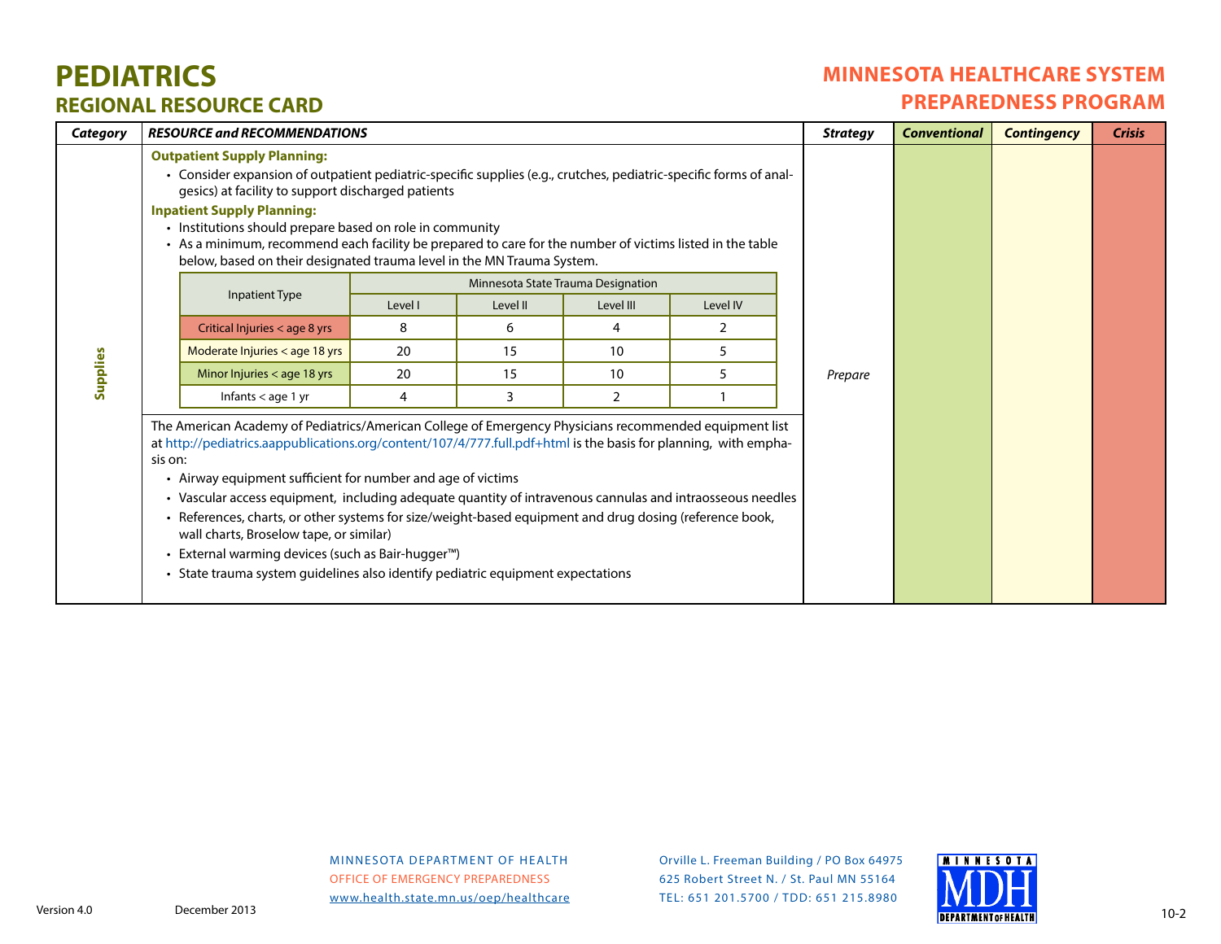# PEDIATRICS

## REGIONAL RESOURCE CARD

## MINNESOTA HEALTHCARE SYSTEM PREPAREDNESS PROGRAM

| Category | RESOURCE and RECOMMENDATIONS | Strategy | Conventional | Contingency | Crisis |
|---|---|---|---|---|---|
| Supplies | See below | Prepare | | | |

**Outpatient Supply Planning:**

- Consider expansion of outpatient pediatric-specific supplies (e.g., crutches, pediatric-specific forms of analgesics) at facility to support discharged patients

**Inpatient Supply Planning:**

- Institutions should prepare based on role in community
- As a minimum, recommend each facility be prepared to care for the number of victims listed in the table below, based on their designated trauma level in the MN Trauma System.

| Inpatient Type | Minnesota State Trauma Designation | | | |
|---|---|---|---|---|
| | Level I | Level II | Level III | Level IV |
| Critical Injuries < age 8 yrs | 8 | 6 | 4 | 2 |
| Moderate Injuries < age 18 yrs | 20 | 15 | 10 | 5 |
| Minor Injuries < age 18 yrs | 20 | 15 | 10 | 5 |
| Infants < age 1 yr | 4 | 3 | 2 | 1 |

The American Academy of Pediatrics/American College of Emergency Physicians recommended equipment list at http://pediatrics.aappublications.org/content/107/4/777.full.pdf+html is the basis for planning, with emphasis on:

- Airway equipment sufficient for number and age of victims
- Vascular access equipment, including adequate quantity of intravenous cannulas and intraosseous needles
- References, charts, or other systems for size/weight-based equipment and drug dosing (reference book, wall charts, Broselow tape, or similar)
- External warming devices (such as Bair-hugger™)
- State trauma system guidelines also identify pediatric equipment expectations

MINNESOTA DEPARTMENT OF HEALTH
OFFICE OF EMERGENCY PREPAREDNESS
www.health.state.mn.us/oep/healthcare

Orville L. Freeman Building / PO Box 64975
625 Robert Street N. / St. Paul MN 55164
TEL: 651 201.5700 / TDD: 651 215.8980

Version 4.0 December 2013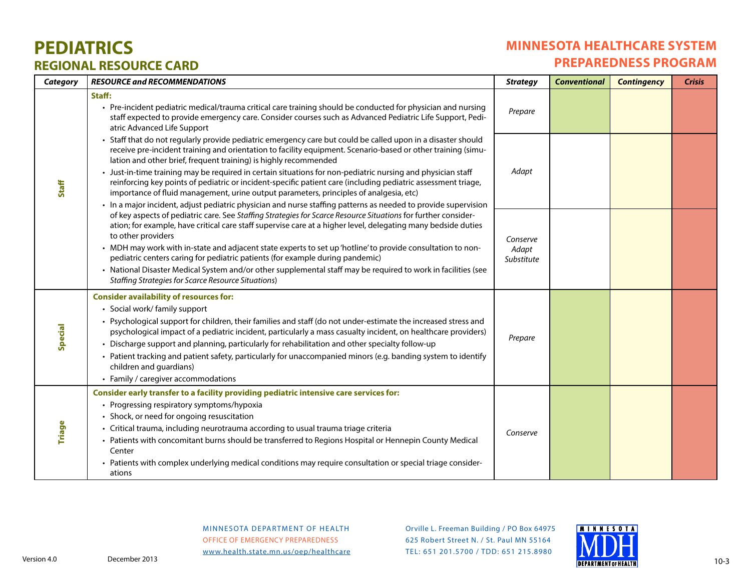# PEDIATRICS

## REGIONAL RESOURCE CARD

## MINNESOTA HEALTHCARE SYSTEM PREPAREDNESS PROGRAM

| Category | RESOURCE and RECOMMENDATIONS | Strategy | Conventional | Contingency | Crisis |
|---|---|---|---|---|---|
| Staff | **Staff:**<br>• Pre-incident pediatric medical/trauma critical care training should be conducted for physician and nursing staff expected to provide emergency care. Consider courses such as Advanced Pediatric Life Support, Pediatric Advanced Life Support<br>• Staff that do not regularly provide pediatric emergency care but could be called upon in a disaster should receive pre-incident training and orientation to facility equipment. Scenario-based or other training (simulation and other brief, frequent training) is highly recommended<br>• Just-in-time training may be required in certain situations for non-pediatric nursing and physician staff reinforcing key points of pediatric or incident-specific patient care (including pediatric assessment triage, importance of fluid management, urine output parameters, principles of analgesia, etc)<br>• In a major incident, adjust pediatric physician and nurse staffing patterns as needed to provide supervision of key aspects of pediatric care. See *Staffing Strategies for Scarce Resource Situations* for further consideration; for example, have critical care staff supervise care at a higher level, delegating many bedside duties to other providers<br>• MDH may work with in-state and adjacent state experts to set up 'hotline' to provide consultation to non-pediatric centers caring for pediatric patients (for example during pandemic)<br>• National Disaster Medical System and/or other supplemental staff may be required to work in facilities (see *Staffing Strategies for Scarce Resource Situations*) | *Prepare*<br><br>*Adapt*<br><br>*Conserve Adapt Substitute* | | | |
| Special | **Consider availability of resources for:**<br>• Social work/ family support<br>• Psychological support for children, their families and staff (do not under-estimate the increased stress and psychological impact of a pediatric incident, particularly a mass casualty incident, on healthcare providers)<br>• Discharge support and planning, particularly for rehabilitation and other specialty follow-up<br>• Patient tracking and patient safety, particularly for unaccompanied minors (e.g. banding system to identify children and guardians)<br>• Family / caregiver accommodations | *Prepare* | | | |
| Triage | **Consider early transfer to a facility providing pediatric intensive care services for:**<br>• Progressing respiratory symptoms/hypoxia<br>• Shock, or need for ongoing resuscitation<br>• Critical trauma, including neurotrauma according to usual trauma triage criteria<br>• Patients with concomitant burns should be transferred to Regions Hospital or Hennepin County Medical Center<br>• Patients with complex underlying medical conditions may require consultation or special triage considerations | *Conserve* | | | |

MINNESOTA DEPARTMENT OF HEALTH
OFFICE OF EMERGENCY PREPAREDNESS
www.health.state.mn.us/oep/healthcare

Orville L. Freeman Building / PO Box 64975
625 Robert Street N. / St. Paul MN 55164
TEL: 651 201.5700 / TDD: 651 215.8980

Version 4.0 December 2013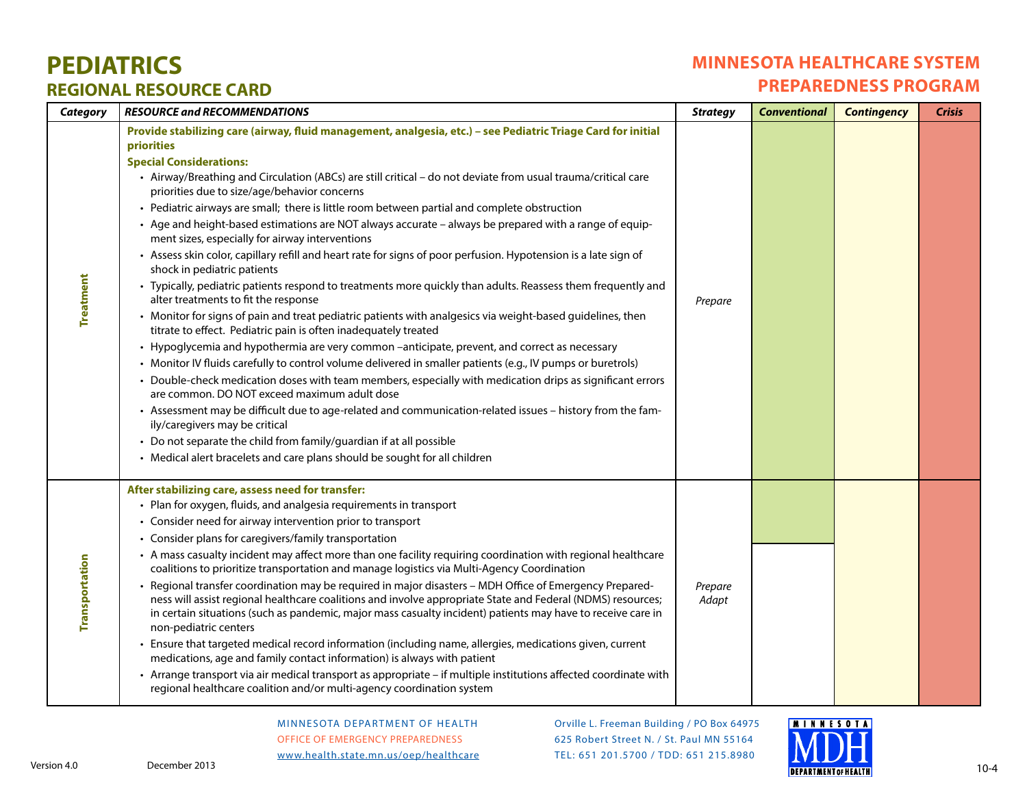# PEDIATRICS

## REGIONAL RESOURCE CARD

## MINNESOTA HEALTHCARE SYSTEM PREPAREDNESS PROGRAM

| Category | RESOURCE and RECOMMENDATIONS | Strategy | Conventional | Contingency | Crisis |
|---|---|---|---|---|---|
| Treatment | **Provide stabilizing care (airway, fluid management, analgesia, etc.) – see Pediatric Triage Card for initial priorities**<br>**Special Considerations:**<br>• Airway/Breathing and Circulation (ABCs) are still critical – do not deviate from usual trauma/critical care priorities due to size/age/behavior concerns<br>• Pediatric airways are small; there is little room between partial and complete obstruction<br>• Age and height-based estimations are NOT always accurate – always be prepared with a range of equipment sizes, especially for airway interventions<br>• Assess skin color, capillary refill and heart rate for signs of poor perfusion. Hypotension is a late sign of shock in pediatric patients<br>• Typically, pediatric patients respond to treatments more quickly than adults. Reassess them frequently and alter treatments to fit the response<br>• Monitor for signs of pain and treat pediatric patients with analgesics via weight-based guidelines, then titrate to effect. Pediatric pain is often inadequately treated<br>• Hypoglycemia and hypothermia are very common –anticipate, prevent, and correct as necessary<br>• Monitor IV fluids carefully to control volume delivered in smaller patients (e.g., IV pumps or buretrols)<br>• Double-check medication doses with team members, especially with medication drips as significant errors are common. DO NOT exceed maximum adult dose<br>• Assessment may be difficult due to age-related and communication-related issues – history from the family/caregivers may be critical<br>• Do not separate the child from family/guardian if at all possible<br>• Medical alert bracelets and care plans should be sought for all children | *Prepare* | | | |
| Transportation | **After stabilizing care, assess need for transfer:**<br>• Plan for oxygen, fluids, and analgesia requirements in transport<br>• Consider need for airway intervention prior to transport<br>• Consider plans for caregivers/family transportation<br>• A mass casualty incident may affect more than one facility requiring coordination with regional healthcare coalitions to prioritize transportation and manage logistics via Multi-Agency Coordination<br>• Regional transfer coordination may be required in major disasters – MDH Office of Emergency Preparedness will assist regional healthcare coalitions and involve appropriate State and Federal (NDMS) resources; in certain situations (such as pandemic, major mass casualty incident) patients may have to receive care in non-pediatric centers<br>• Ensure that targeted medical record information (including name, allergies, medications given, current medications, age and family contact information) is always with patient<br>• Arrange transport via air medical transport as appropriate – if multiple institutions affected coordinate with regional healthcare coalition and/or multi-agency coordination system | *Prepare*<br>*Adapt* | | | |

MINNESOTA DEPARTMENT OF HEALTH
OFFICE OF EMERGENCY PREPAREDNESS
www.health.state.mn.us/oep/healthcare

Orville L. Freeman Building / PO Box 64975
625 Robert Street N. / St. Paul MN 55164
TEL: 651 201.5700 / TDD: 651 215.8980

Version 4.0 December 2013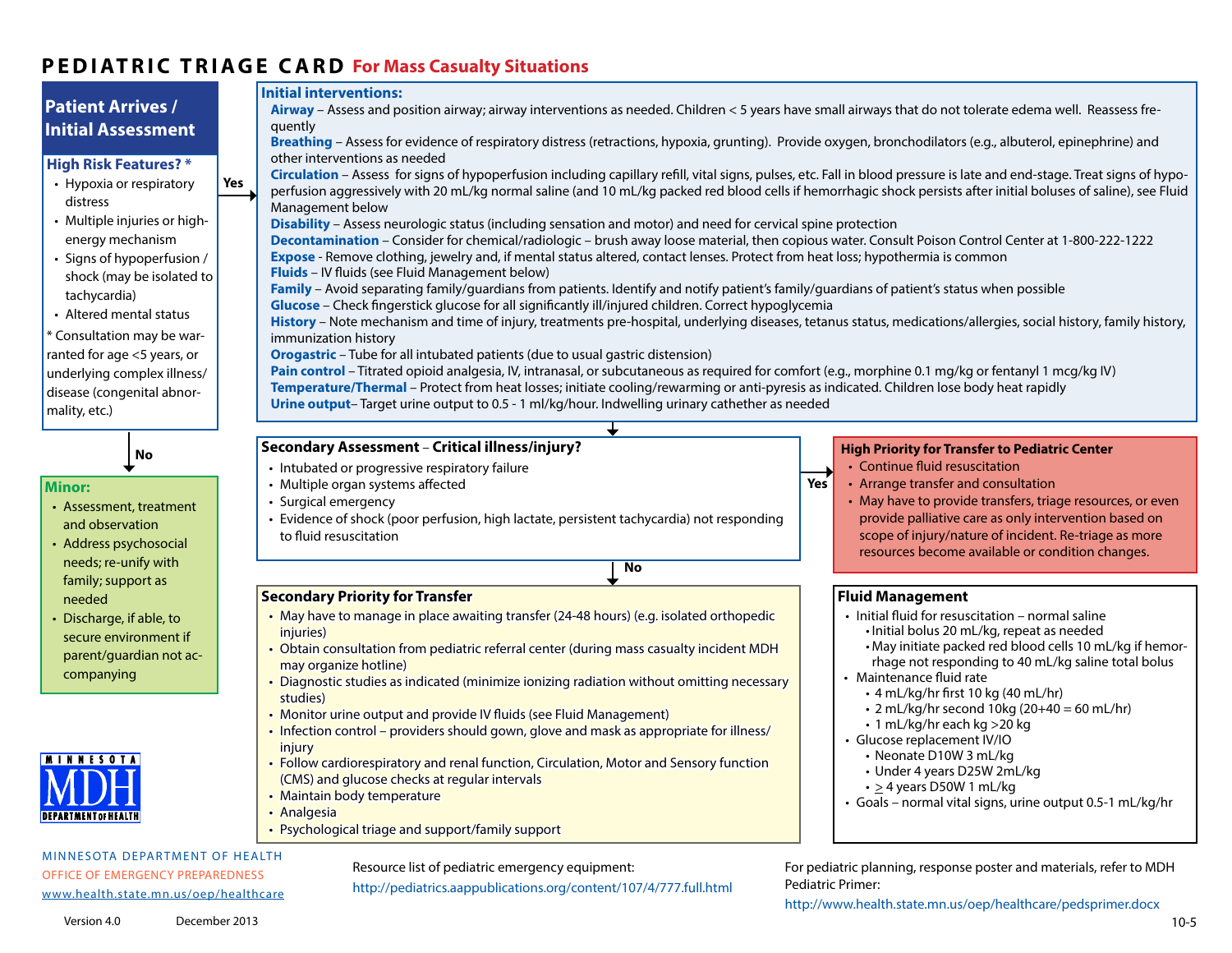# PEDIATRIC TRIAGE CARD For Mass Casualty Situations

## Patient Arrives / Initial Assessment

### High Risk Features? *

- Hypoxia or respiratory distress
- Multiple injuries or high-energy mechanism
- Signs of hypoperfusion / shock (may be isolated to tachycardia)
- Altered mental status

* Consultation may be warranted for age <5 years, or underlying complex illness/ disease (congenital abnormality, etc.)

**Yes** → Initial interventions

**No** → Minor

### Minor:

- Assessment, treatment and observation
- Address psychosocial needs; re-unify with family; support as needed
- Discharge, if able, to secure environment if parent/guardian not accompanying

## Initial interventions:

**Airway** – Assess and position airway; airway interventions as needed. Children < 5 years have small airways that do not tolerate edema well. Reassess frequently

**Breathing** – Assess for evidence of respiratory distress (retractions, hypoxia, grunting). Provide oxygen, bronchodilators (e.g., albuterol, epinephrine) and other interventions as needed

**Circulation** – Assess for signs of hypoperfusion including capillary refill, vital signs, pulses, etc. Fall in blood pressure is late and end-stage. Treat signs of hypoperfusion aggressively with 20 mL/kg normal saline (and 10 mL/kg packed red blood cells if hemorrhagic shock persists after initial boluses of saline), see Fluid Management below

**Disability** – Assess neurologic status (including sensation and motor) and need for cervical spine protection

**Decontamination** – Consider for chemical/radiologic – brush away loose material, then copious water. Consult Poison Control Center at 1-800-222-1222

**Expose** - Remove clothing, jewelry and, if mental status altered, contact lenses. Protect from heat loss; hypothermia is common

**Fluids** – IV fluids (see Fluid Management below)

**Family** – Avoid separating family/guardians from patients. Identify and notify patient's family/guardians of patient's status when possible

**Glucose** – Check fingerstick glucose for all significantly ill/injured children. Correct hypoglycemia

**History** – Note mechanism and time of injury, treatments pre-hospital, underlying diseases, tetanus status, medications/allergies, social history, family history, immunization history

**Orogastric** – Tube for all intubated patients (due to usual gastric distension)

**Pain control** – Titrated opioid analgesia, IV, intranasal, or subcutaneous as required for comfort (e.g., morphine 0.1 mg/kg or fentanyl 1 mcg/kg IV)

**Temperature/Thermal** – Protect from heat losses; initiate cooling/rewarming or anti-pyresis as indicated. Children lose body heat rapidly

**Urine output**– Target urine output to 0.5 - 1 ml/kg/hour. Indwelling urinary catheter as needed

## Secondary Assessment – Critical illness/injury?

- Intubated or progressive respiratory failure
- Multiple organ systems affected
- Surgical emergency
- Evidence of shock (poor perfusion, high lactate, persistent tachycardia) not responding to fluid resuscitation

**Yes** → High Priority for Transfer to Pediatric Center

**No** → Secondary Priority for Transfer

### High Priority for Transfer to Pediatric Center

- Continue fluid resuscitation
- Arrange transfer and consultation
- May have to provide transfers, triage resources, or even provide palliative care as only intervention based on scope of injury/nature of incident. Re-triage as more resources become available or condition changes.

### Secondary Priority for Transfer

- May have to manage in place awaiting transfer (24-48 hours) (e.g. isolated orthopedic injuries)
- Obtain consultation from pediatric referral center (during mass casualty incident MDH may organize hotline)
- Diagnostic studies as indicated (minimize ionizing radiation without omitting necessary studies)
- Monitor urine output and provide IV fluids (see Fluid Management)
- Infection control – providers should gown, glove and mask as appropriate for illness/ injury
- Follow cardiorespiratory and renal function, Circulation, Motor and Sensory function (CMS) and glucose checks at regular intervals
- Maintain body temperature
- Analgesia
- Psychological triage and support/family support

### Fluid Management

- Initial fluid for resuscitation – normal saline
  - Initial bolus 20 mL/kg, repeat as needed
  - May initiate packed red blood cells 10 mL/kg if hemorrhage not responding to 40 mL/kg saline total bolus
- Maintenance fluid rate
  - 4 mL/kg/hr first 10 kg (40 mL/hr)
  - 2 mL/kg/hr second 10kg (20+40 = 60 mL/hr)
  - 1 mL/kg/hr each kg >20 kg
- Glucose replacement IV/IO
  - Neonate D10W 3 mL/kg
  - Under 4 years D25W 2mL/kg
  - $\geq$ 4 years D50W 1 mL/kg
- Goals – normal vital signs, urine output 0.5-1 mL/kg/hr

MINNESOTA DEPARTMENT OF HEALTH
OFFICE OF EMERGENCY PREPAREDNESS
www.health.state.mn.us/oep/healthcare

Resource list of pediatric emergency equipment:
http://pediatrics.aappublications.org/content/107/4/777.full.html

For pediatric planning, response poster and materials, refer to MDH Pediatric Primer:
http://www.health.state.mn.us/oep/healthcare/pedsprimer.docx

Version 4.0 December 2013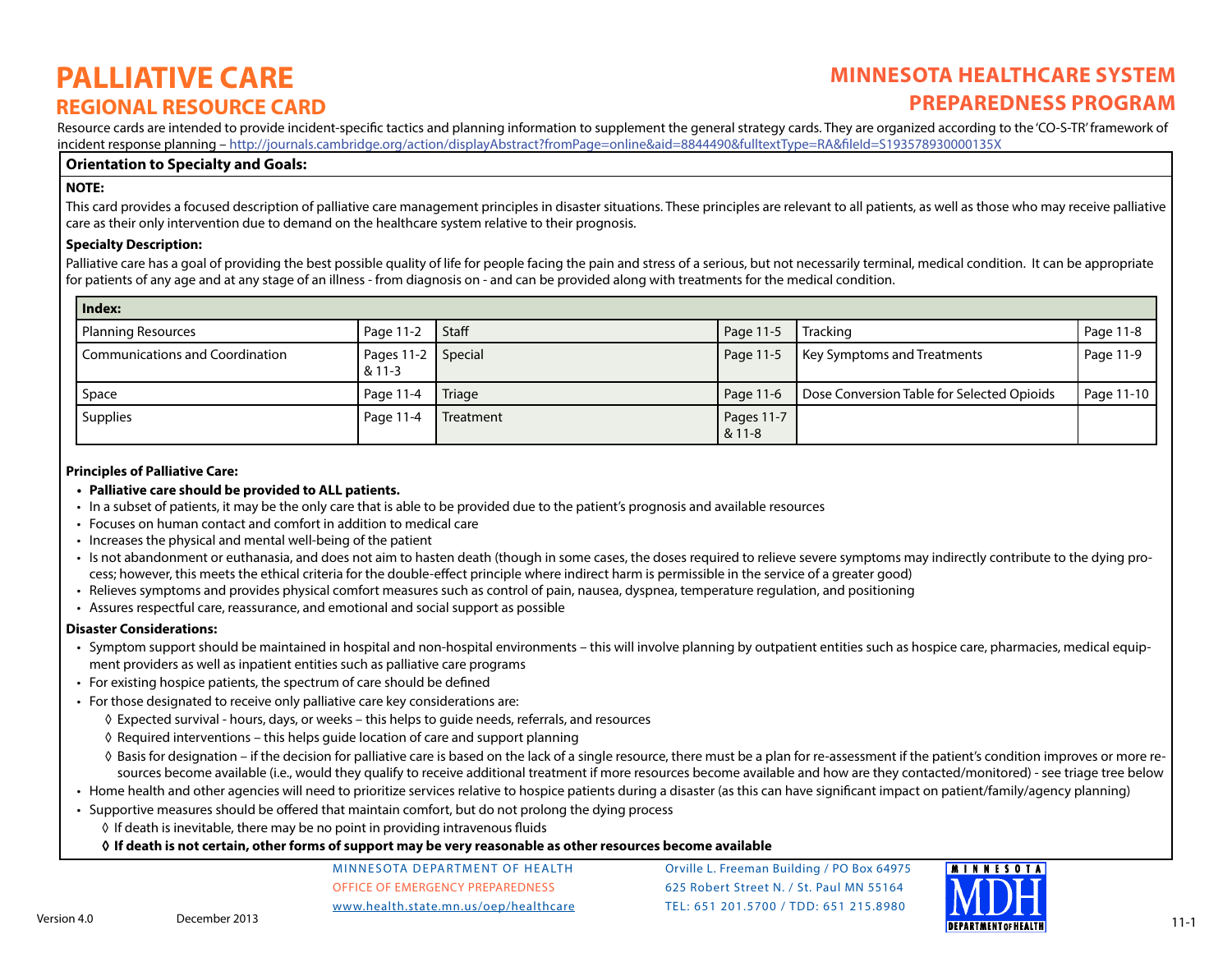# PALLIATIVE CARE

## REGIONAL RESOURCE CARD

## MINNESOTA HEALTHCARE SYSTEM PREPAREDNESS PROGRAM

Resource cards are intended to provide incident-specific tactics and planning information to supplement the general strategy cards. They are organized according to the 'CO-S-TR' framework of incident response planning – http://journals.cambridge.org/action/displayAbstract?fromPage=online&aid=8844490&fulltextType=RA&fileId=S193578930000135X

### Orientation to Specialty and Goals:

**NOTE:**

This card provides a focused description of palliative care management principles in disaster situations. These principles are relevant to all patients, as well as those who may receive palliative care as their only intervention due to demand on the healthcare system relative to their prognosis.

**Specialty Description:**

Palliative care has a goal of providing the best possible quality of life for people facing the pain and stress of a serious, but not necessarily terminal, medical condition. It can be appropriate for patients of any age and at any stage of an illness - from diagnosis on - and can be provided along with treatments for the medical condition.

| Index: | | | | | |
|---|---|---|---|---|---|
| Planning Resources | Page 11-2 | Staff | Page 11-5 | Tracking | Page 11-8 |
| Communications and Coordination | Pages 11-2 & 11-3 | Special | Page 11-5 | Key Symptoms and Treatments | Page 11-9 |
| Space | Page 11-4 | Triage | Page 11-6 | Dose Conversion Table for Selected Opioids | Page 11-10 |
| Supplies | Page 11-4 | Treatment | Pages 11-7 & 11-8 | | |

**Principles of Palliative Care:**

- **Palliative care should be provided to ALL patients.**
- In a subset of patients, it may be the only care that is able to be provided due to the patient's prognosis and available resources
- Focuses on human contact and comfort in addition to medical care
- Increases the physical and mental well-being of the patient
- Is not abandonment or euthanasia, and does not aim to hasten death (though in some cases, the doses required to relieve severe symptoms may indirectly contribute to the dying process; however, this meets the ethical criteria for the double-effect principle where indirect harm is permissible in the service of a greater good)
- Relieves symptoms and provides physical comfort measures such as control of pain, nausea, dyspnea, temperature regulation, and positioning
- Assures respectful care, reassurance, and emotional and social support as possible

**Disaster Considerations:**

- Symptom support should be maintained in hospital and non-hospital environments – this will involve planning by outpatient entities such as hospice care, pharmacies, medical equipment providers as well as inpatient entities such as palliative care programs
- For existing hospice patients, the spectrum of care should be defined
- For those designated to receive only palliative care key considerations are:
  - ◊ Expected survival - hours, days, or weeks – this helps to guide needs, referrals, and resources
  - ◊ Required interventions – this helps guide location of care and support planning
  - ◊ Basis for designation – if the decision for palliative care is based on the lack of a single resource, there must be a plan for re-assessment if the patient's condition improves or more resources become available (i.e., would they qualify to receive additional treatment if more resources become available and how are they contacted/monitored) - see triage tree below
- Home health and other agencies will need to prioritize services relative to hospice patients during a disaster (as this can have significant impact on patient/family/agency planning)
- Supportive measures should be offered that maintain comfort, but do not prolong the dying process
  - ◊ If death is inevitable, there may be no point in providing intravenous fluids
  - **◊ If death is not certain, other forms of support may be very reasonable as other resources become available**

MINNESOTA DEPARTMENT OF HEALTH
OFFICE OF EMERGENCY PREPAREDNESS
www.health.state.mn.us/oep/healthcare

Orville L. Freeman Building / PO Box 64975
625 Robert Street N. / St. Paul MN 55164
TEL: 651 201.5700 / TDD: 651 215.8980

Version 4.0 December 2013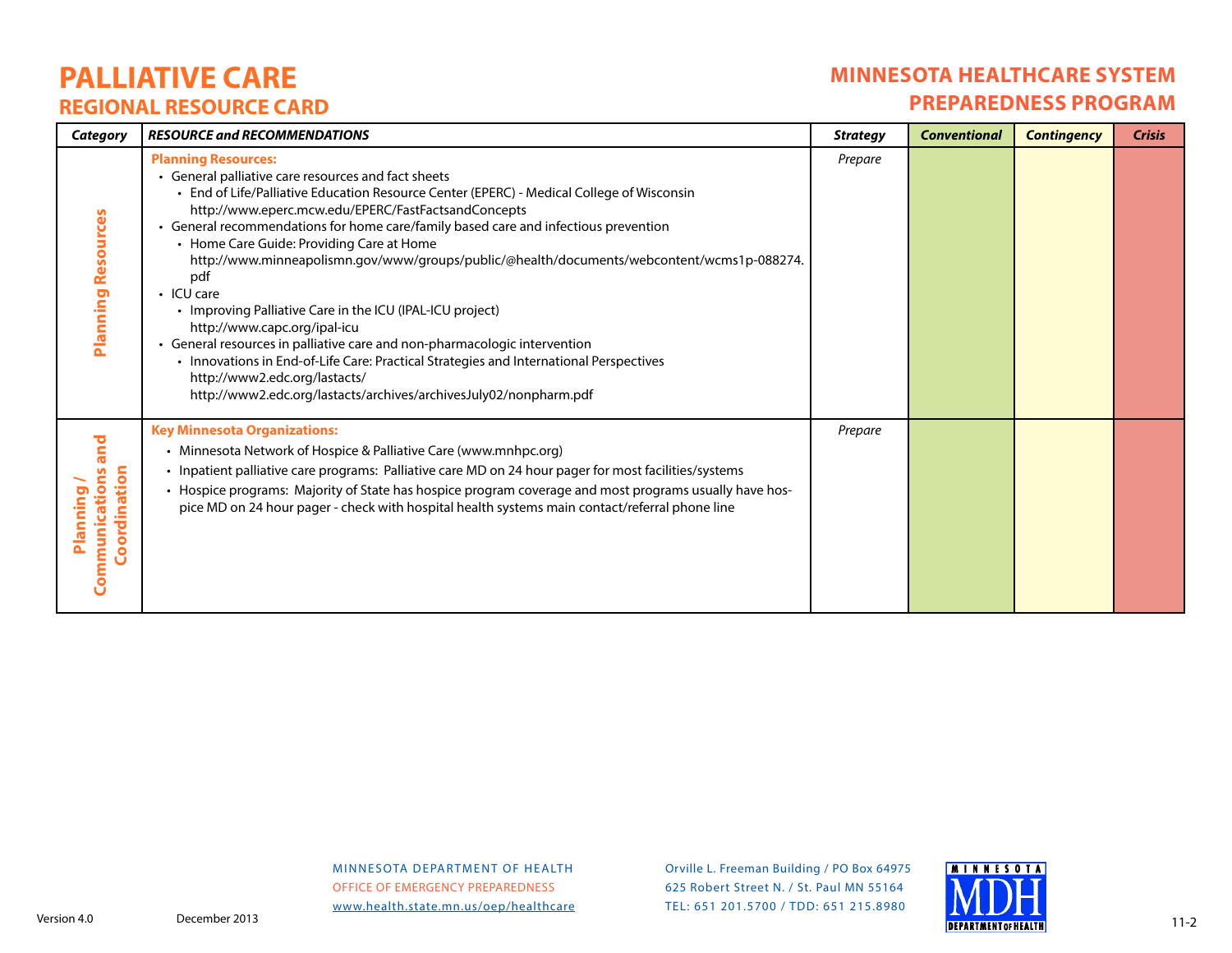# PALLIATIVE CARE

## REGIONAL RESOURCE CARD

## MINNESOTA HEALTHCARE SYSTEM PREPAREDNESS PROGRAM

| Category | RESOURCE and RECOMMENDATIONS | Strategy | Conventional | Contingency | Crisis |
|---|---|---|---|---|---|
| Planning Resources | **Planning Resources:**<br>• General palliative care resources and fact sheets<br>&nbsp;&nbsp;• End of Life/Palliative Education Resource Center (EPERC) - Medical College of Wisconsin http://www.eperc.mcw.edu/EPERC/FastFactsandConcepts<br>• General recommendations for home care/family based care and infectious prevention<br>&nbsp;&nbsp;• Home Care Guide: Providing Care at Home http://www.minneapolismn.gov/www/groups/public/@health/documents/webcontent/wcms1p-088274.pdf<br>• ICU care<br>&nbsp;&nbsp;• Improving Palliative Care in the ICU (IPAL-ICU project) http://www.capc.org/ipal-icu<br>• General resources in palliative care and non-pharmacologic intervention<br>&nbsp;&nbsp;• Innovations in End-of-Life Care: Practical Strategies and International Perspectives http://www2.edc.org/lastacts/ http://www2.edc.org/lastacts/archives/archivesJuly02/nonpharm.pdf | Prepare | | | |
| Planning / Communications and Coordination | **Key Minnesota Organizations:**<br>• Minnesota Network of Hospice & Palliative Care (www.mnhpc.org)<br>• Inpatient palliative care programs: Palliative care MD on 24 hour pager for most facilities/systems<br>• Hospice programs: Majority of State has hospice program coverage and most programs usually have hospice MD on 24 hour pager - check with hospital health systems main contact/referral phone line | Prepare | | | |

MINNESOTA DEPARTMENT OF HEALTH
OFFICE OF EMERGENCY PREPAREDNESS
www.health.state.mn.us/oep/healthcare

Orville L. Freeman Building / PO Box 64975
625 Robert Street N. / St. Paul MN 55164
TEL: 651 201.5700 / TDD: 651 215.8980

Version 4.0 December 2013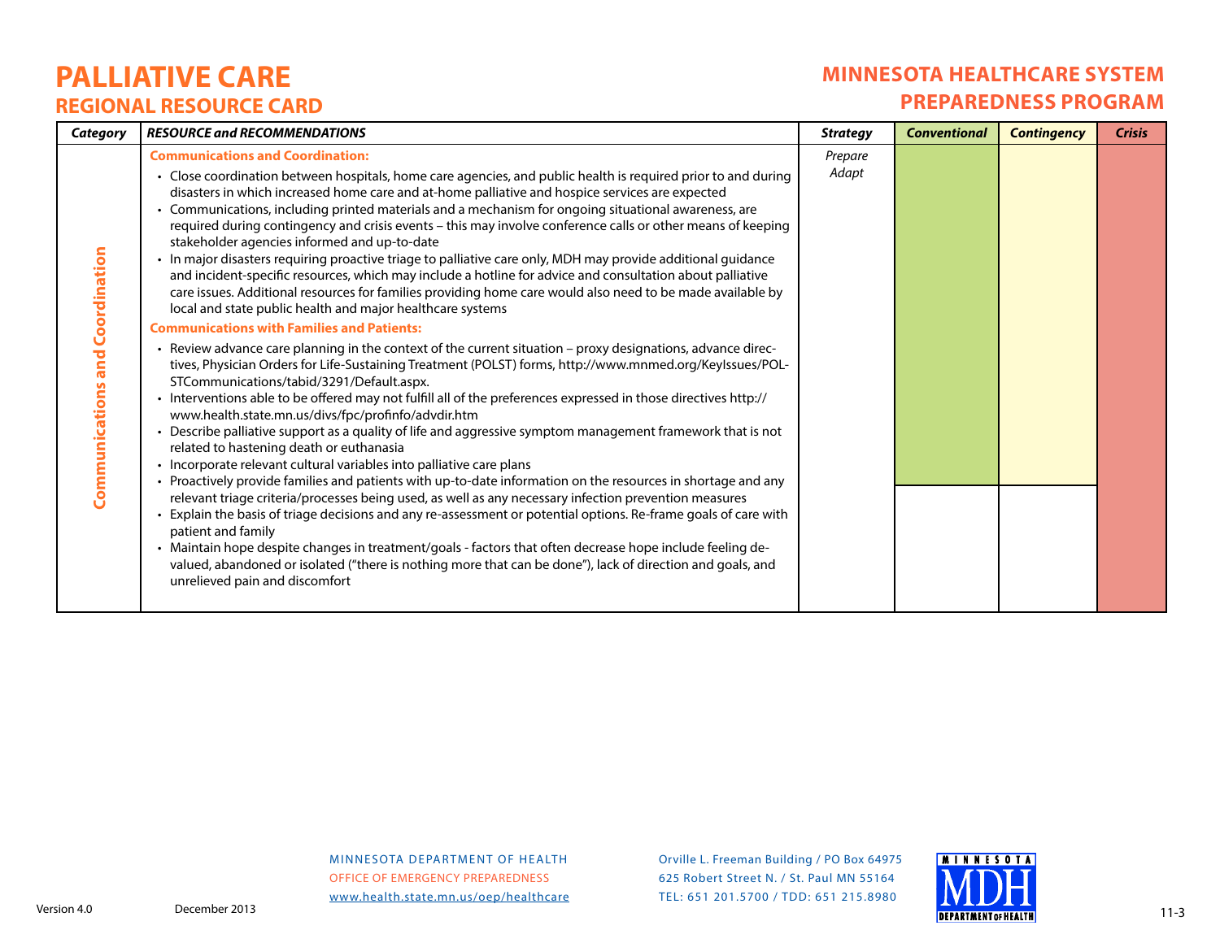# PALLIATIVE CARE

## REGIONAL RESOURCE CARD

## MINNESOTA HEALTHCARE SYSTEM PREPAREDNESS PROGRAM

| Category | RESOURCE and RECOMMENDATIONS | Strategy | Conventional | Contingency | Crisis |
|---|---|---|---|---|---|
| Communications and Coordination | **Communications and Coordination:**<br>• Close coordination between hospitals, home care agencies, and public health is required prior to and during disasters in which increased home care and at-home palliative and hospice services are expected<br>• Communications, including printed materials and a mechanism for ongoing situational awareness, are required during contingency and crisis events – this may involve conference calls or other means of keeping stakeholder agencies informed and up-to-date<br>• In major disasters requiring proactive triage to palliative care only, MDH may provide additional guidance and incident-specific resources, which may include a hotline for advice and consultation about palliative care issues. Additional resources for families providing home care would also need to be made available by local and state public health and major healthcare systems<br>**Communications with Families and Patients:**<br>• Review advance care planning in the context of the current situation – proxy designations, advance directives, Physician Orders for Life-Sustaining Treatment (POLST) forms, http://www.mnmed.org/KeyIssues/POLSTCommunications/tabid/3291/Default.aspx.<br>• Interventions able to be offered may not fulfill all of the preferences expressed in those directives http://www.health.state.mn.us/divs/fpc/profinfo/advdir.htm<br>• Describe palliative support as a quality of life and aggressive symptom management framework that is not related to hastening death or euthanasia<br>• Incorporate relevant cultural variables into palliative care plans<br>• Proactively provide families and patients with up-to-date information on the resources in shortage and any relevant triage criteria/processes being used, as well as any necessary infection prevention measures<br>• Explain the basis of triage decisions and any re-assessment or potential options. Re-frame goals of care with patient and family<br>• Maintain hope despite changes in treatment/goals - factors that often decrease hope include feeling devalued, abandoned or isolated ("there is nothing more that can be done"), lack of direction and goals, and unrelieved pain and discomfort | *Prepare*<br>*Adapt* | | | |

MINNESOTA DEPARTMENT OF HEALTH
OFFICE OF EMERGENCY PREPAREDNESS
www.health.state.mn.us/oep/healthcare

Orville L. Freeman Building / PO Box 64975
625 Robert Street N. / St. Paul MN 55164
TEL: 651 201.5700 / TDD: 651 215.8980

Version 4.0 December 2013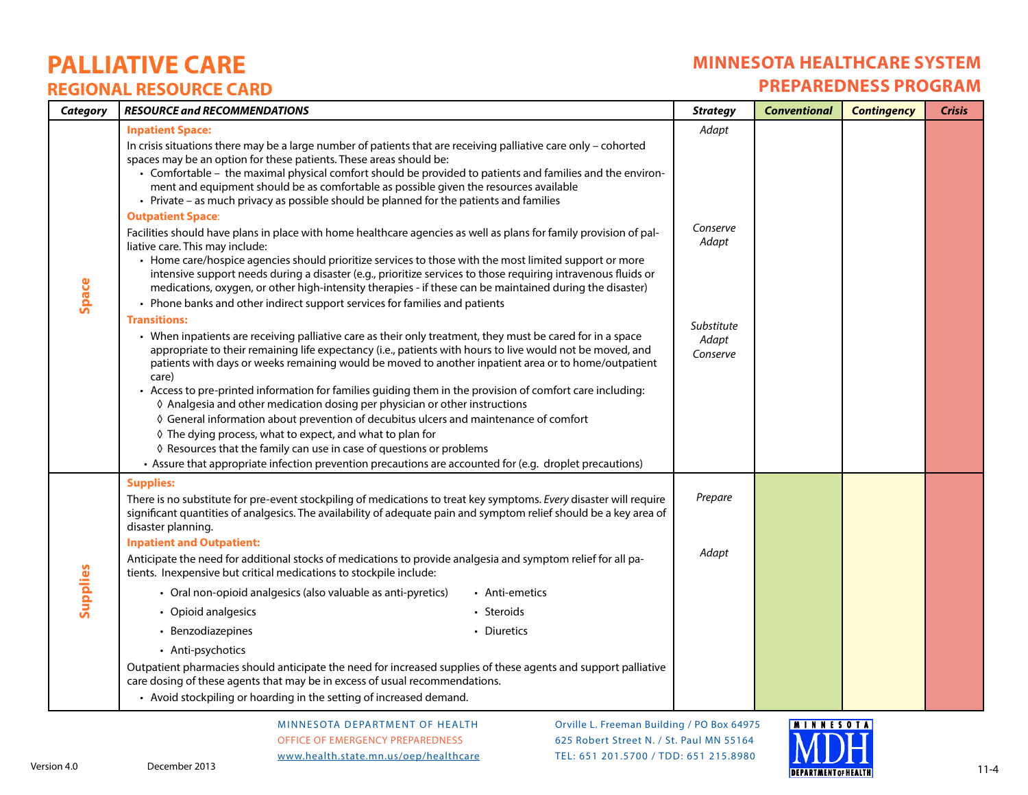# PALLIATIVE CARE

## REGIONAL RESOURCE CARD

## MINNESOTA HEALTHCARE SYSTEM PREPAREDNESS PROGRAM

| Category | RESOURCE and RECOMMENDATIONS | Strategy | Conventional | Contingency | Crisis |
|---|---|---|---|---|---|
| Space | **Inpatient Space:**<br>In crisis situations there may be a large number of patients that are receiving palliative care only – cohorted spaces may be an option for these patients. These areas should be:<br>• Comfortable – the maximal physical comfort should be provided to patients and families and the environment and equipment should be as comfortable as possible given the resources available<br>• Private – as much privacy as possible should be planned for the patients and families | *Adapt* | | | |
| | **Outpatient Space**:<br>Facilities should have plans in place with home healthcare agencies as well as plans for family provision of palliative care. This may include:<br>• Home care/hospice agencies should prioritize services to those with the most limited support or more intensive support needs during a disaster (e.g., prioritize services to those requiring intravenous fluids or medications, oxygen, or other high-intensity therapies - if these can be maintained during the disaster)<br>• Phone banks and other indirect support services for families and patients | *Conserve*<br>*Adapt* | | | |
| | **Transitions:**<br>• When inpatients are receiving palliative care as their only treatment, they must be cared for in a space appropriate to their remaining life expectancy (i.e., patients with hours to live would not be moved, and patients with days or weeks remaining would be moved to another inpatient area or to home/outpatient care)<br>• Access to pre-printed information for families guiding them in the provision of comfort care including:<br>◊ Analgesia and other medication dosing per physician or other instructions<br>◊ General information about prevention of decubitus ulcers and maintenance of comfort<br>◊ The dying process, what to expect, and what to plan for<br>◊ Resources that the family can use in case of questions or problems<br>• Assure that appropriate infection prevention precautions are accounted for (e.g. droplet precautions) | *Substitute*<br>*Adapt*<br>*Conserve* | | | |
| Supplies | **Supplies:**<br>There is no substitute for pre-event stockpiling of medications to treat key symptoms. *Every* disaster will require significant quantities of analgesics. The availability of adequate pain and symptom relief should be a key area of disaster planning. | *Prepare* | | | |
| | **Inpatient and Outpatient:**<br>Anticipate the need for additional stocks of medications to provide analgesia and symptom relief for all patients. Inexpensive but critical medications to stockpile include:<br>• Oral non-opioid analgesics (also valuable as anti-pyretics)<br>• Opioid analgesics<br>• Benzodiazepines<br>• Anti-psychotics<br>• Anti-emetics<br>• Steroids<br>• Diuretics<br>Outpatient pharmacies should anticipate the need for increased supplies of these agents and support palliative care dosing of these agents that may be in excess of usual recommendations.<br>• Avoid stockpiling or hoarding in the setting of increased demand. | *Adapt* | | | |

MINNESOTA DEPARTMENT OF HEALTH
OFFICE OF EMERGENCY PREPAREDNESS
www.health.state.mn.us/oep/healthcare

Orville L. Freeman Building / PO Box 64975
625 Robert Street N. / St. Paul MN 55164
TEL: 651 201.5700 / TDD: 651 215.8980

Version 4.0 December 2013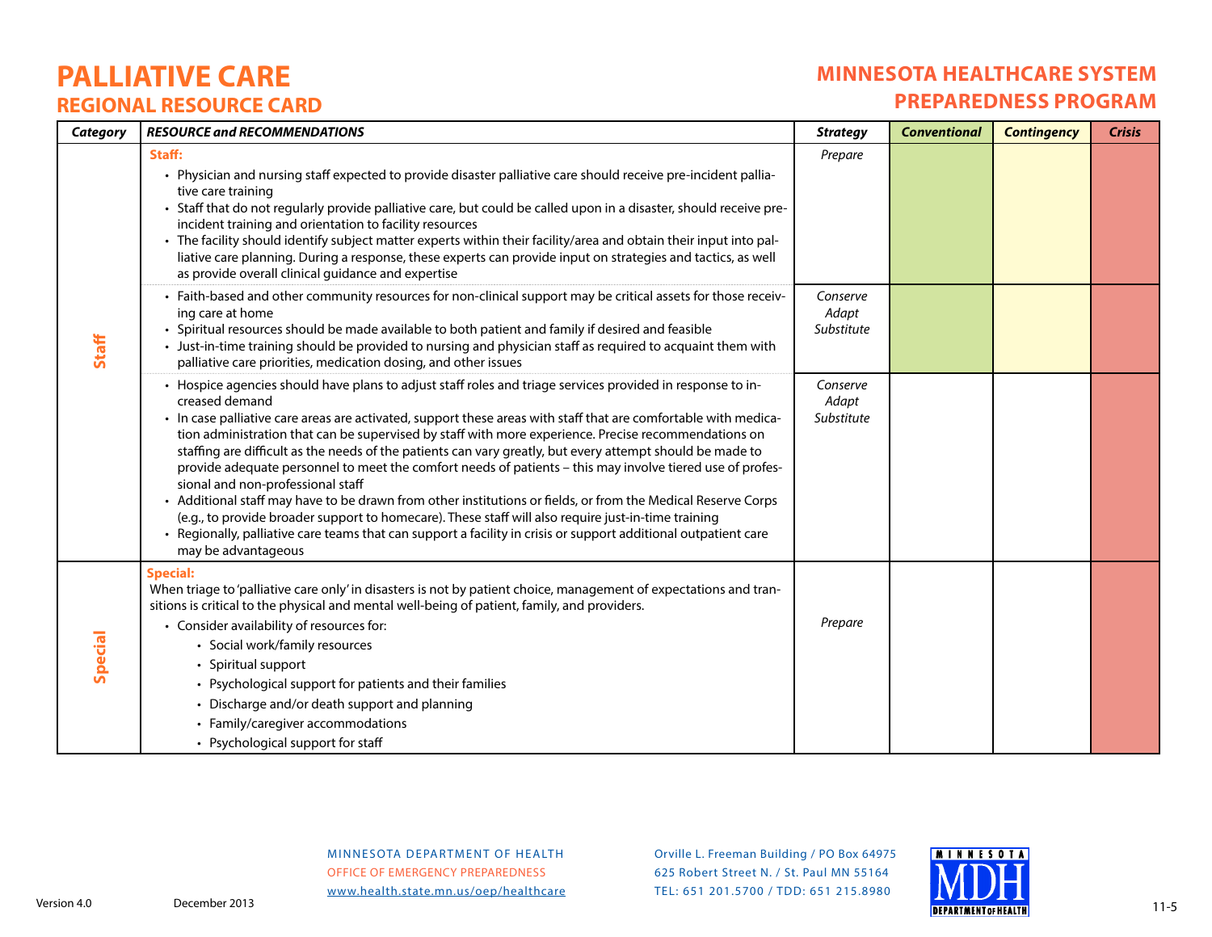# PALLIATIVE CARE

## REGIONAL RESOURCE CARD

## MINNESOTA HEALTHCARE SYSTEM PREPAREDNESS PROGRAM

| *Category* | *RESOURCE and RECOMMENDATIONS* | *Strategy* | *Conventional* | *Contingency* | *Crisis* |
|---|---|---|---|---|---|
| **Staff** | **Staff:**<br>• Physician and nursing staff expected to provide disaster palliative care should receive pre-incident palliative care training<br>• Staff that do not regularly provide palliative care, but could be called upon in a disaster, should receive pre-incident training and orientation to facility resources<br>• The facility should identify subject matter experts within their facility/area and obtain their input into palliative care planning. During a response, these experts can provide input on strategies and tactics, as well as provide overall clinical guidance and expertise | *Prepare* | | | |
| | • Faith-based and other community resources for non-clinical support may be critical assets for those receiving care at home<br>• Spiritual resources should be made available to both patient and family if desired and feasible<br>• Just-in-time training should be provided to nursing and physician staff as required to acquaint them with palliative care priorities, medication dosing, and other issues | *Conserve*<br>*Adapt*<br>*Substitute* | | | |
| | • Hospice agencies should have plans to adjust staff roles and triage services provided in response to increased demand<br>• In case palliative care areas are activated, support these areas with staff that are comfortable with medication administration that can be supervised by staff with more experience. Precise recommendations on staffing are difficult as the needs of the patients can vary greatly, but every attempt should be made to provide adequate personnel to meet the comfort needs of patients – this may involve tiered use of professional and non-professional staff<br>• Additional staff may have to be drawn from other institutions or fields, or from the Medical Reserve Corps (e.g., to provide broader support to homecare). These staff will also require just-in-time training<br>• Regionally, palliative care teams that can support a facility in crisis or support additional outpatient care may be advantageous | *Conserve*<br>*Adapt*<br>*Substitute* | | | |
| **Special** | **Special:**<br>When triage to 'palliative care only' in disasters is not by patient choice, management of expectations and transitions is critical to the physical and mental well-being of patient, family, and providers.<br>• Consider availability of resources for:<br>&nbsp;&nbsp;• Social work/family resources<br>&nbsp;&nbsp;• Spiritual support<br>&nbsp;&nbsp;• Psychological support for patients and their families<br>&nbsp;&nbsp;• Discharge and/or death support and planning<br>&nbsp;&nbsp;• Family/caregiver accommodations<br>&nbsp;&nbsp;• Psychological support for staff | *Prepare* | | | |

MINNESOTA DEPARTMENT OF HEALTH
OFFICE OF EMERGENCY PREPAREDNESS
www.health.state.mn.us/oep/healthcare

Orville L. Freeman Building / PO Box 64975
625 Robert Street N. / St. Paul MN 55164
TEL: 651 201.5700 / TDD: 651 215.8980

Version 4.0 December 2013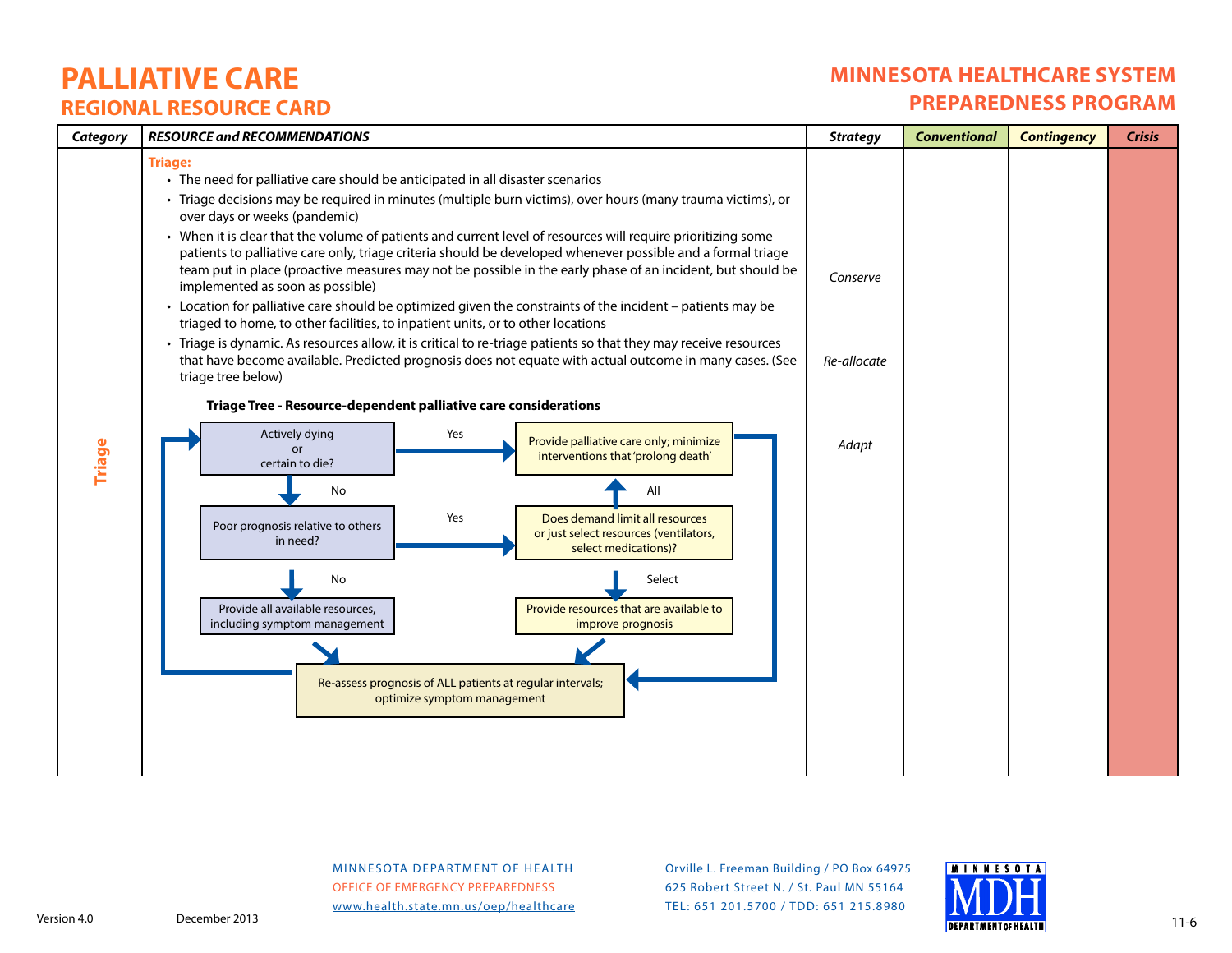# PALLIATIVE CARE

## REGIONAL RESOURCE CARD

## MINNESOTA HEALTHCARE SYSTEM PREPAREDNESS PROGRAM

| Category | RESOURCE and RECOMMENDATIONS | Strategy | Conventional | Contingency | Crisis |
|---|---|---|---|---|---|
| Triage | **Triage:**<br>• The need for palliative care should be anticipated in all disaster scenarios<br>• Triage decisions may be required in minutes (multiple burn victims), over hours (many trauma victims), or over days or weeks (pandemic)<br>• When it is clear that the volume of patients and current level of resources will require prioritizing some patients to palliative care only, triage criteria should be developed whenever possible and a formal triage team put in place (proactive measures may not be possible in the early phase of an incident, but should be implemented as soon as possible)<br>• Location for palliative care should be optimized given the constraints of the incident – patients may be triaged to home, to other facilities, to inpatient units, or to other locations<br>• Triage is dynamic. As resources allow, it is critical to re-triage patients so that they may receive resources that have become available. Predicted prognosis does not equate with actual outcome in many cases. (See triage tree below) | *Conserve*<br><br>*Re-allocate*<br><br>*Adapt* | | | |

**Triage Tree - Resource-dependent palliative care considerations**

Actively dying or certain to die?
Yes
Provide palliative care only; minimize interventions that 'prolong death'
No
Poor prognosis relative to others in need?
Yes
Does demand limit all resources or just select resources (ventilators, select medications)?
All
Select
No
Provide all available resources, including symptom management
Provide resources that are available to improve prognosis
Re-assess prognosis of ALL patients at regular intervals; optimize symptom management

MINNESOTA DEPARTMENT OF HEALTH
OFFICE OF EMERGENCY PREPAREDNESS
www.health.state.mn.us/oep/healthcare

Orville L. Freeman Building / PO Box 64975
625 Robert Street N. / St. Paul MN 55164
TEL: 651 201.5700 / TDD: 651 215.8980

Version 4.0 December 2013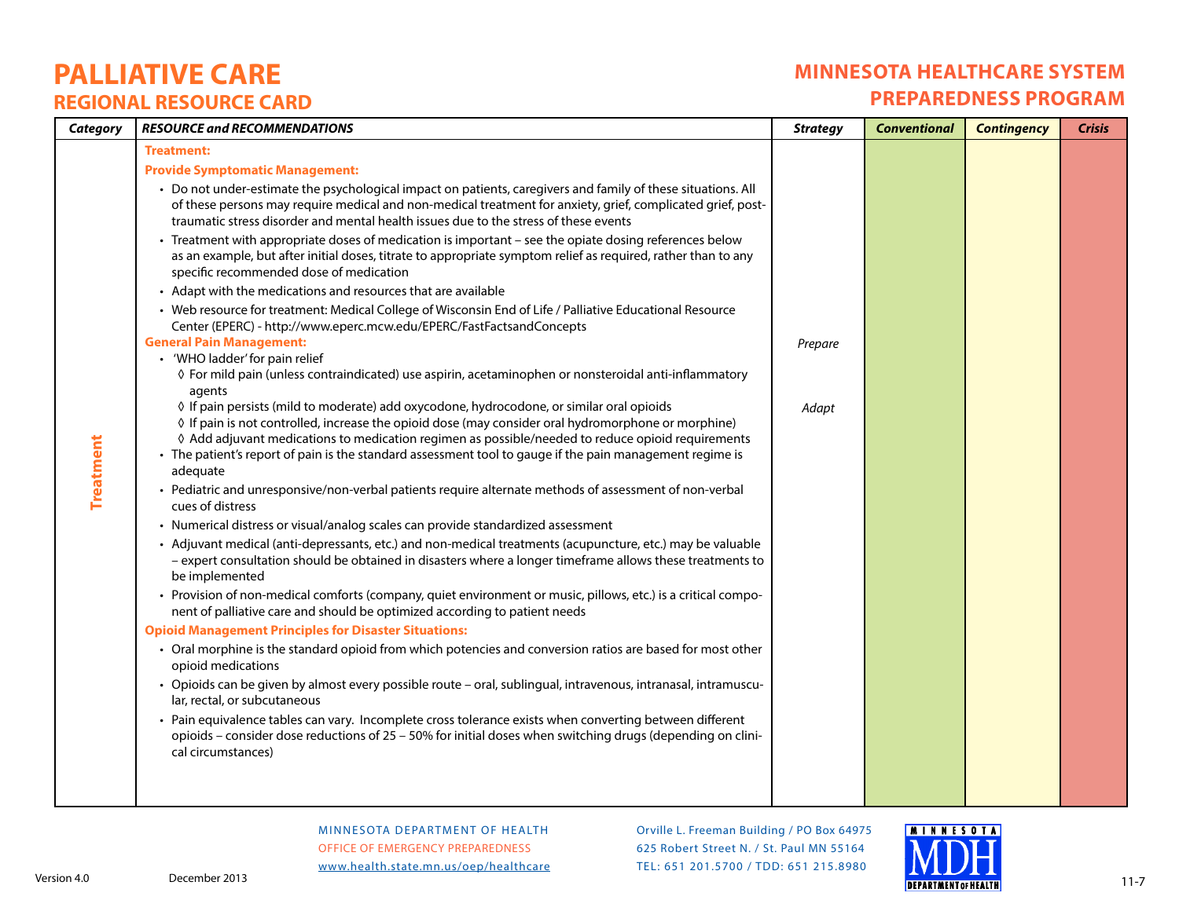# PALLIATIVE CARE

## REGIONAL RESOURCE CARD

## MINNESOTA HEALTHCARE SYSTEM PREPAREDNESS PROGRAM

| Category | RESOURCE and RECOMMENDATIONS | Strategy | Conventional | Contingency | Crisis |
|---|---|---|---|---|---|
| Treatment | **Treatment:**<br><br>**Provide Symptomatic Management:**<br>• Do not under-estimate the psychological impact on patients, caregivers and family of these situations. All of these persons may require medical and non-medical treatment for anxiety, grief, complicated grief, post-traumatic stress disorder and mental health issues due to the stress of these events<br>• Treatment with appropriate doses of medication is important – see the opiate dosing references below as an example, but after initial doses, titrate to appropriate symptom relief as required, rather than to any specific recommended dose of medication<br>• Adapt with the medications and resources that are available<br>• Web resource for treatment: Medical College of Wisconsin End of Life / Palliative Educational Resource Center (EPERC) - http://www.eperc.mcw.edu/EPERC/FastFactsandConcepts<br><br>**General Pain Management:**<br>• 'WHO ladder' for pain relief<br>◊ For mild pain (unless contraindicated) use aspirin, acetaminophen or nonsteroidal anti-inflammatory agents<br>◊ If pain persists (mild to moderate) add oxycodone, hydrocodone, or similar oral opioids<br>◊ If pain is not controlled, increase the opioid dose (may consider oral hydromorphone or morphine)<br>◊ Add adjuvant medications to medication regimen as possible/needed to reduce opioid requirements<br>• The patient's report of pain is the standard assessment tool to gauge if the pain management regime is adequate<br>• Pediatric and unresponsive/non-verbal patients require alternate methods of assessment of non-verbal cues of distress<br>• Numerical distress or visual/analog scales can provide standardized assessment<br>• Adjuvant medical (anti-depressants, etc.) and non-medical treatments (acupuncture, etc.) may be valuable – expert consultation should be obtained in disasters where a longer timeframe allows these treatments to be implemented<br>• Provision of non-medical comforts (company, quiet environment or music, pillows, etc.) is a critical component of palliative care and should be optimized according to patient needs<br><br>**Opioid Management Principles for Disaster Situations:**<br>• Oral morphine is the standard opioid from which potencies and conversion ratios are based for most other opioid medications<br>• Opioids can be given by almost every possible route – oral, sublingual, intravenous, intranasal, intramuscular, rectal, or subcutaneous<br>• Pain equivalence tables can vary. Incomplete cross tolerance exists when converting between different opioids – consider dose reductions of 25 – 50% for initial doses when switching drugs (depending on clinical circumstances) | *Prepare*<br><br>*Adapt* | | | |

MINNESOTA DEPARTMENT OF HEALTH
OFFICE OF EMERGENCY PREPAREDNESS
www.health.state.mn.us/oep/healthcare

Orville L. Freeman Building / PO Box 64975
625 Robert Street N. / St. Paul MN 55164
TEL: 651 201.5700 / TDD: 651 215.8980

Version 4.0 December 2013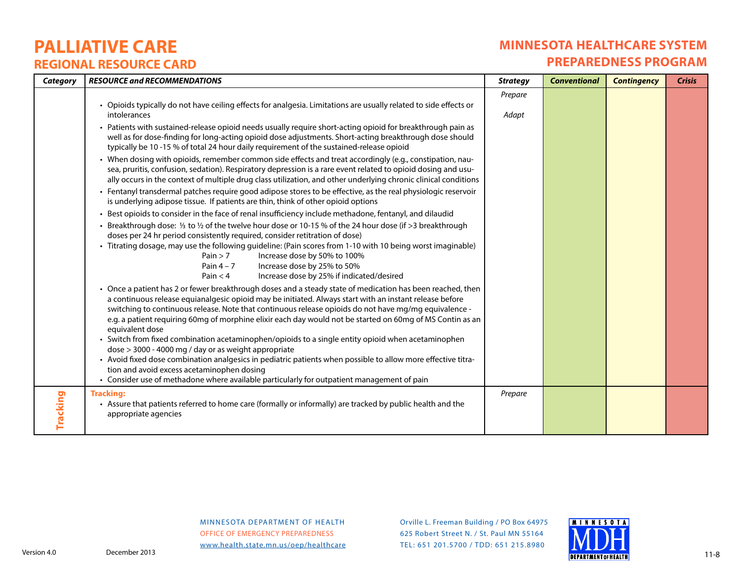# PALLIATIVE CARE

## REGIONAL RESOURCE CARD

## MINNESOTA HEALTHCARE SYSTEM PREPAREDNESS PROGRAM

| Category | RESOURCE and RECOMMENDATIONS | Strategy | Conventional | Contingency | Crisis |
|---|---|---|---|---|---|
| | • Opioids typically do not have ceiling effects for analgesia. Limitations are usually related to side effects or intolerances<br>• Patients with sustained-release opioid needs usually require short-acting opioid for breakthrough pain as well as for dose-finding for long-acting opioid dose adjustments. Short-acting breakthrough dose should typically be 10 -15 % of total 24 hour daily requirement of the sustained-release opioid<br>• When dosing with opioids, remember common side effects and treat accordingly (e.g., constipation, nausea, pruritis, confusion, sedation). Respiratory depression is a rare event related to opioid dosing and usually occurs in the context of multiple drug class utilization, and other underlying chronic clinical conditions<br>• Fentanyl transdermal patches require good adipose stores to be effective, as the real physiologic reservoir is underlying adipose tissue. If patients are thin, think of other opioid options<br>• Best opioids to consider in the face of renal insufficiency include methadone, fentanyl, and dilaudid<br>• Breakthrough dose: ⅓ to ½ of the twelve hour dose or 10-15 % of the 24 hour dose (if >3 breakthrough doses per 24 hr period consistently required, consider retitration of dose)<br>• Titrating dosage, may use the following guideline: (Pain scores from 1-10 with 10 being worst imaginable)<br>Pain > 7 — Increase dose by 50% to 100%<br>Pain 4 – 7 — Increase dose by 25% to 50%<br>Pain < 4 — Increase dose by 25% if indicated/desired<br>• Once a patient has 2 or fewer breakthrough doses and a steady state of medication has been reached, then a continuous release equianalgesic opioid may be initiated. Always start with an instant release before switching to continuous release. Note that continuous release opioids do not have mg/mg equivalence - e.g. a patient requiring 60mg of morphine elixir each day would not be started on 60mg of MS Contin as an equivalent dose<br>• Switch from fixed combination acetaminophen/opioids to a single entity opioid when acetaminophen dose > 3000 - 4000 mg / day or as weight appropriate<br>• Avoid fixed dose combination analgesics in pediatric patients when possible to allow more effective titration and avoid excess acetaminophen dosing<br>• Consider use of methadone where available particularly for outpatient management of pain | Prepare<br>Adapt | | | |
| Tracking | **Tracking:**<br>• Assure that patients referred to home care (formally or informally) are tracked by public health and the appropriate agencies | Prepare | | | |

MINNESOTA DEPARTMENT OF HEALTH
OFFICE OF EMERGENCY PREPAREDNESS
www.health.state.mn.us/oep/healthcare

Orville L. Freeman Building / PO Box 64975
625 Robert Street N. / St. Paul MN 55164
TEL: 651 201.5700 / TDD: 651 215.8980

Version 4.0 December 2013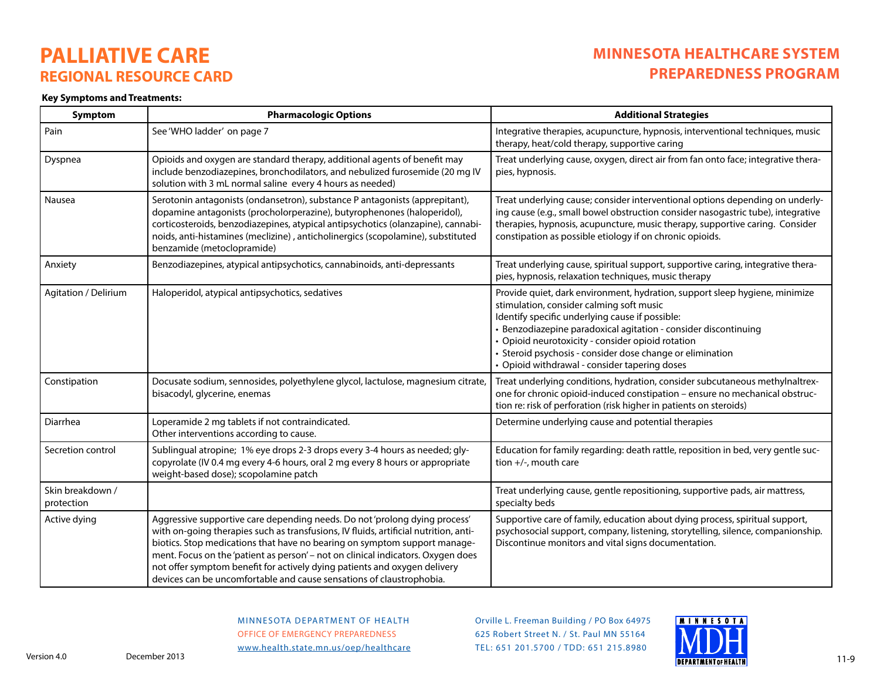# PALLIATIVE CARE

## REGIONAL RESOURCE CARD

## MINNESOTA HEALTHCARE SYSTEM PREPAREDNESS PROGRAM

**Key Symptoms and Treatments:**

| Symptom | Pharmacologic Options | Additional Strategies |
|---|---|---|
| Pain | See 'WHO ladder' on page 7 | Integrative therapies, acupuncture, hypnosis, interventional techniques, music therapy, heat/cold therapy, supportive caring |
| Dyspnea | Opioids and oxygen are standard therapy, additional agents of benefit may include benzodiazepines, bronchodilators, and nebulized furosemide (20 mg IV solution with 3 mL normal saline every 4 hours as needed) | Treat underlying cause, oxygen, direct air from fan onto face; integrative therapies, hypnosis. |
| Nausea | Serotonin antagonists (ondansetron), substance P antagonists (apprepitant), dopamine antagonists (procholorperazine), butyrophenones (haloperidol), corticosteroids, benzodiazepines, atypical antipsychotics (olanzapine), cannabinoids, anti-histamines (meclizine) , anticholinergics (scopolamine), substituted benzamide (metoclopramide) | Treat underlying cause; consider interventional options depending on underlying cause (e.g., small bowel obstruction consider nasogastric tube), integrative therapies, hypnosis, acupuncture, music therapy, supportive caring. Consider constipation as possible etiology if on chronic opioids. |
| Anxiety | Benzodiazepines, atypical antipsychotics, cannabinoids, anti-depressants | Treat underlying cause, spiritual support, supportive caring, integrative therapies, hypnosis, relaxation techniques, music therapy |
| Agitation / Delirium | Haloperidol, atypical antipsychotics, sedatives | Provide quiet, dark environment, hydration, support sleep hygiene, minimize stimulation, consider calming soft music<br>Identify specific underlying cause if possible:<br>• Benzodiazepine paradoxical agitation - consider discontinuing<br>• Opioid neurotoxicity - consider opioid rotation<br>• Steroid psychosis - consider dose change or elimination<br>• Opioid withdrawal - consider tapering doses |
| Constipation | Docusate sodium, sennosides, polyethylene glycol, lactulose, magnesium citrate, bisacodyl, glycerine, enemas | Treat underlying conditions, hydration, consider subcutaneous methylnaltrexone for chronic opioid-induced constipation – ensure no mechanical obstruction re: risk of perforation (risk higher in patients on steroids) |
| Diarrhea | Loperamide 2 mg tablets if not contraindicated.<br>Other interventions according to cause. | Determine underlying cause and potential therapies |
| Secretion control | Sublingual atropine; 1% eye drops 2-3 drops every 3-4 hours as needed; glycopyrolate (IV 0.4 mg every 4-6 hours, oral 2 mg every 8 hours or appropriate weight-based dose); scopolamine patch | Education for family regarding: death rattle, reposition in bed, very gentle suction +/-, mouth care |
| Skin breakdown / protection | | Treat underlying cause, gentle repositioning, supportive pads, air mattress, specialty beds |
| Active dying | Aggressive supportive care depending needs. Do not 'prolong dying process' with on-going therapies such as transfusions, IV fluids, artificial nutrition, antibiotics. Stop medications that have no bearing on symptom support management. Focus on the 'patient as person' – not on clinical indicators. Oxygen does not offer symptom benefit for actively dying patients and oxygen delivery devices can be uncomfortable and cause sensations of claustrophobia. | Supportive care of family, education about dying process, spiritual support, psychosocial support, company, listening, storytelling, silence, companionship. Discontinue monitors and vital signs documentation. |

MINNESOTA DEPARTMENT OF HEALTH
OFFICE OF EMERGENCY PREPAREDNESS
www.health.state.mn.us/oep/healthcare

Orville L. Freeman Building / PO Box 64975
625 Robert Street N. / St. Paul MN 55164
TEL: 651 201.5700 / TDD: 651 215.8980

Version 4.0 December 2013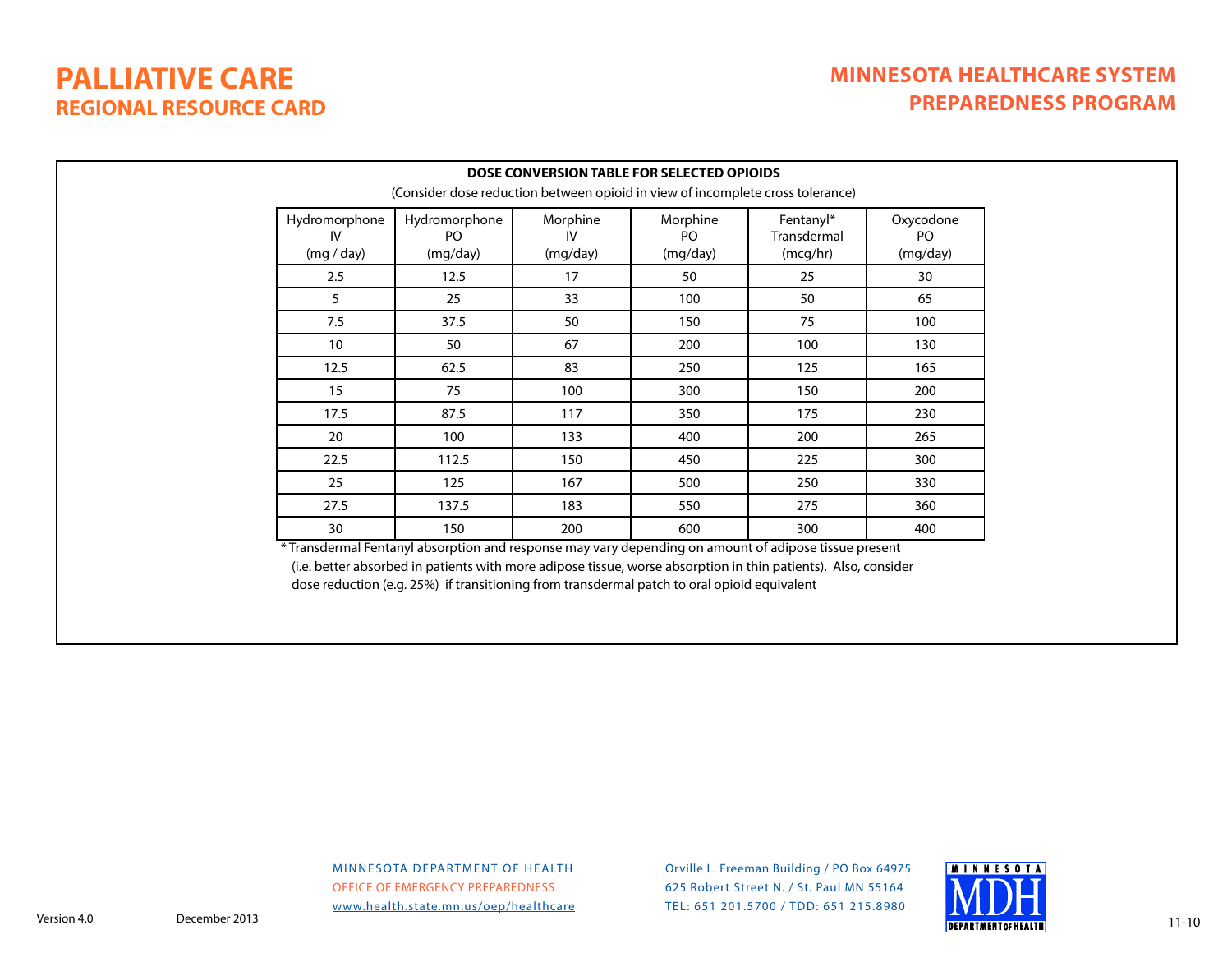# PALLIATIVE CARE
## REGIONAL RESOURCE CARD

## MINNESOTA HEALTHCARE SYSTEM PREPAREDNESS PROGRAM

**DOSE CONVERSION TABLE FOR SELECTED OPIOIDS**

(Consider dose reduction between opioid in view of incomplete cross tolerance)

| Hydromorphone IV (mg / day) | Hydromorphone PO (mg/day) | Morphine IV (mg/day) | Morphine PO (mg/day) | Fentanyl* Transdermal (mcg/hr) | Oxycodone PO (mg/day) |
|---|---|---|---|---|---|
| 2.5 | 12.5 | 17 | 50 | 25 | 30 |
| 5 | 25 | 33 | 100 | 50 | 65 |
| 7.5 | 37.5 | 50 | 150 | 75 | 100 |
| 10 | 50 | 67 | 200 | 100 | 130 |
| 12.5 | 62.5 | 83 | 250 | 125 | 165 |
| 15 | 75 | 100 | 300 | 150 | 200 |
| 17.5 | 87.5 | 117 | 350 | 175 | 230 |
| 20 | 100 | 133 | 400 | 200 | 265 |
| 22.5 | 112.5 | 150 | 450 | 225 | 300 |
| 25 | 125 | 167 | 500 | 250 | 330 |
| 27.5 | 137.5 | 183 | 550 | 275 | 360 |
| 30 | 150 | 200 | 600 | 300 | 400 |

* Transdermal Fentanyl absorption and response may vary depending on amount of adipose tissue present (i.e. better absorbed in patients with more adipose tissue, worse absorption in thin patients). Also, consider dose reduction (e.g. 25%) if transitioning from transdermal patch to oral opioid equivalent

MINNESOTA DEPARTMENT OF HEALTH
OFFICE OF EMERGENCY PREPAREDNESS
www.health.state.mn.us/oep/healthcare

Orville L. Freeman Building / PO Box 64975
625 Robert Street N. / St. Paul MN 55164
TEL: 651 201.5700 / TDD: 651 215.8980

Version 4.0 December 2013